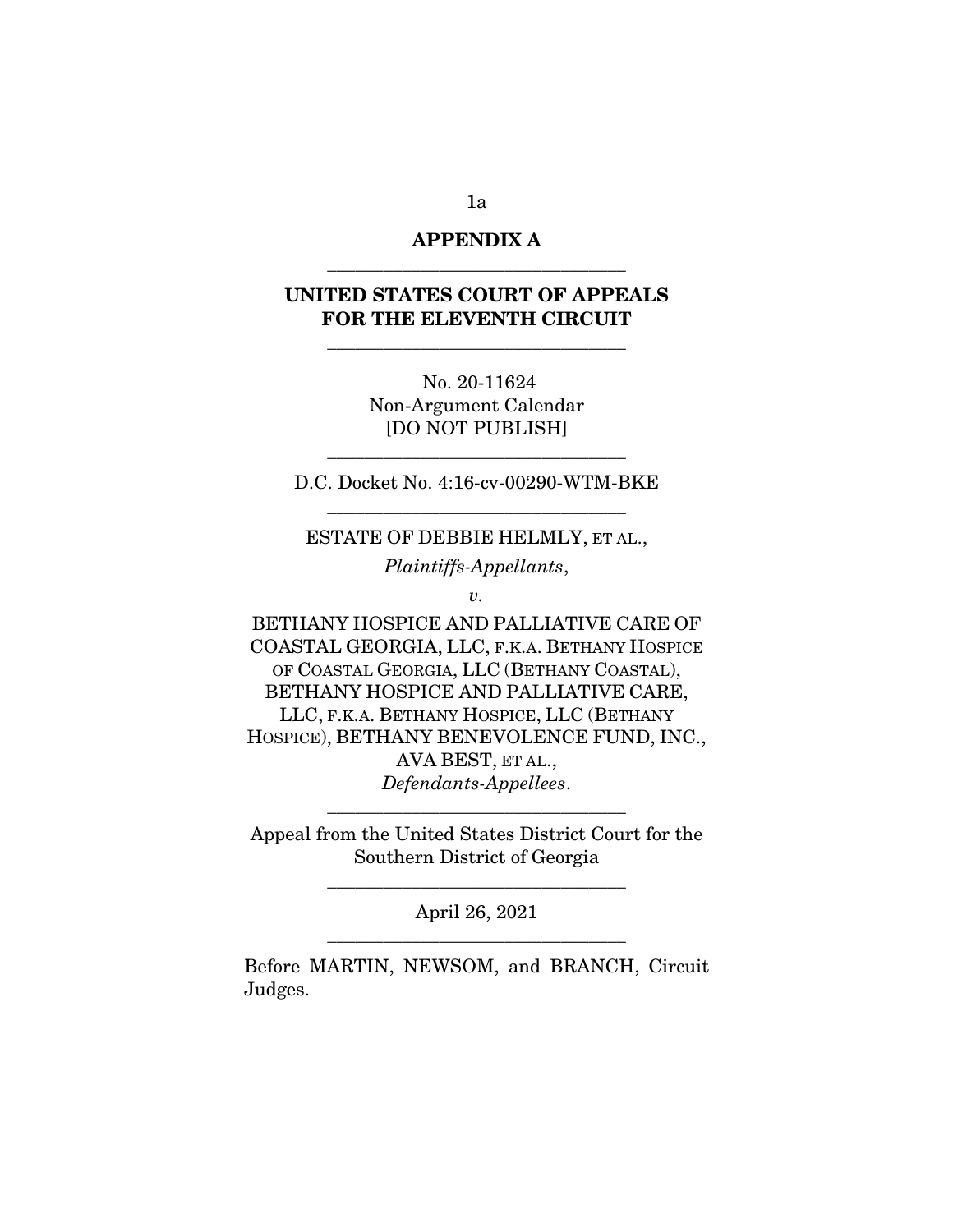## APPENDIX A

---

## UNITED STATES COURT OF APPEALS FOR THE ELEVENTH CIRCUIT

---

No. 20-11624
Non-Argument Calendar
[DO NOT PUBLISH]

---

D.C. Docket No. 4:16-cv-00290-WTM-BKE

---

ESTATE OF DEBBIE HELMLY, ET AL.,

*Plaintiffs-Appellants*,

*v.*

BETHANY HOSPICE AND PALLIATIVE CARE OF COASTAL GEORGIA, LLC, F.K.A. BETHANY HOSPICE OF COASTAL GEORGIA, LLC (BETHANY COASTAL), BETHANY HOSPICE AND PALLIATIVE CARE, LLC, F.K.A. BETHANY HOSPICE, LLC (BETHANY HOSPICE), BETHANY BENEVOLENCE FUND, INC., AVA BEST, ET AL.,

*Defendants-Appellees*.

---

Appeal from the United States District Court for the Southern District of Georgia

---

April 26, 2021

---

Before MARTIN, NEWSOM, and BRANCH, Circuit Judges.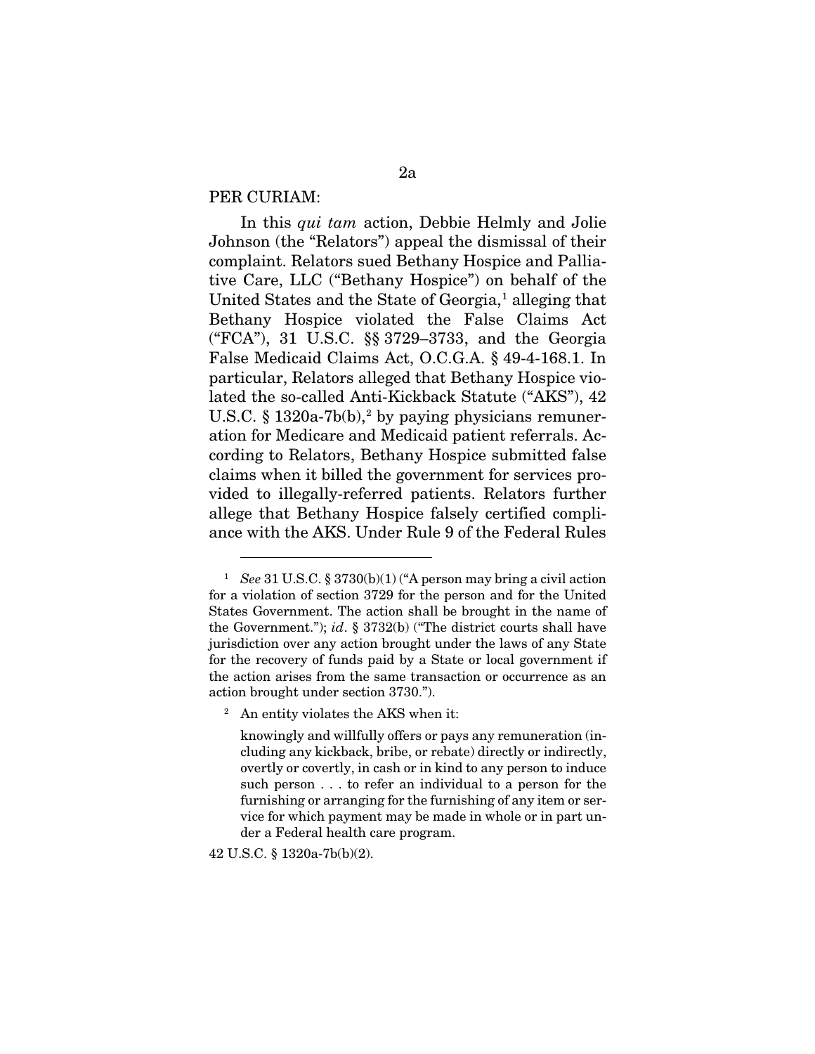PER CURIAM:

In this *qui tam* action, Debbie Helmly and Jolie Johnson (the "Relators") appeal the dismissal of their complaint. Relators sued Bethany Hospice and Palliative Care, LLC ("Bethany Hospice") on behalf of the United States and the State of Georgia,[1] alleging that Bethany Hospice violated the False Claims Act ("FCA"), 31 U.S.C. §§ 3729–3733, and the Georgia False Medicaid Claims Act, O.C.G.A. § 49-4-168.1. In particular, Relators alleged that Bethany Hospice violated the so-called Anti-Kickback Statute ("AKS"), 42 U.S.C. § 1320a-7b(b),[2] by paying physicians remuneration for Medicare and Medicaid patient referrals. According to Relators, Bethany Hospice submitted false claims when it billed the government for services provided to illegally-referred patients. Relators further allege that Bethany Hospice falsely certified compliance with the AKS. Under Rule 9 of the Federal Rules

---

[1] *See* 31 U.S.C. § 3730(b)(1) ("A person may bring a civil action for a violation of section 3729 for the person and for the United States Government. The action shall be brought in the name of the Government."); *id*. § 3732(b) ("The district courts shall have jurisdiction over any action brought under the laws of any State for the recovery of funds paid by a State or local government if the action arises from the same transaction or occurrence as an action brought under section 3730.").

[2] An entity violates the AKS when it:

> knowingly and willfully offers or pays any remuneration (including any kickback, bribe, or rebate) directly or indirectly, overtly or covertly, in cash or in kind to any person to induce such person . . . to refer an individual to a person for the furnishing or arranging for the furnishing of any item or service for which payment may be made in whole or in part under a Federal health care program.

42 U.S.C. § 1320a-7b(b)(2).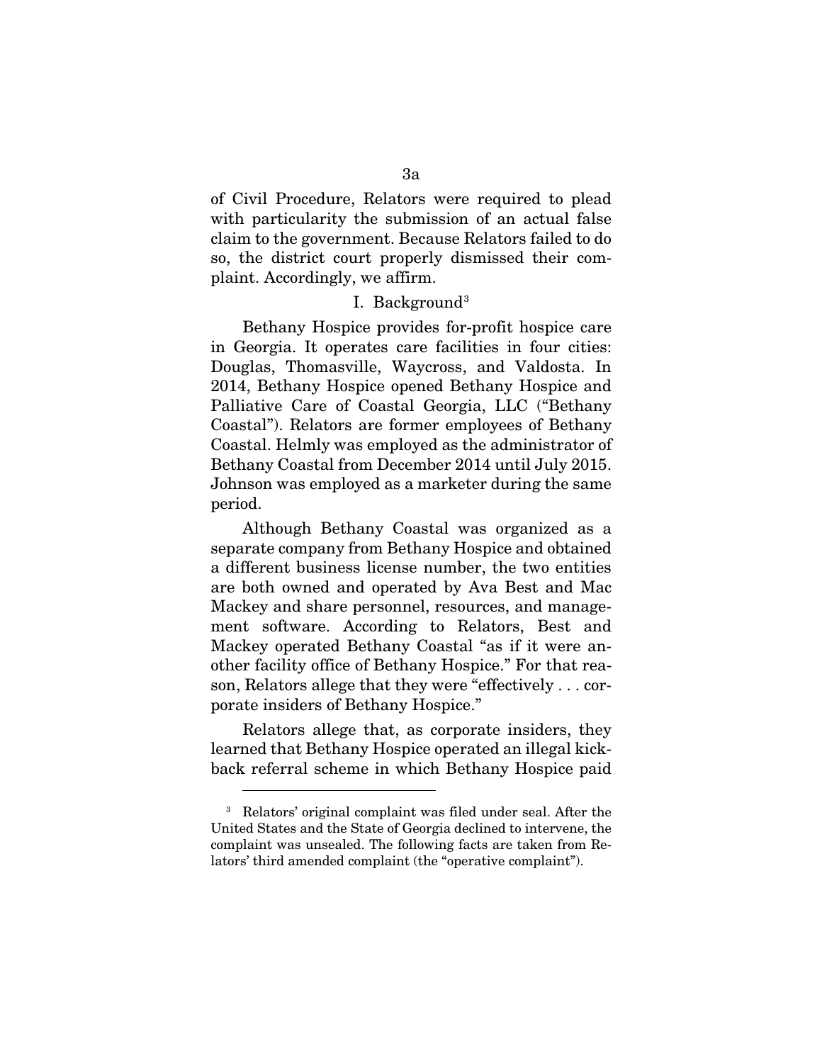of Civil Procedure, Relators were required to plead with particularity the submission of an actual false claim to the government. Because Relators failed to do so, the district court properly dismissed their complaint. Accordingly, we affirm.

## I. Background[3]

Bethany Hospice provides for-profit hospice care in Georgia. It operates care facilities in four cities: Douglas, Thomasville, Waycross, and Valdosta. In 2014, Bethany Hospice opened Bethany Hospice and Palliative Care of Coastal Georgia, LLC ("Bethany Coastal"). Relators are former employees of Bethany Coastal. Helmly was employed as the administrator of Bethany Coastal from December 2014 until July 2015. Johnson was employed as a marketer during the same period.

Although Bethany Coastal was organized as a separate company from Bethany Hospice and obtained a different business license number, the two entities are both owned and operated by Ava Best and Mac Mackey and share personnel, resources, and management software. According to Relators, Best and Mackey operated Bethany Coastal "as if it were another facility office of Bethany Hospice." For that reason, Relators allege that they were "effectively . . . corporate insiders of Bethany Hospice."

Relators allege that, as corporate insiders, they learned that Bethany Hospice operated an illegal kickback referral scheme in which Bethany Hospice paid

---

[3] Relators' original complaint was filed under seal. After the United States and the State of Georgia declined to intervene, the complaint was unsealed. The following facts are taken from Relators' third amended complaint (the "operative complaint").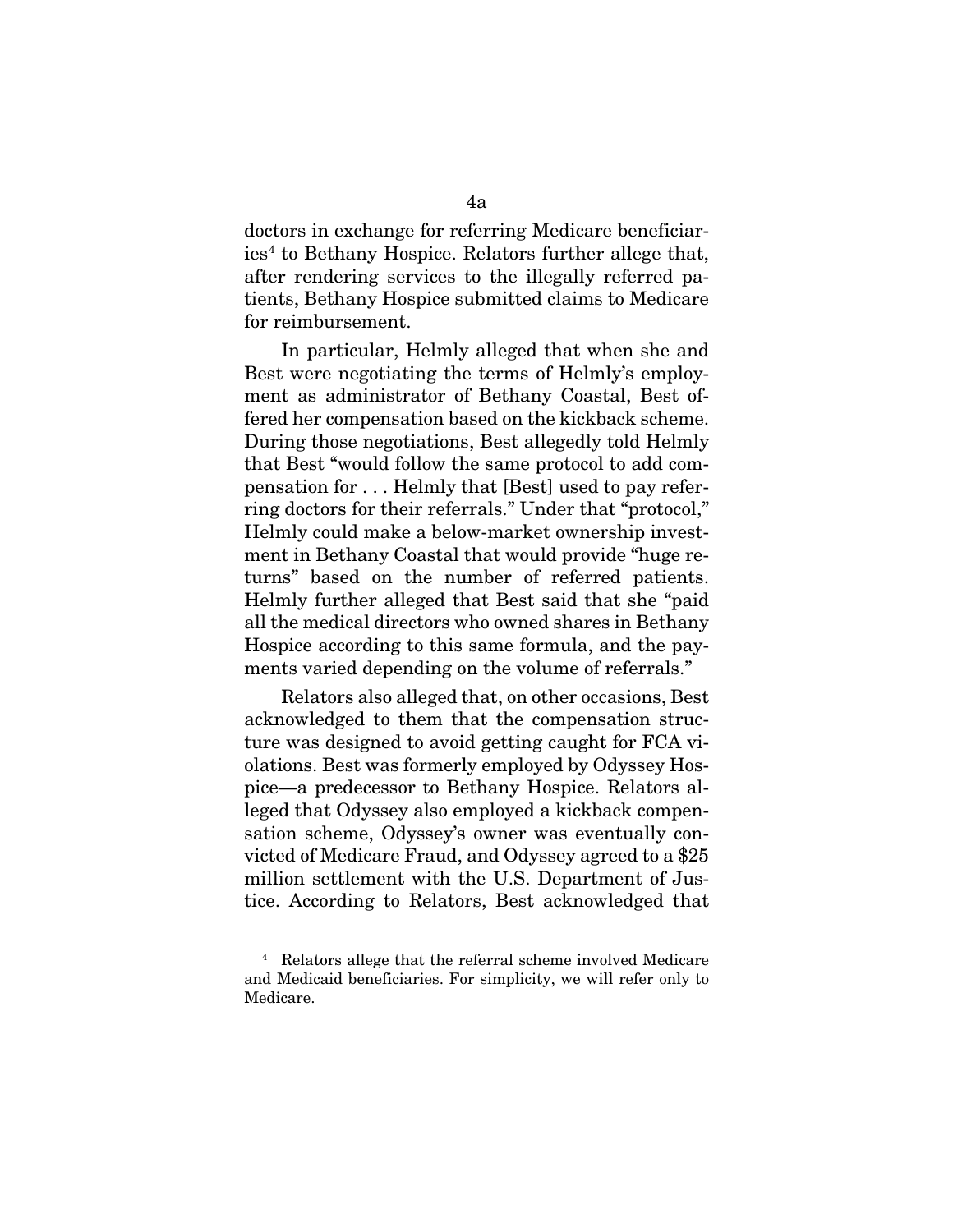doctors in exchange for referring Medicare beneficiaries[4] to Bethany Hospice. Relators further allege that, after rendering services to the illegally referred patients, Bethany Hospice submitted claims to Medicare for reimbursement.

In particular, Helmly alleged that when she and Best were negotiating the terms of Helmly's employment as administrator of Bethany Coastal, Best offered her compensation based on the kickback scheme. During those negotiations, Best allegedly told Helmly that Best "would follow the same protocol to add compensation for . . . Helmly that [Best] used to pay referring doctors for their referrals." Under that "protocol," Helmly could make a below-market ownership investment in Bethany Coastal that would provide "huge returns" based on the number of referred patients. Helmly further alleged that Best said that she "paid all the medical directors who owned shares in Bethany Hospice according to this same formula, and the payments varied depending on the volume of referrals."

Relators also alleged that, on other occasions, Best acknowledged to them that the compensation structure was designed to avoid getting caught for FCA violations. Best was formerly employed by Odyssey Hospice—a predecessor to Bethany Hospice. Relators alleged that Odyssey also employed a kickback compensation scheme, Odyssey's owner was eventually convicted of Medicare Fraud, and Odyssey agreed to a $25 million settlement with the U.S. Department of Justice. According to Relators, Best acknowledged that

---

[4] Relators allege that the referral scheme involved Medicare and Medicaid beneficiaries. For simplicity, we will refer only to Medicare.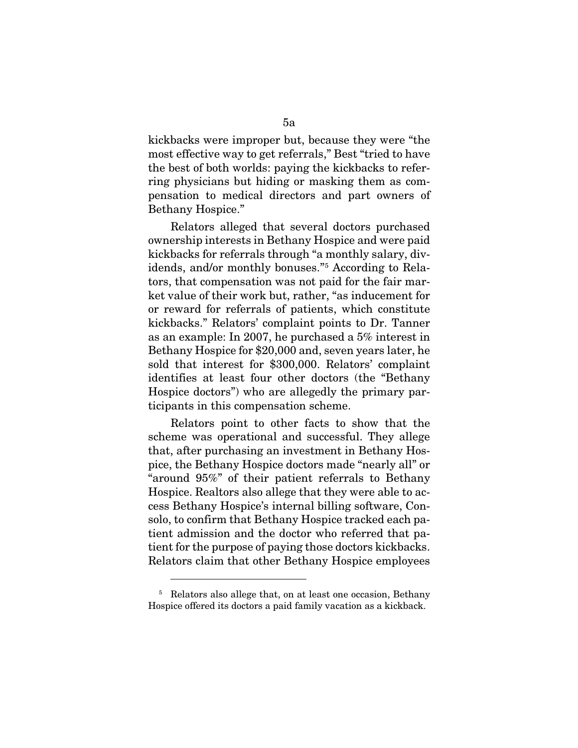kickbacks were improper but, because they were "the most effective way to get referrals," Best "tried to have the best of both worlds: paying the kickbacks to referring physicians but hiding or masking them as compensation to medical directors and part owners of Bethany Hospice."

Relators alleged that several doctors purchased ownership interests in Bethany Hospice and were paid kickbacks for referrals through "a monthly salary, dividends, and/or monthly bonuses."[5] According to Relators, that compensation was not paid for the fair market value of their work but, rather, "as inducement for or reward for referrals of patients, which constitute kickbacks." Relators' complaint points to Dr. Tanner as an example: In 2007, he purchased a 5% interest in Bethany Hospice for $20,000 and, seven years later, he sold that interest for $300,000. Relators' complaint identifies at least four other doctors (the "Bethany Hospice doctors") who are allegedly the primary participants in this compensation scheme.

Relators point to other facts to show that the scheme was operational and successful. They allege that, after purchasing an investment in Bethany Hospice, the Bethany Hospice doctors made "nearly all" or "around 95%" of their patient referrals to Bethany Hospice. Realtors also allege that they were able to access Bethany Hospice's internal billing software, Consolo, to confirm that Bethany Hospice tracked each patient admission and the doctor who referred that patient for the purpose of paying those doctors kickbacks. Relators claim that other Bethany Hospice employees

[5] Relators also allege that, on at least one occasion, Bethany Hospice offered its doctors a paid family vacation as a kickback.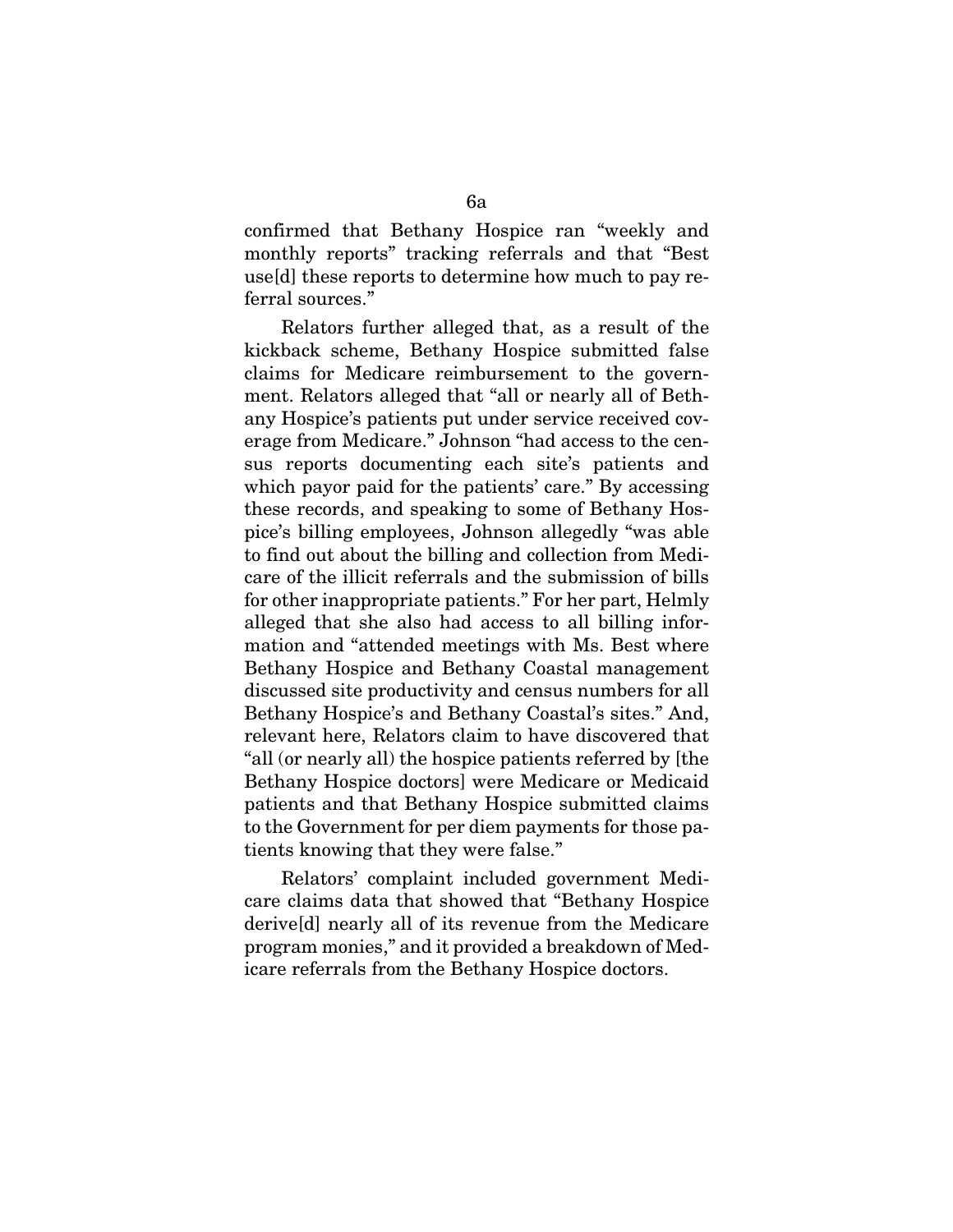confirmed that Bethany Hospice ran "weekly and monthly reports" tracking referrals and that "Best use[d] these reports to determine how much to pay referral sources."

Relators further alleged that, as a result of the kickback scheme, Bethany Hospice submitted false claims for Medicare reimbursement to the government. Relators alleged that "all or nearly all of Bethany Hospice's patients put under service received coverage from Medicare." Johnson "had access to the census reports documenting each site's patients and which payor paid for the patients' care." By accessing these records, and speaking to some of Bethany Hospice's billing employees, Johnson allegedly "was able to find out about the billing and collection from Medicare of the illicit referrals and the submission of bills for other inappropriate patients." For her part, Helmly alleged that she also had access to all billing information and "attended meetings with Ms. Best where Bethany Hospice and Bethany Coastal management discussed site productivity and census numbers for all Bethany Hospice's and Bethany Coastal's sites." And, relevant here, Relators claim to have discovered that "all (or nearly all) the hospice patients referred by [the Bethany Hospice doctors] were Medicare or Medicaid patients and that Bethany Hospice submitted claims to the Government for per diem payments for those patients knowing that they were false."

Relators' complaint included government Medicare claims data that showed that "Bethany Hospice derive[d] nearly all of its revenue from the Medicare program monies," and it provided a breakdown of Medicare referrals from the Bethany Hospice doctors.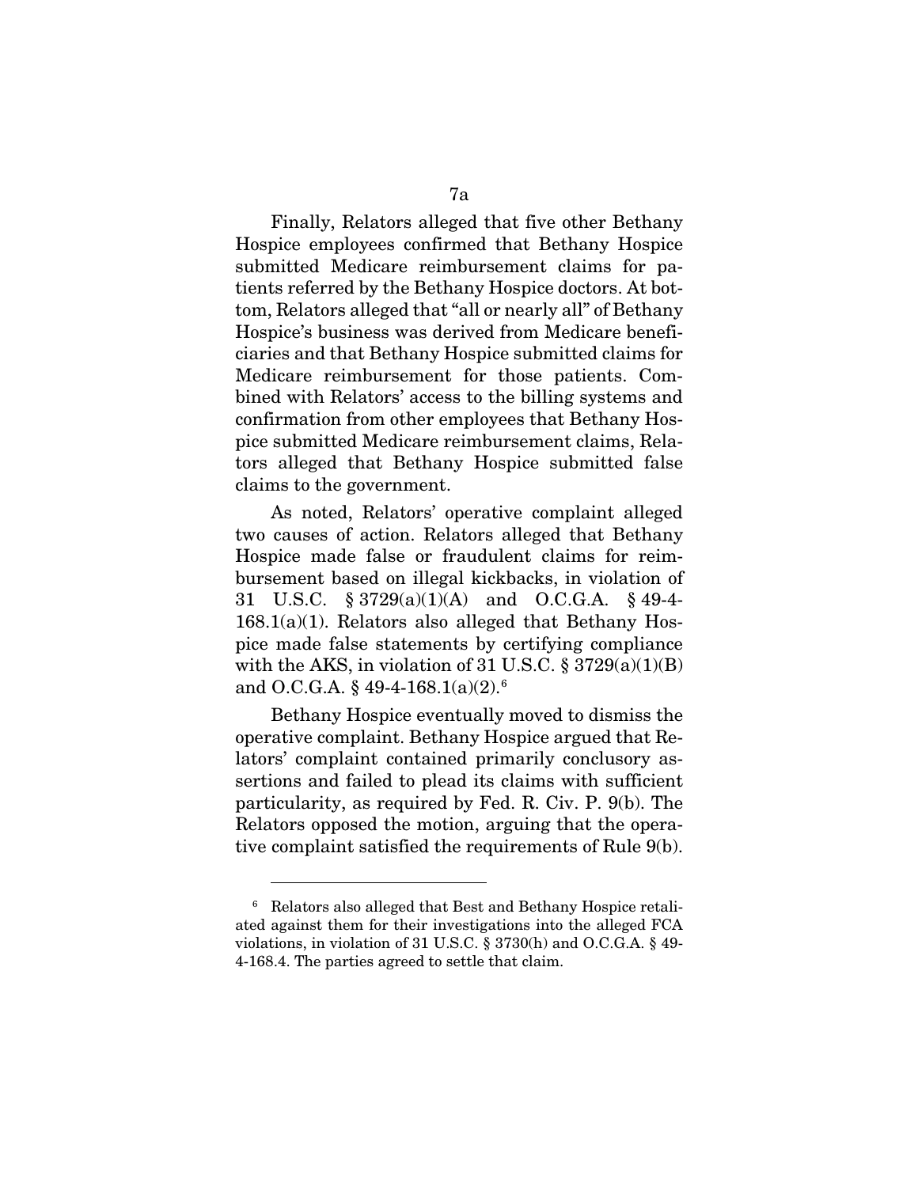Finally, Relators alleged that five other Bethany Hospice employees confirmed that Bethany Hospice submitted Medicare reimbursement claims for patients referred by the Bethany Hospice doctors. At bottom, Relators alleged that "all or nearly all" of Bethany Hospice's business was derived from Medicare beneficiaries and that Bethany Hospice submitted claims for Medicare reimbursement for those patients. Combined with Relators' access to the billing systems and confirmation from other employees that Bethany Hospice submitted Medicare reimbursement claims, Relators alleged that Bethany Hospice submitted false claims to the government.

As noted, Relators' operative complaint alleged two causes of action. Relators alleged that Bethany Hospice made false or fraudulent claims for reimbursement based on illegal kickbacks, in violation of 31 U.S.C. § 3729(a)(1)(A) and O.C.G.A. § 49-4-168.1(a)(1). Relators also alleged that Bethany Hospice made false statements by certifying compliance with the AKS, in violation of 31 U.S.C. § 3729(a)(1)(B) and O.C.G.A. § 49-4-168.1(a)(2).[6]

Bethany Hospice eventually moved to dismiss the operative complaint. Bethany Hospice argued that Relators' complaint contained primarily conclusory assertions and failed to plead its claims with sufficient particularity, as required by Fed. R. Civ. P. 9(b). The Relators opposed the motion, arguing that the operative complaint satisfied the requirements of Rule 9(b).

---

[6] Relators also alleged that Best and Bethany Hospice retaliated against them for their investigations into the alleged FCA violations, in violation of 31 U.S.C. § 3730(h) and O.C.G.A. § 49-4-168.4. The parties agreed to settle that claim.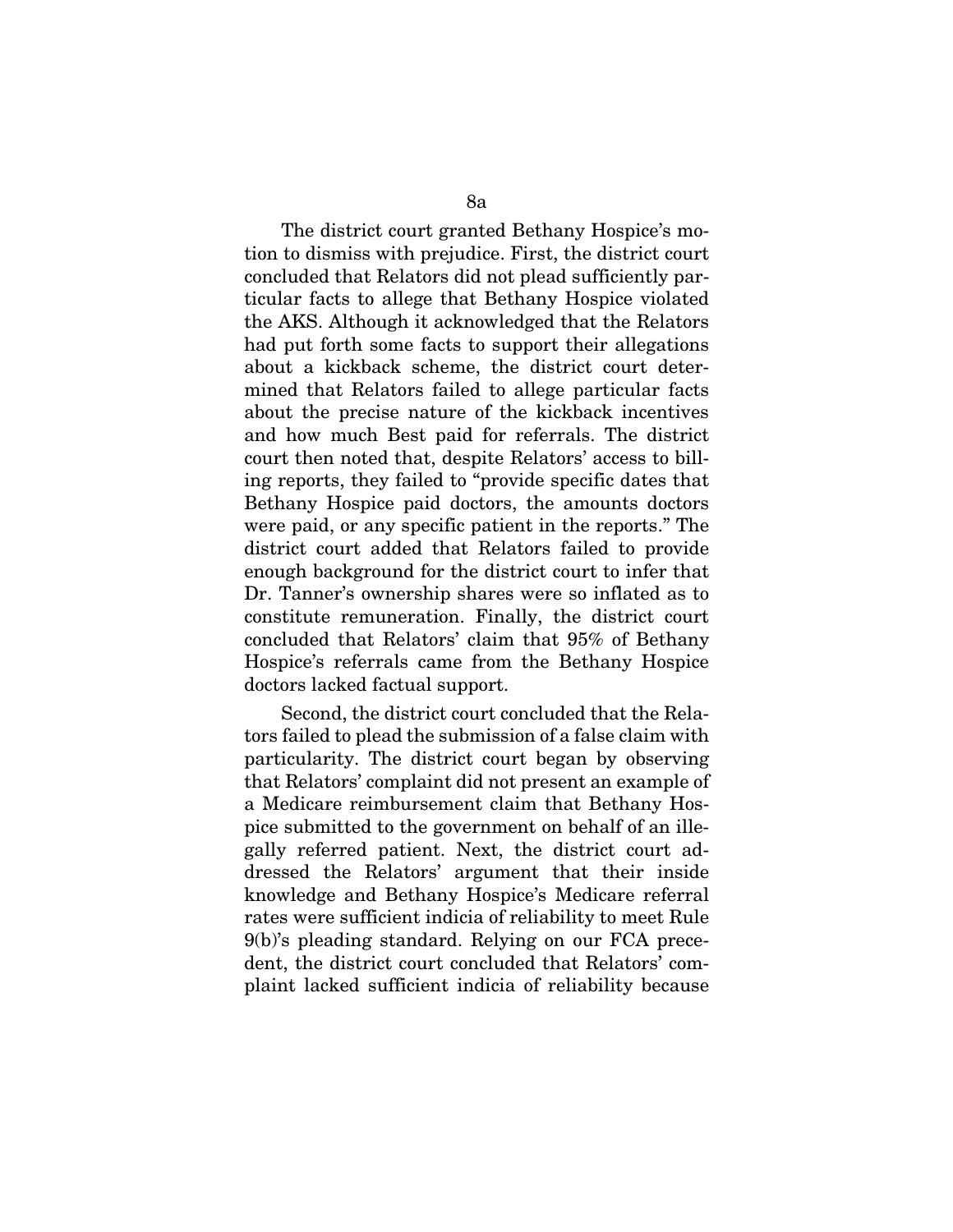The district court granted Bethany Hospice's motion to dismiss with prejudice. First, the district court concluded that Relators did not plead sufficiently particular facts to allege that Bethany Hospice violated the AKS. Although it acknowledged that the Relators had put forth some facts to support their allegations about a kickback scheme, the district court determined that Relators failed to allege particular facts about the precise nature of the kickback incentives and how much Best paid for referrals. The district court then noted that, despite Relators' access to billing reports, they failed to "provide specific dates that Bethany Hospice paid doctors, the amounts doctors were paid, or any specific patient in the reports." The district court added that Relators failed to provide enough background for the district court to infer that Dr. Tanner's ownership shares were so inflated as to constitute remuneration. Finally, the district court concluded that Relators' claim that 95% of Bethany Hospice's referrals came from the Bethany Hospice doctors lacked factual support.

Second, the district court concluded that the Relators failed to plead the submission of a false claim with particularity. The district court began by observing that Relators' complaint did not present an example of a Medicare reimbursement claim that Bethany Hospice submitted to the government on behalf of an illegally referred patient. Next, the district court addressed the Relators' argument that their inside knowledge and Bethany Hospice's Medicare referral rates were sufficient indicia of reliability to meet Rule 9(b)'s pleading standard. Relying on our FCA precedent, the district court concluded that Relators' complaint lacked sufficient indicia of reliability because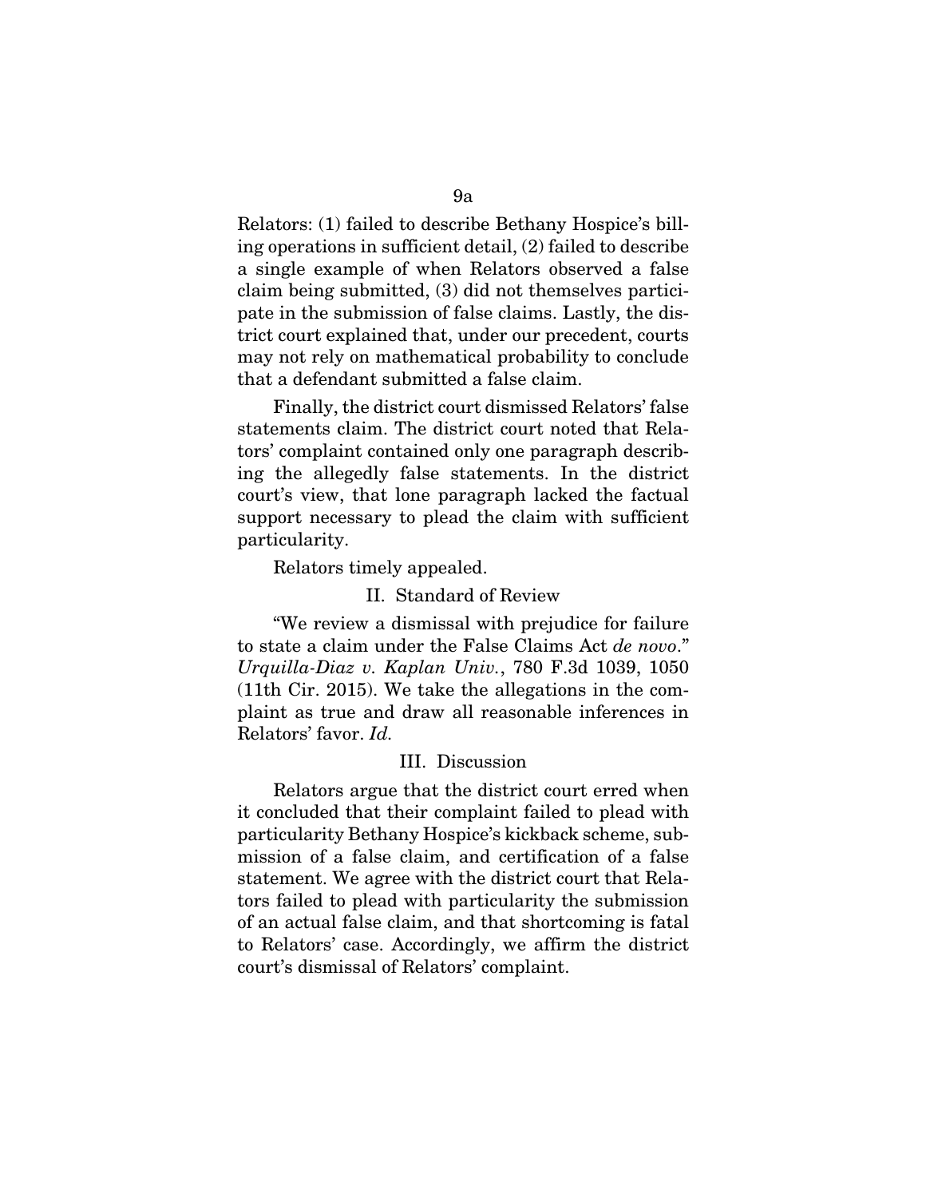Relators: (1) failed to describe Bethany Hospice's billing operations in sufficient detail, (2) failed to describe a single example of when Relators observed a false claim being submitted, (3) did not themselves participate in the submission of false claims. Lastly, the district court explained that, under our precedent, courts may not rely on mathematical probability to conclude that a defendant submitted a false claim.

Finally, the district court dismissed Relators' false statements claim. The district court noted that Relators' complaint contained only one paragraph describing the allegedly false statements. In the district court's view, that lone paragraph lacked the factual support necessary to plead the claim with sufficient particularity.

Relators timely appealed.

## II. Standard of Review

"We review a dismissal with prejudice for failure to state a claim under the False Claims Act *de novo*." *Urquilla-Diaz v. Kaplan Univ.*, 780 F.3d 1039, 1050 (11th Cir. 2015). We take the allegations in the complaint as true and draw all reasonable inferences in Relators' favor. *Id.*

## III. Discussion

Relators argue that the district court erred when it concluded that their complaint failed to plead with particularity Bethany Hospice's kickback scheme, submission of a false claim, and certification of a false statement. We agree with the district court that Relators failed to plead with particularity the submission of an actual false claim, and that shortcoming is fatal to Relators' case. Accordingly, we affirm the district court's dismissal of Relators' complaint.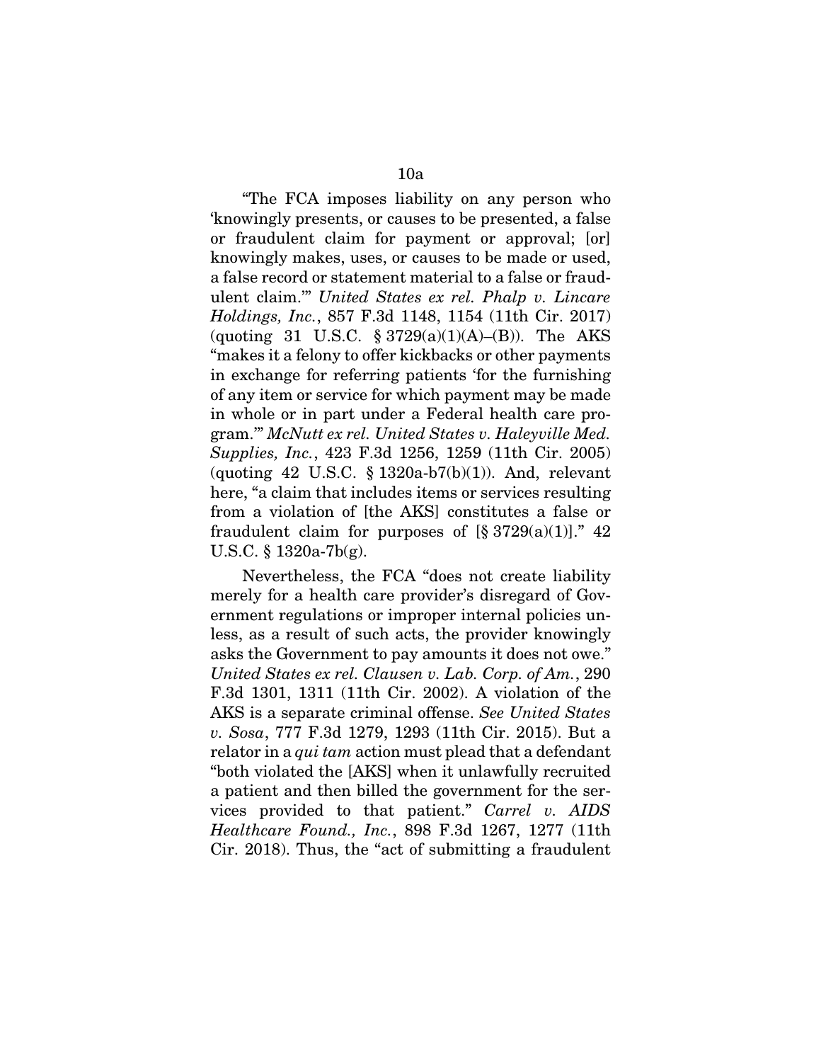"The FCA imposes liability on any person who 'knowingly presents, or causes to be presented, a false or fraudulent claim for payment or approval; [or] knowingly makes, uses, or causes to be made or used, a false record or statement material to a false or fraudulent claim.'" *United States ex rel. Phalp v. Lincare Holdings, Inc.*, 857 F.3d 1148, 1154 (11th Cir. 2017) (quoting 31 U.S.C. § 3729(a)(1)(A)–(B)). The AKS "makes it a felony to offer kickbacks or other payments in exchange for referring patients 'for the furnishing of any item or service for which payment may be made in whole or in part under a Federal health care program.'" *McNutt ex rel. United States v. Haleyville Med. Supplies, Inc.*, 423 F.3d 1256, 1259 (11th Cir. 2005) (quoting 42 U.S.C. § 1320a-7b(b)(1)). And, relevant here, "a claim that includes items or services resulting from a violation of [the AKS] constitutes a false or fraudulent claim for purposes of [§ 3729(a)(1)]." 42 U.S.C. § 1320a-7b(g).

Nevertheless, the FCA "does not create liability merely for a health care provider's disregard of Government regulations or improper internal policies unless, as a result of such acts, the provider knowingly asks the Government to pay amounts it does not owe." *United States ex rel. Clausen v. Lab. Corp. of Am.*, 290 F.3d 1301, 1311 (11th Cir. 2002). A violation of the AKS is a separate criminal offense. *See United States v. Sosa*, 777 F.3d 1279, 1293 (11th Cir. 2015). But a relator in a *qui tam* action must plead that a defendant "both violated the [AKS] when it unlawfully recruited a patient and then billed the government for the services provided to that patient." *Carrel v. AIDS Healthcare Found., Inc.*, 898 F.3d 1267, 1277 (11th Cir. 2018). Thus, the "act of submitting a fraudulent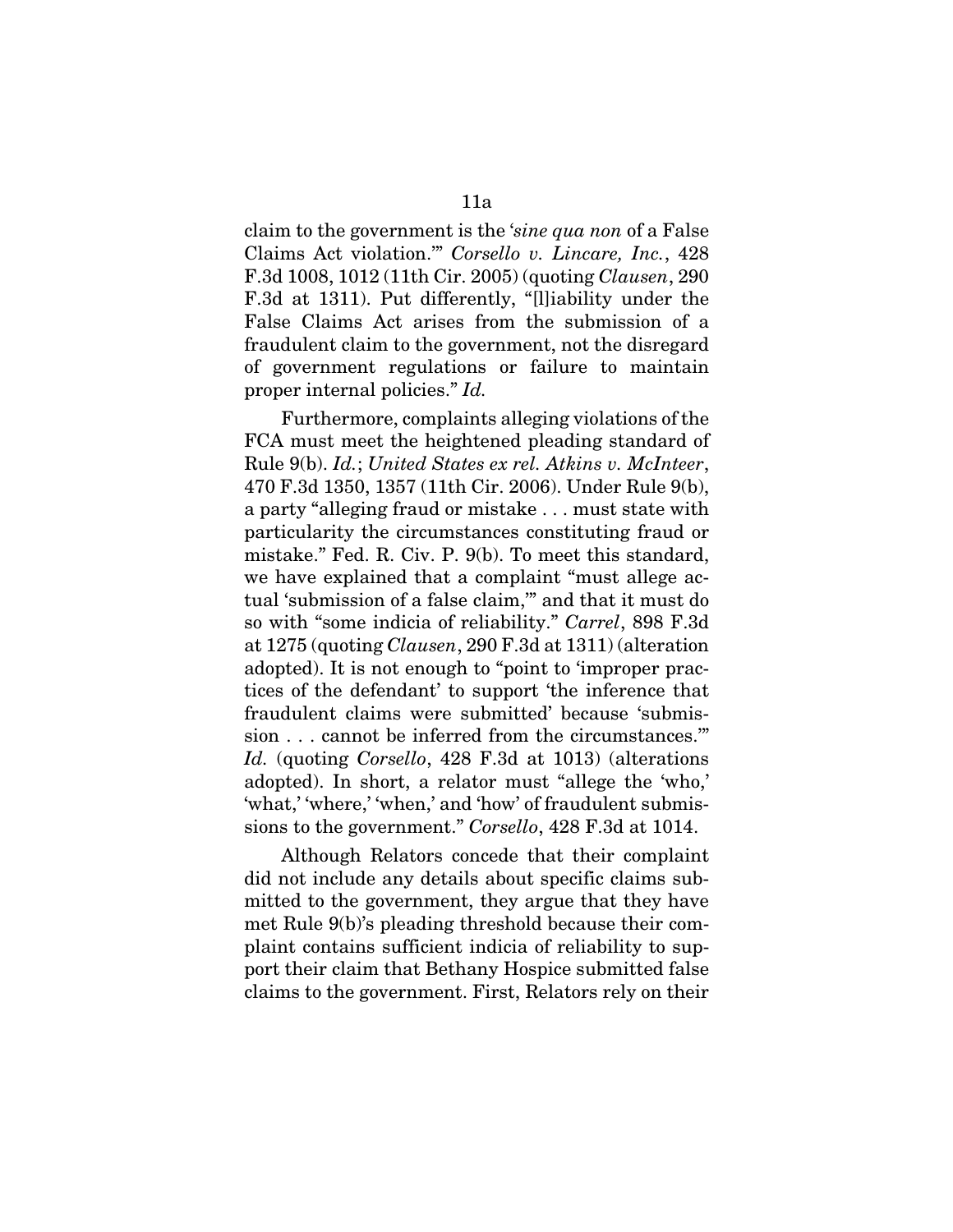claim to the government is the '*sine qua non* of a False Claims Act violation.'" *Corsello v. Lincare, Inc.*, 428 F.3d 1008, 1012 (11th Cir. 2005) (quoting *Clausen*, 290 F.3d at 1311). Put differently, "[l]iability under the False Claims Act arises from the submission of a fraudulent claim to the government, not the disregard of government regulations or failure to maintain proper internal policies." *Id.*

Furthermore, complaints alleging violations of the FCA must meet the heightened pleading standard of Rule 9(b). *Id.*; *United States ex rel. Atkins v. McInteer*, 470 F.3d 1350, 1357 (11th Cir. 2006). Under Rule 9(b), a party "alleging fraud or mistake . . . must state with particularity the circumstances constituting fraud or mistake." Fed. R. Civ. P. 9(b). To meet this standard, we have explained that a complaint "must allege actual 'submission of a false claim,'" and that it must do so with "some indicia of reliability." *Carrel*, 898 F.3d at 1275 (quoting *Clausen*, 290 F.3d at 1311) (alteration adopted). It is not enough to "point to 'improper practices of the defendant' to support 'the inference that fraudulent claims were submitted' because 'submission . . . cannot be inferred from the circumstances.'" *Id.* (quoting *Corsello*, 428 F.3d at 1013) (alterations adopted). In short, a relator must "allege the 'who,' 'what,' 'where,' 'when,' and 'how' of fraudulent submissions to the government." *Corsello*, 428 F.3d at 1014.

Although Relators concede that their complaint did not include any details about specific claims submitted to the government, they argue that they have met Rule 9(b)'s pleading threshold because their complaint contains sufficient indicia of reliability to support their claim that Bethany Hospice submitted false claims to the government. First, Relators rely on their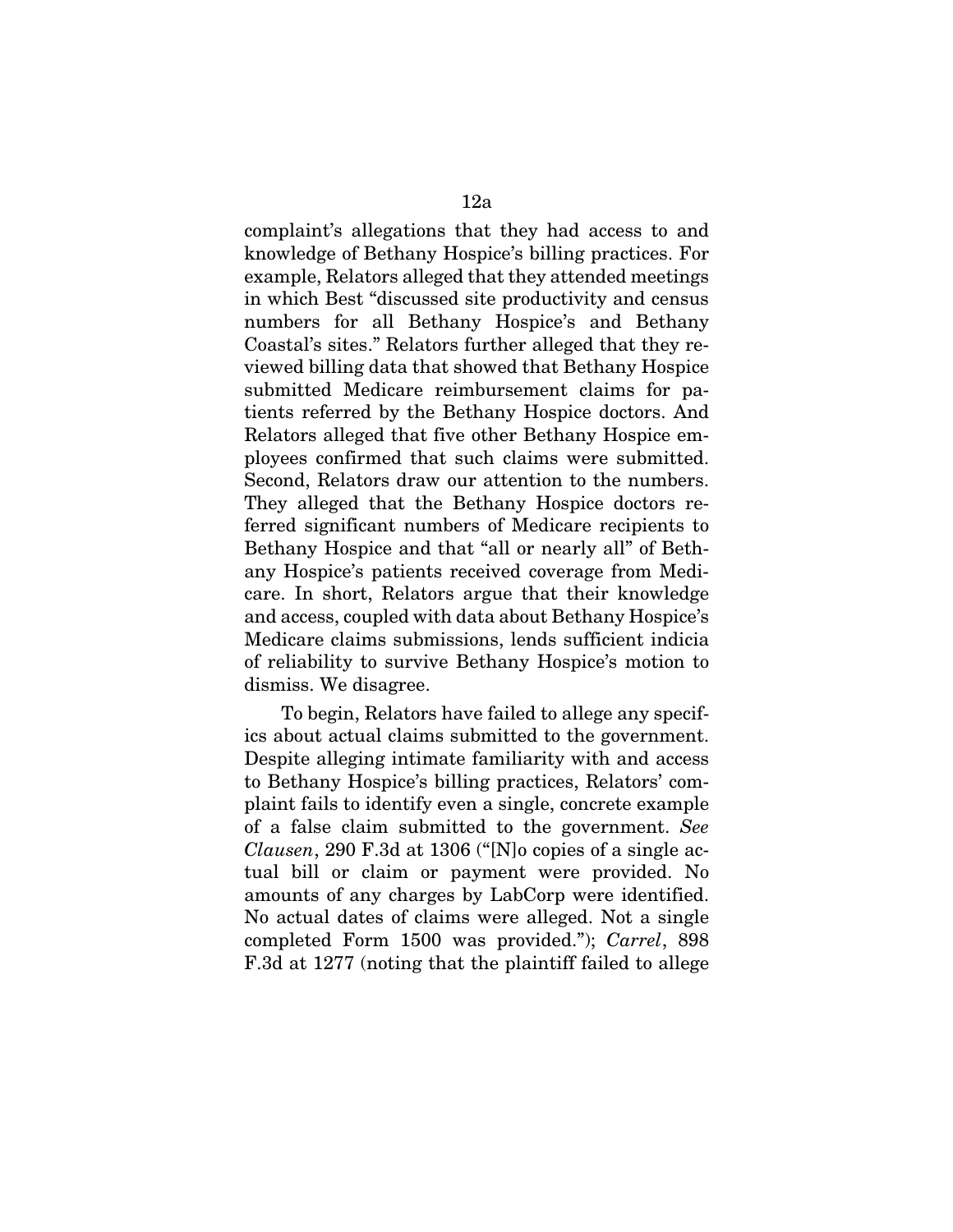complaint's allegations that they had access to and knowledge of Bethany Hospice's billing practices. For example, Relators alleged that they attended meetings in which Best "discussed site productivity and census numbers for all Bethany Hospice's and Bethany Coastal's sites." Relators further alleged that they reviewed billing data that showed that Bethany Hospice submitted Medicare reimbursement claims for patients referred by the Bethany Hospice doctors. And Relators alleged that five other Bethany Hospice employees confirmed that such claims were submitted. Second, Relators draw our attention to the numbers. They alleged that the Bethany Hospice doctors referred significant numbers of Medicare recipients to Bethany Hospice and that "all or nearly all" of Bethany Hospice's patients received coverage from Medicare. In short, Relators argue that their knowledge and access, coupled with data about Bethany Hospice's Medicare claims submissions, lends sufficient indicia of reliability to survive Bethany Hospice's motion to dismiss. We disagree.

To begin, Relators have failed to allege any specifics about actual claims submitted to the government. Despite alleging intimate familiarity with and access to Bethany Hospice's billing practices, Relators' complaint fails to identify even a single, concrete example of a false claim submitted to the government. *See Clausen*, 290 F.3d at 1306 ("[N]o copies of a single actual bill or claim or payment were provided. No amounts of any charges by LabCorp were identified. No actual dates of claims were alleged. Not a single completed Form 1500 was provided."); *Carrel*, 898 F.3d at 1277 (noting that the plaintiff failed to allege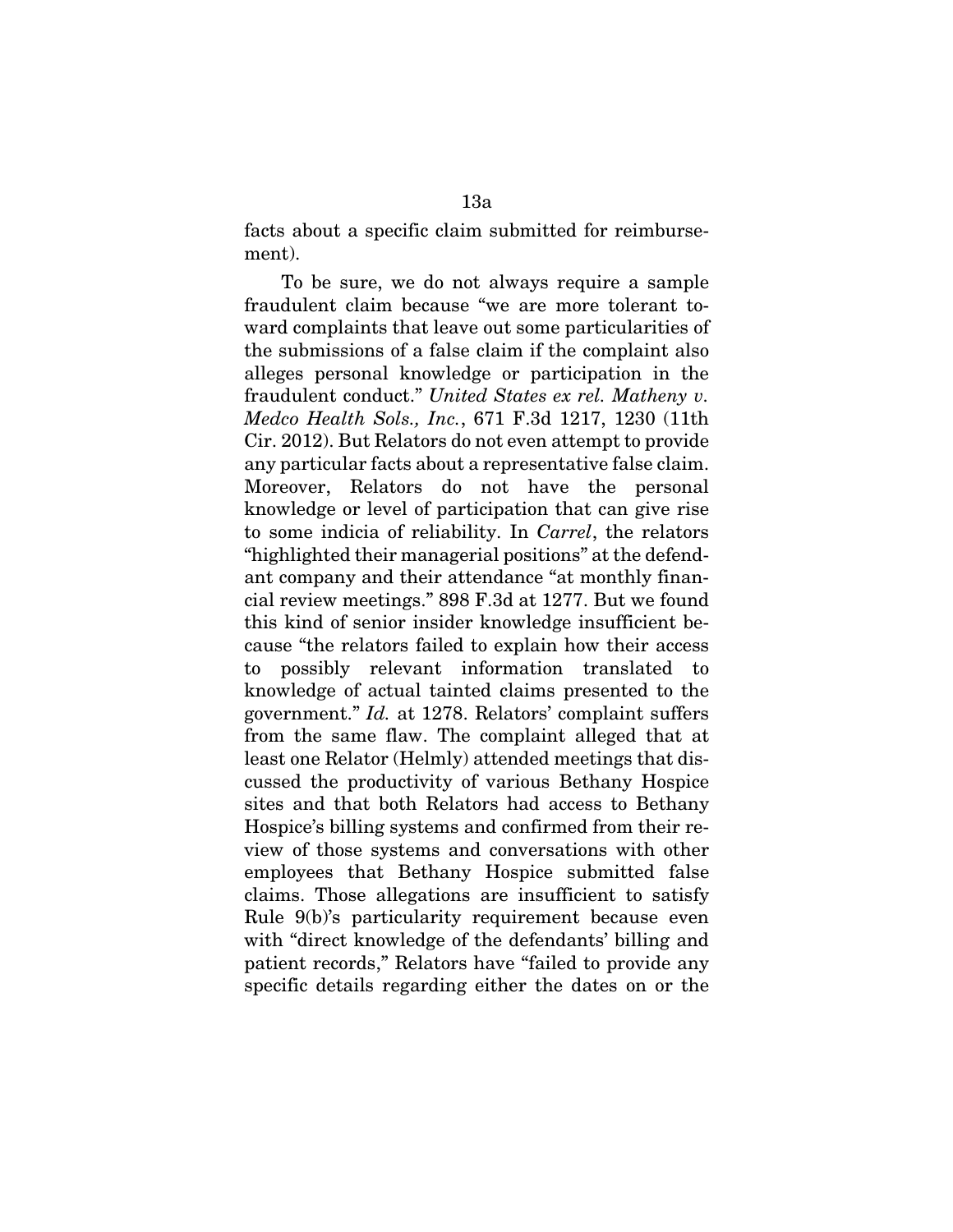facts about a specific claim submitted for reimbursement).

To be sure, we do not always require a sample fraudulent claim because "we are more tolerant toward complaints that leave out some particularities of the submissions of a false claim if the complaint also alleges personal knowledge or participation in the fraudulent conduct." *United States ex rel. Matheny v. Medco Health Sols., Inc.*, 671 F.3d 1217, 1230 (11th Cir. 2012). But Relators do not even attempt to provide any particular facts about a representative false claim. Moreover, Relators do not have the personal knowledge or level of participation that can give rise to some indicia of reliability. In *Carrel*, the relators "highlighted their managerial positions" at the defendant company and their attendance "at monthly financial review meetings." 898 F.3d at 1277. But we found this kind of senior insider knowledge insufficient because "the relators failed to explain how their access to possibly relevant information translated to knowledge of actual tainted claims presented to the government." *Id.* at 1278. Relators' complaint suffers from the same flaw. The complaint alleged that at least one Relator (Helmly) attended meetings that discussed the productivity of various Bethany Hospice sites and that both Relators had access to Bethany Hospice's billing systems and confirmed from their review of those systems and conversations with other employees that Bethany Hospice submitted false claims. Those allegations are insufficient to satisfy Rule 9(b)'s particularity requirement because even with "direct knowledge of the defendants' billing and patient records," Relators have "failed to provide any specific details regarding either the dates on or the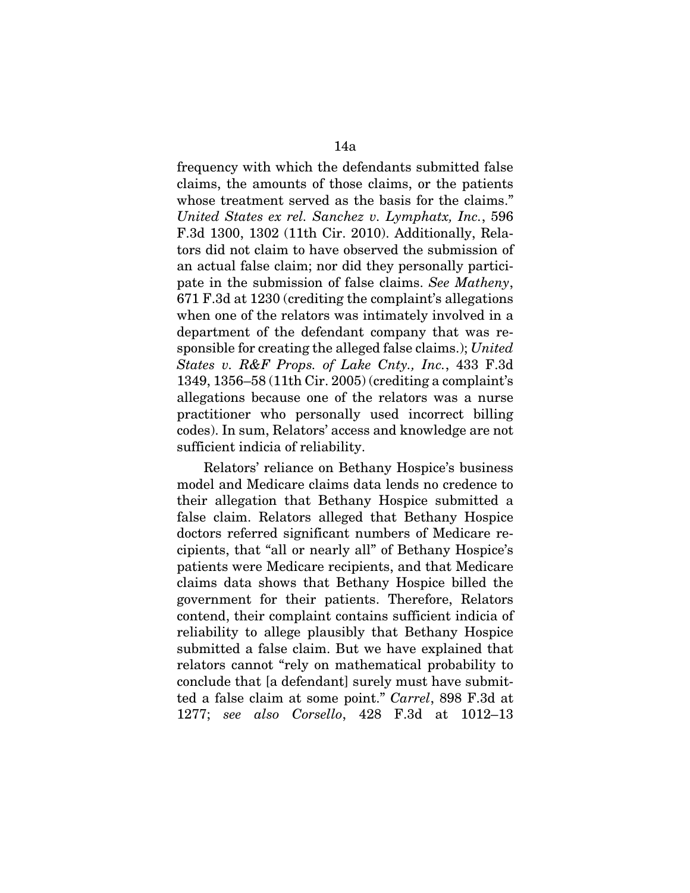frequency with which the defendants submitted false claims, the amounts of those claims, or the patients whose treatment served as the basis for the claims." *United States ex rel. Sanchez v. Lymphatx, Inc.*, 596 F.3d 1300, 1302 (11th Cir. 2010). Additionally, Relators did not claim to have observed the submission of an actual false claim; nor did they personally participate in the submission of false claims. *See Matheny*, 671 F.3d at 1230 (crediting the complaint's allegations when one of the relators was intimately involved in a department of the defendant company that was responsible for creating the alleged false claims.); *United States v. R&F Props. of Lake Cnty., Inc.*, 433 F.3d 1349, 1356–58 (11th Cir. 2005) (crediting a complaint's allegations because one of the relators was a nurse practitioner who personally used incorrect billing codes). In sum, Relators' access and knowledge are not sufficient indicia of reliability.

Relators' reliance on Bethany Hospice's business model and Medicare claims data lends no credence to their allegation that Bethany Hospice submitted a false claim. Relators alleged that Bethany Hospice doctors referred significant numbers of Medicare recipients, that "all or nearly all" of Bethany Hospice's patients were Medicare recipients, and that Medicare claims data shows that Bethany Hospice billed the government for their patients. Therefore, Relators contend, their complaint contains sufficient indicia of reliability to allege plausibly that Bethany Hospice submitted a false claim. But we have explained that relators cannot "rely on mathematical probability to conclude that [a defendant] surely must have submitted a false claim at some point." *Carrel*, 898 F.3d at 1277; *see also Corsello*, 428 F.3d at 1012–13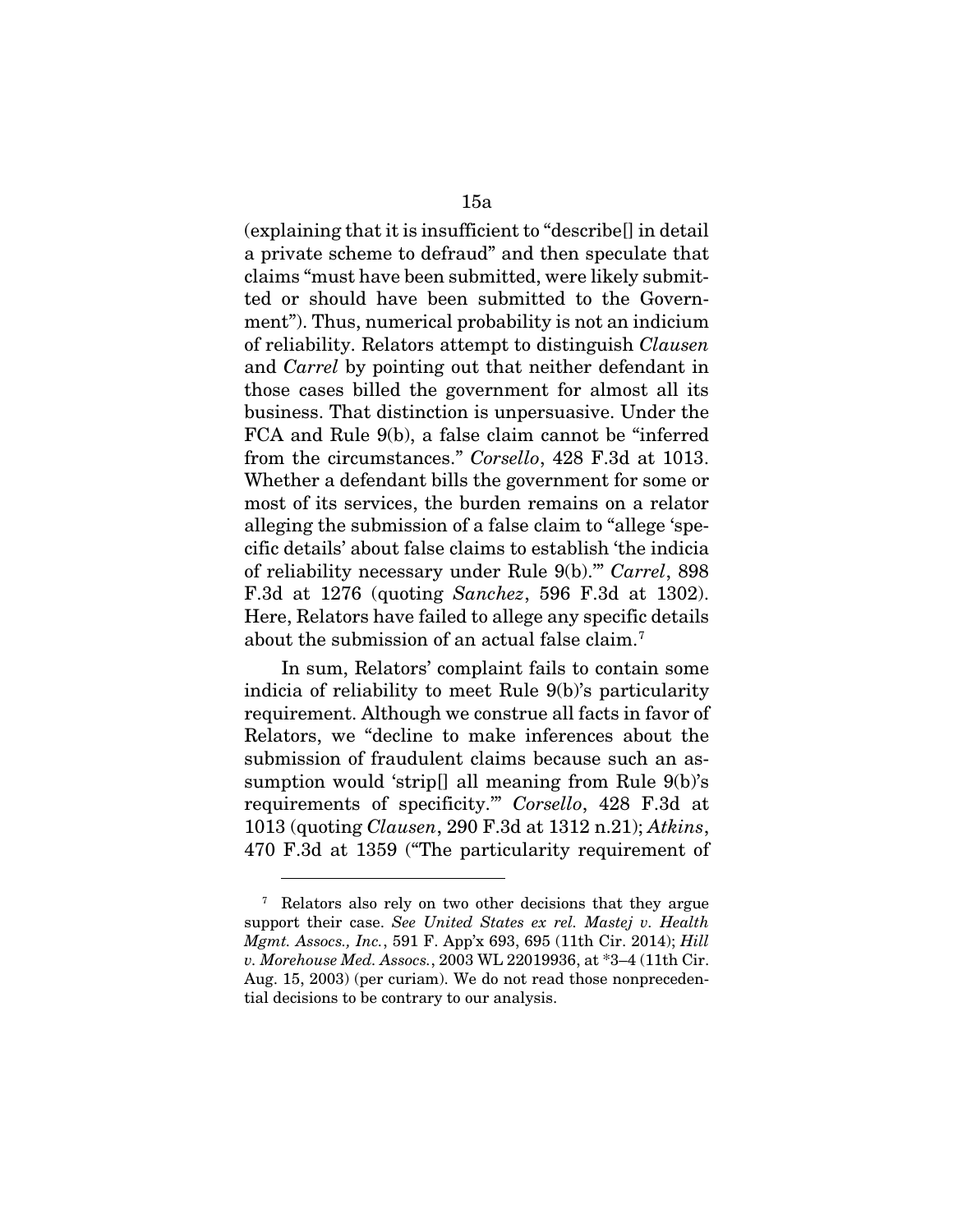(explaining that it is insufficient to "describe[] in detail a private scheme to defraud" and then speculate that claims "must have been submitted, were likely submitted or should have been submitted to the Government"). Thus, numerical probability is not an indicium of reliability. Relators attempt to distinguish *Clausen* and *Carrel* by pointing out that neither defendant in those cases billed the government for almost all its business. That distinction is unpersuasive. Under the FCA and Rule 9(b), a false claim cannot be "inferred from the circumstances." *Corsello*, 428 F.3d at 1013. Whether a defendant bills the government for some or most of its services, the burden remains on a relator alleging the submission of a false claim to "allege 'specific details' about false claims to establish 'the indicia of reliability necessary under Rule 9(b).'" *Carrel*, 898 F.3d at 1276 (quoting *Sanchez*, 596 F.3d at 1302). Here, Relators have failed to allege any specific details about the submission of an actual false claim.[7]

In sum, Relators' complaint fails to contain some indicia of reliability to meet Rule 9(b)'s particularity requirement. Although we construe all facts in favor of Relators, we "decline to make inferences about the submission of fraudulent claims because such an assumption would 'strip[] all meaning from Rule 9(b)'s requirements of specificity.'" *Corsello*, 428 F.3d at 1013 (quoting *Clausen*, 290 F.3d at 1312 n.21); *Atkins*, 470 F.3d at 1359 ("The particularity requirement of

---

[7] Relators also rely on two other decisions that they argue support their case. *See United States ex rel. Mastej v. Health Mgmt. Assocs., Inc.*, 591 F. App'x 693, 695 (11th Cir. 2014); *Hill v. Morehouse Med. Assocs.*, 2003 WL 22019936, at *3–4 (11th Cir. Aug. 15, 2003) (per curiam). We do not read those nonprecedential decisions to be contrary to our analysis.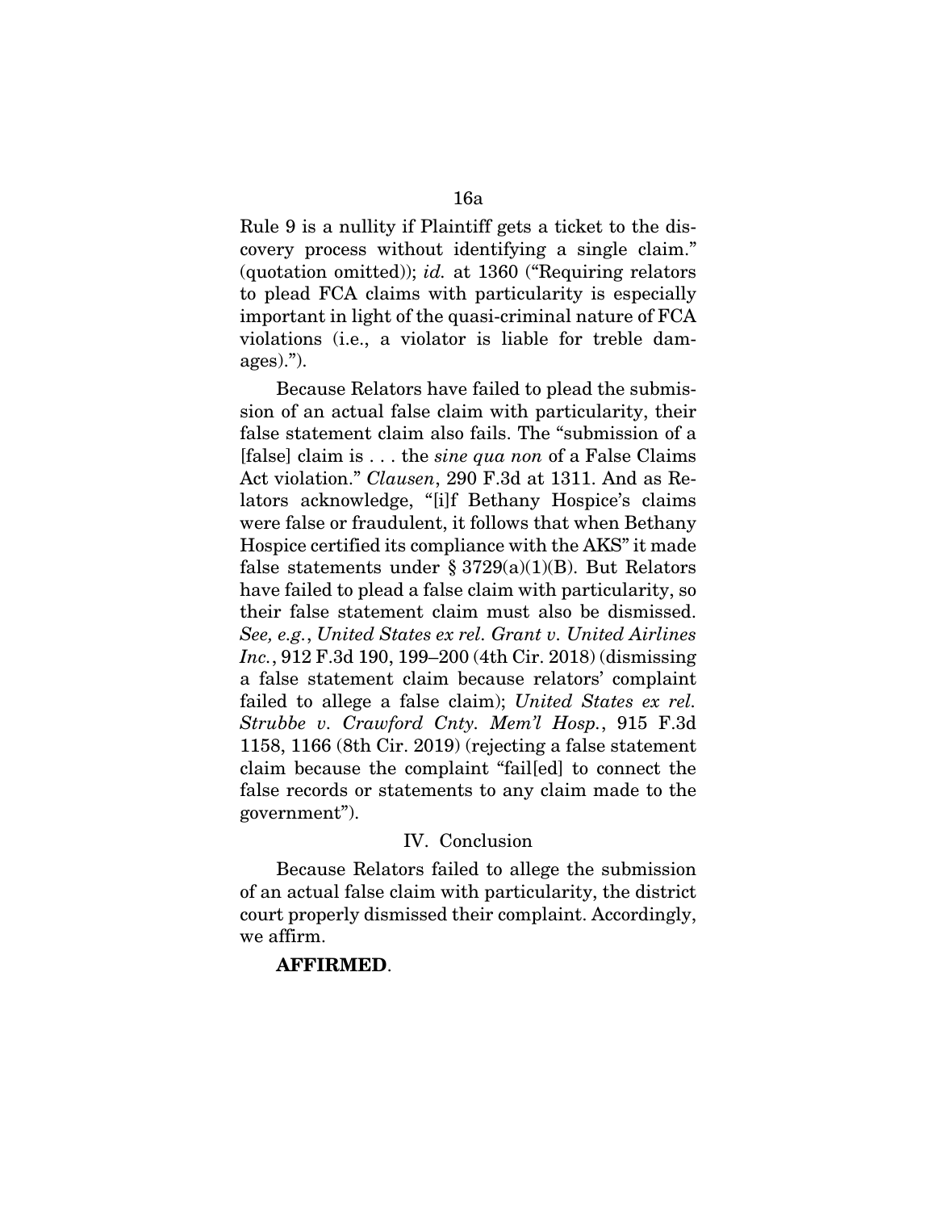Rule 9 is a nullity if Plaintiff gets a ticket to the discovery process without identifying a single claim." (quotation omitted)); *id.* at 1360 ("Requiring relators to plead FCA claims with particularity is especially important in light of the quasi-criminal nature of FCA violations (i.e., a violator is liable for treble damages).").

Because Relators have failed to plead the submission of an actual false claim with particularity, their false statement claim also fails. The "submission of a [false] claim is . . . the *sine qua non* of a False Claims Act violation." *Clausen*, 290 F.3d at 1311. And as Relators acknowledge, "[i]f Bethany Hospice's claims were false or fraudulent, it follows that when Bethany Hospice certified its compliance with the AKS" it made false statements under § 3729(a)(1)(B). But Relators have failed to plead a false claim with particularity, so their false statement claim must also be dismissed. *See, e.g.*, *United States ex rel. Grant v. United Airlines Inc.*, 912 F.3d 190, 199–200 (4th Cir. 2018) (dismissing a false statement claim because relators' complaint failed to allege a false claim); *United States ex rel. Strubbe v. Crawford Cnty. Mem'l Hosp.*, 915 F.3d 1158, 1166 (8th Cir. 2019) (rejecting a false statement claim because the complaint "fail[ed] to connect the false records or statements to any claim made to the government").

## IV. Conclusion

Because Relators failed to allege the submission of an actual false claim with particularity, the district court properly dismissed their complaint. Accordingly, we affirm.

**AFFIRMED**.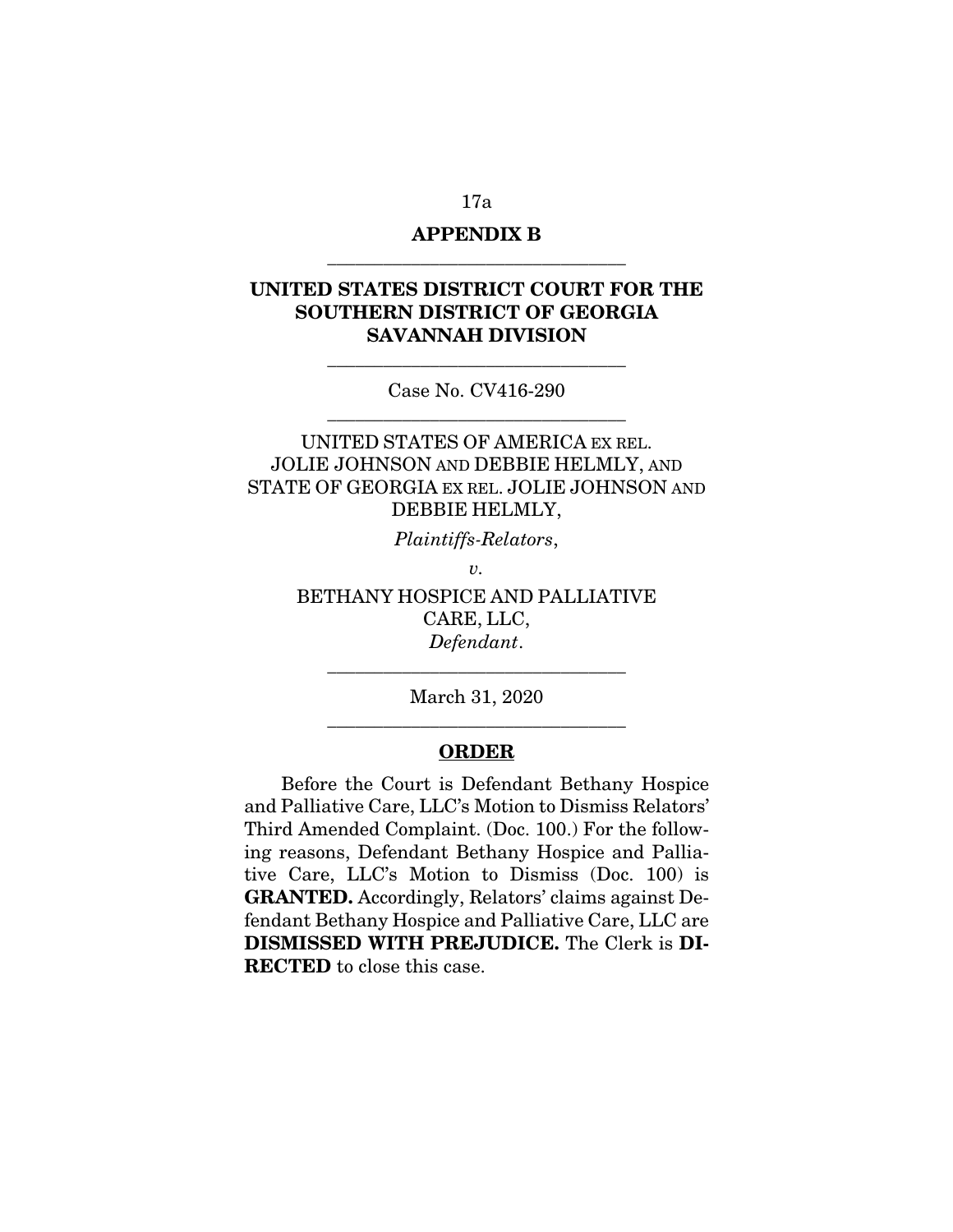**APPENDIX B**

---

**UNITED STATES DISTRICT COURT FOR THE SOUTHERN DISTRICT OF GEORGIA SAVANNAH DIVISION**

---

Case No. CV416-290

---

UNITED STATES OF AMERICA EX REL. JOLIE JOHNSON AND DEBBIE HELMLY, AND STATE OF GEORGIA EX REL. JOLIE JOHNSON AND DEBBIE HELMLY,

*Plaintiffs-Relators*,

*v.*

BETHANY HOSPICE AND PALLIATIVE CARE, LLC,
*Defendant*.

---

March 31, 2020

---

**ORDER**

Before the Court is Defendant Bethany Hospice and Palliative Care, LLC's Motion to Dismiss Relators' Third Amended Complaint. (Doc. 100.) For the following reasons, Defendant Bethany Hospice and Palliative Care, LLC's Motion to Dismiss (Doc. 100) is **GRANTED.** Accordingly, Relators' claims against Defendant Bethany Hospice and Palliative Care, LLC are **DISMISSED WITH PREJUDICE.** The Clerk is **DIRECTED** to close this case.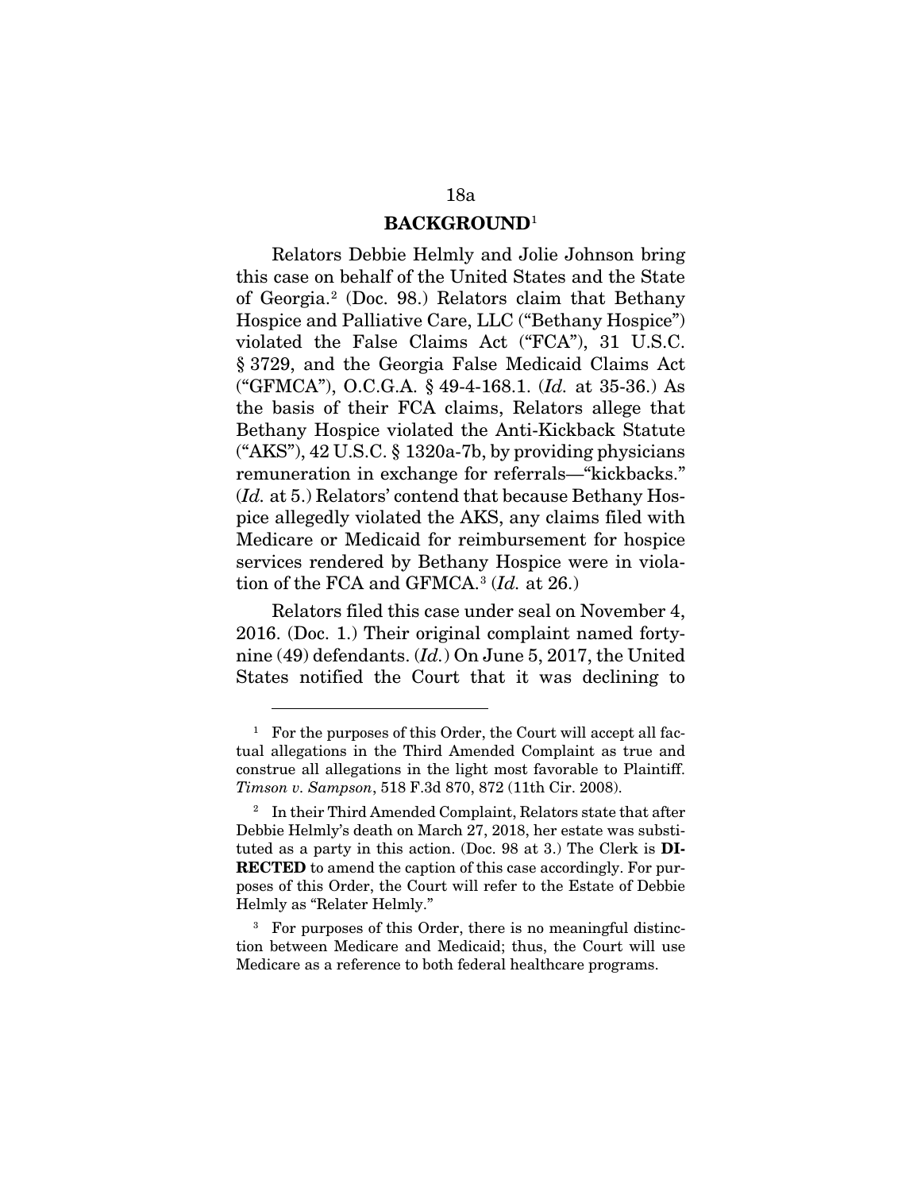## BACKGROUND[1]

Relators Debbie Helmly and Jolie Johnson bring this case on behalf of the United States and the State of Georgia.[2] (Doc. 98.) Relators claim that Bethany Hospice and Palliative Care, LLC ("Bethany Hospice") violated the False Claims Act ("FCA"), 31 U.S.C. § 3729, and the Georgia False Medicaid Claims Act ("GFMCA"), O.C.G.A. § 49-4-168.1. (*Id.* at 35-36.) As the basis of their FCA claims, Relators allege that Bethany Hospice violated the Anti-Kickback Statute ("AKS"), 42 U.S.C. § 1320a-7b, by providing physicians remuneration in exchange for referrals—"kickbacks." (*Id.* at 5.) Relators' contend that because Bethany Hospice allegedly violated the AKS, any claims filed with Medicare or Medicaid for reimbursement for hospice services rendered by Bethany Hospice were in violation of the FCA and GFMCA.[3] (*Id.* at 26.)

Relators filed this case under seal on November 4, 2016. (Doc. 1.) Their original complaint named forty-nine (49) defendants. (*Id.*) On June 5, 2017, the United States notified the Court that it was declining to

---

[1] For the purposes of this Order, the Court will accept all factual allegations in the Third Amended Complaint as true and construe all allegations in the light most favorable to Plaintiff. *Timson v. Sampson*, 518 F.3d 870, 872 (11th Cir. 2008).

[2] In their Third Amended Complaint, Relators state that after Debbie Helmly's death on March 27, 2018, her estate was substituted as a party in this action. (Doc. 98 at 3.) The Clerk is **DIRECTED** to amend the caption of this case accordingly. For purposes of this Order, the Court will refer to the Estate of Debbie Helmly as "Relater Helmly."

[3] For purposes of this Order, there is no meaningful distinction between Medicare and Medicaid; thus, the Court will use Medicare as a reference to both federal healthcare programs.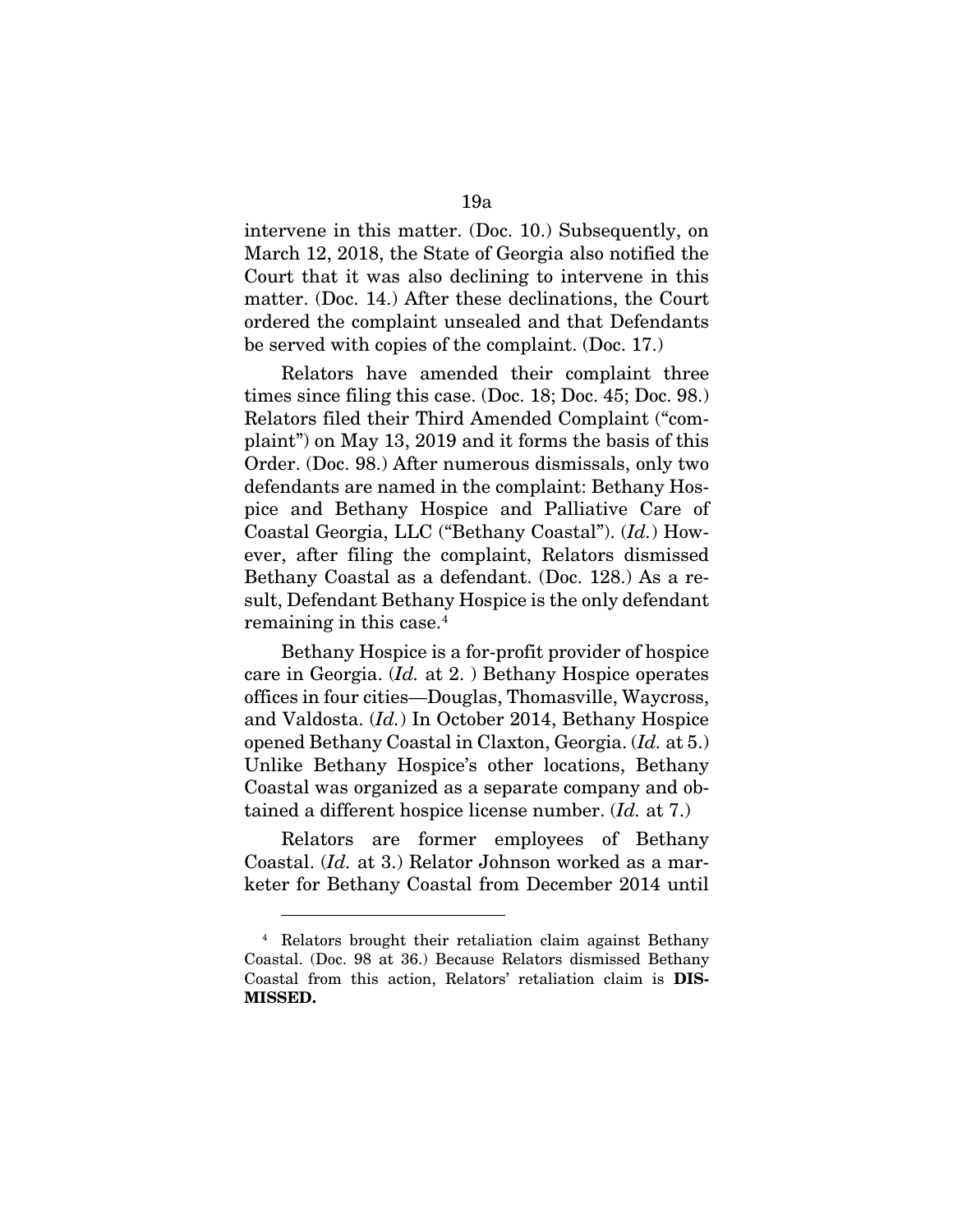intervene in this matter. (Doc. 10.) Subsequently, on March 12, 2018, the State of Georgia also notified the Court that it was also declining to intervene in this matter. (Doc. 14.) After these declinations, the Court ordered the complaint unsealed and that Defendants be served with copies of the complaint. (Doc. 17.)

Relators have amended their complaint three times since filing this case. (Doc. 18; Doc. 45; Doc. 98.) Relators filed their Third Amended Complaint ("complaint") on May 13, 2019 and it forms the basis of this Order. (Doc. 98.) After numerous dismissals, only two defendants are named in the complaint: Bethany Hospice and Bethany Hospice and Palliative Care of Coastal Georgia, LLC ("Bethany Coastal"). (*Id.*) However, after filing the complaint, Relators dismissed Bethany Coastal as a defendant. (Doc. 128.) As a result, Defendant Bethany Hospice is the only defendant remaining in this case.[4]

Bethany Hospice is a for-profit provider of hospice care in Georgia. (*Id.* at 2. ) Bethany Hospice operates offices in four cities—Douglas, Thomasville, Waycross, and Valdosta. (*Id.*) In October 2014, Bethany Hospice opened Bethany Coastal in Claxton, Georgia. (*Id.* at 5.) Unlike Bethany Hospice's other locations, Bethany Coastal was organized as a separate company and obtained a different hospice license number. (*Id.* at 7.)

Relators are former employees of Bethany Coastal. (*Id.* at 3.) Relator Johnson worked as a marketer for Bethany Coastal from December 2014 until

---

[4] Relators brought their retaliation claim against Bethany Coastal. (Doc. 98 at 36.) Because Relators dismissed Bethany Coastal from this action, Relators' retaliation claim is **DISMISSED.**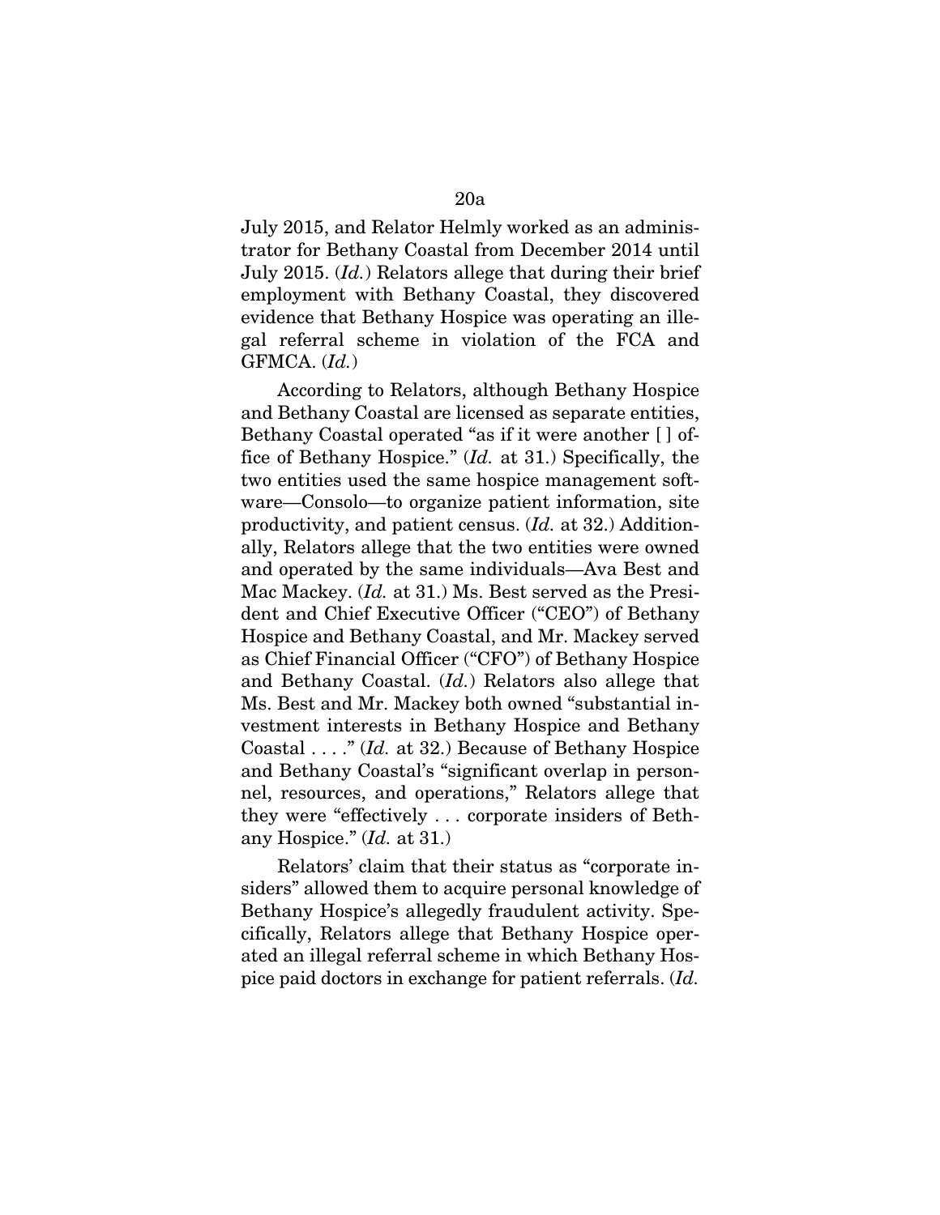July 2015, and Relator Helmly worked as an administrator for Bethany Coastal from December 2014 until July 2015. (*Id.*) Relators allege that during their brief employment with Bethany Coastal, they discovered evidence that Bethany Hospice was operating an illegal referral scheme in violation of the FCA and GFMCA. (*Id.*)

According to Relators, although Bethany Hospice and Bethany Coastal are licensed as separate entities, Bethany Coastal operated "as if it were another [ ] office of Bethany Hospice." (*Id.* at 31.) Specifically, the two entities used the same hospice management software—Consolo—to organize patient information, site productivity, and patient census. (*Id.* at 32.) Additionally, Relators allege that the two entities were owned and operated by the same individuals—Ava Best and Mac Mackey. (*Id.* at 31.) Ms. Best served as the President and Chief Executive Officer ("CEO") of Bethany Hospice and Bethany Coastal, and Mr. Mackey served as Chief Financial Officer ("CFO") of Bethany Hospice and Bethany Coastal. (*Id.*) Relators also allege that Ms. Best and Mr. Mackey both owned "substantial investment interests in Bethany Hospice and Bethany Coastal . . . ." (*Id.* at 32.) Because of Bethany Hospice and Bethany Coastal's "significant overlap in personnel, resources, and operations," Relators allege that they were "effectively . . . corporate insiders of Bethany Hospice." (*Id.* at 31.)

Relators' claim that their status as "corporate insiders" allowed them to acquire personal knowledge of Bethany Hospice's allegedly fraudulent activity. Specifically, Relators allege that Bethany Hospice operated an illegal referral scheme in which Bethany Hospice paid doctors in exchange for patient referrals. (*Id.*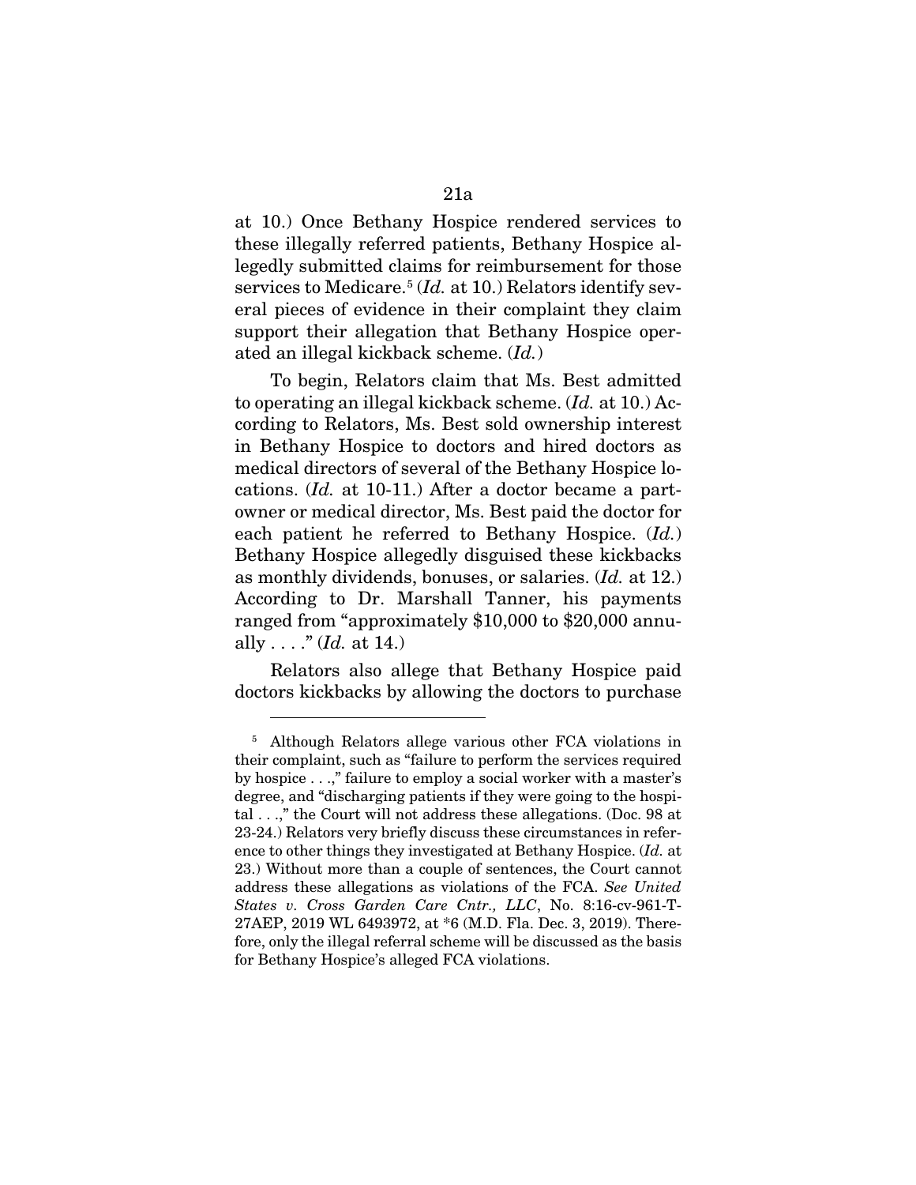at 10.) Once Bethany Hospice rendered services to these illegally referred patients, Bethany Hospice allegedly submitted claims for reimbursement for those services to Medicare.[5] (*Id.* at 10.) Relators identify several pieces of evidence in their complaint they claim support their allegation that Bethany Hospice operated an illegal kickback scheme. (*Id.*)

To begin, Relators claim that Ms. Best admitted to operating an illegal kickback scheme. (*Id.* at 10.) According to Relators, Ms. Best sold ownership interest in Bethany Hospice to doctors and hired doctors as medical directors of several of the Bethany Hospice locations. (*Id.* at 10-11.) After a doctor became a part-owner or medical director, Ms. Best paid the doctor for each patient he referred to Bethany Hospice. (*Id.*) Bethany Hospice allegedly disguised these kickbacks as monthly dividends, bonuses, or salaries. (*Id.* at 12.) According to Dr. Marshall Tanner, his payments ranged from "approximately $10,000 to $20,000 annually . . . ." (*Id.* at 14.)

Relators also allege that Bethany Hospice paid doctors kickbacks by allowing the doctors to purchase

---

[5] Although Relators allege various other FCA violations in their complaint, such as "failure to perform the services required by hospice . . .," failure to employ a social worker with a master's degree, and "discharging patients if they were going to the hospital . . .," the Court will not address these allegations. (Doc. 98 at 23-24.) Relators very briefly discuss these circumstances in reference to other things they investigated at Bethany Hospice. (*Id.* at 23.) Without more than a couple of sentences, the Court cannot address these allegations as violations of the FCA. *See United States v. Cross Garden Care Cntr., LLC*, No. 8:16-cv-961-T-27AEP, 2019 WL 6493972, at *6 (M.D. Fla. Dec. 3, 2019). Therefore, only the illegal referral scheme will be discussed as the basis for Bethany Hospice's alleged FCA violations.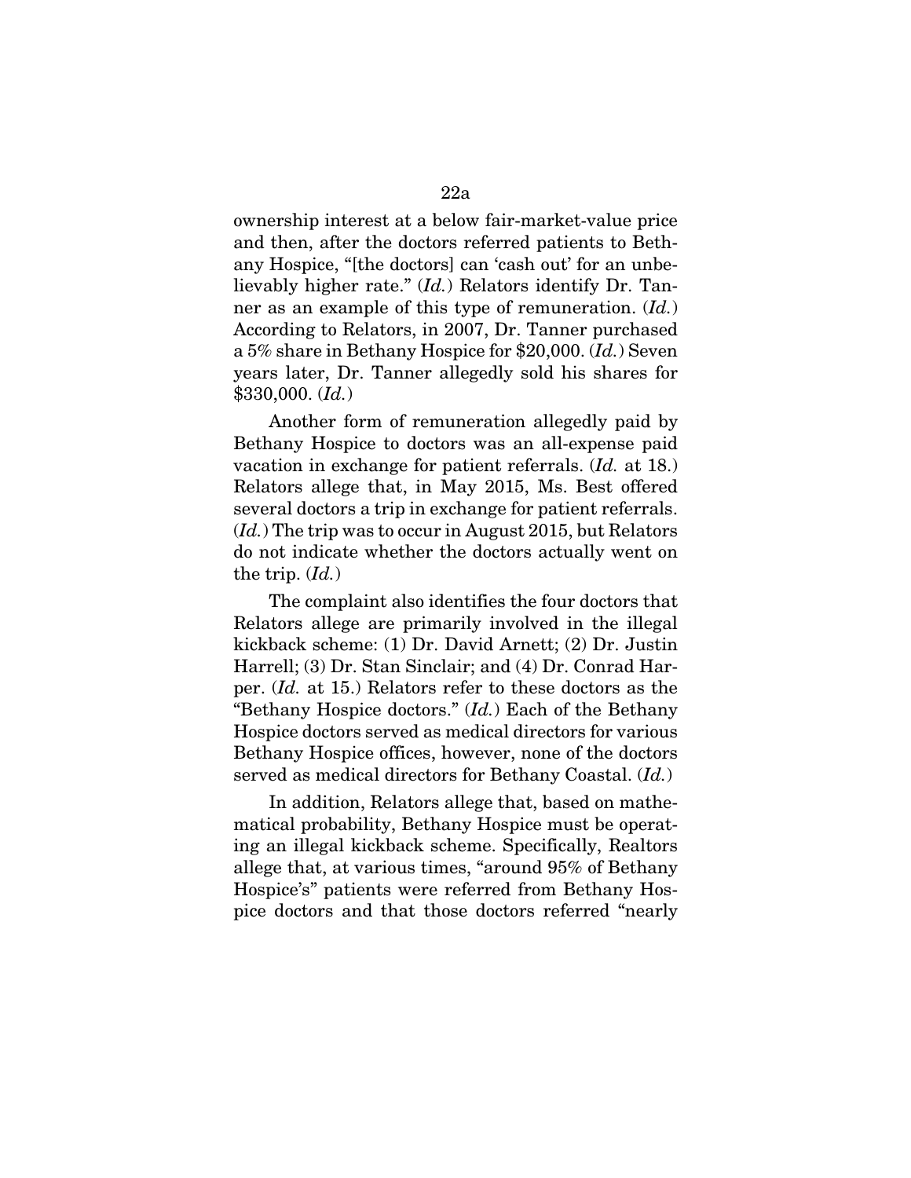ownership interest at a below fair-market-value price and then, after the doctors referred patients to Bethany Hospice, "[the doctors] can 'cash out' for an unbelievably higher rate." (*Id.*) Relators identify Dr. Tanner as an example of this type of remuneration. (*Id.*) According to Relators, in 2007, Dr. Tanner purchased a 5% share in Bethany Hospice for $20,000. (*Id.*) Seven years later, Dr. Tanner allegedly sold his shares for $330,000. (*Id.*)

Another form of remuneration allegedly paid by Bethany Hospice to doctors was an all-expense paid vacation in exchange for patient referrals. (*Id.* at 18.) Relators allege that, in May 2015, Ms. Best offered several doctors a trip in exchange for patient referrals. (*Id.*) The trip was to occur in August 2015, but Relators do not indicate whether the doctors actually went on the trip. (*Id.*)

The complaint also identifies the four doctors that Relators allege are primarily involved in the illegal kickback scheme: (1) Dr. David Arnett; (2) Dr. Justin Harrell; (3) Dr. Stan Sinclair; and (4) Dr. Conrad Harper. (*Id.* at 15.) Relators refer to these doctors as the "Bethany Hospice doctors." (*Id.*) Each of the Bethany Hospice doctors served as medical directors for various Bethany Hospice offices, however, none of the doctors served as medical directors for Bethany Coastal. (*Id.*)

In addition, Relators allege that, based on mathematical probability, Bethany Hospice must be operating an illegal kickback scheme. Specifically, Realtors allege that, at various times, "around 95% of Bethany Hospice's" patients were referred from Bethany Hospice doctors and that those doctors referred "nearly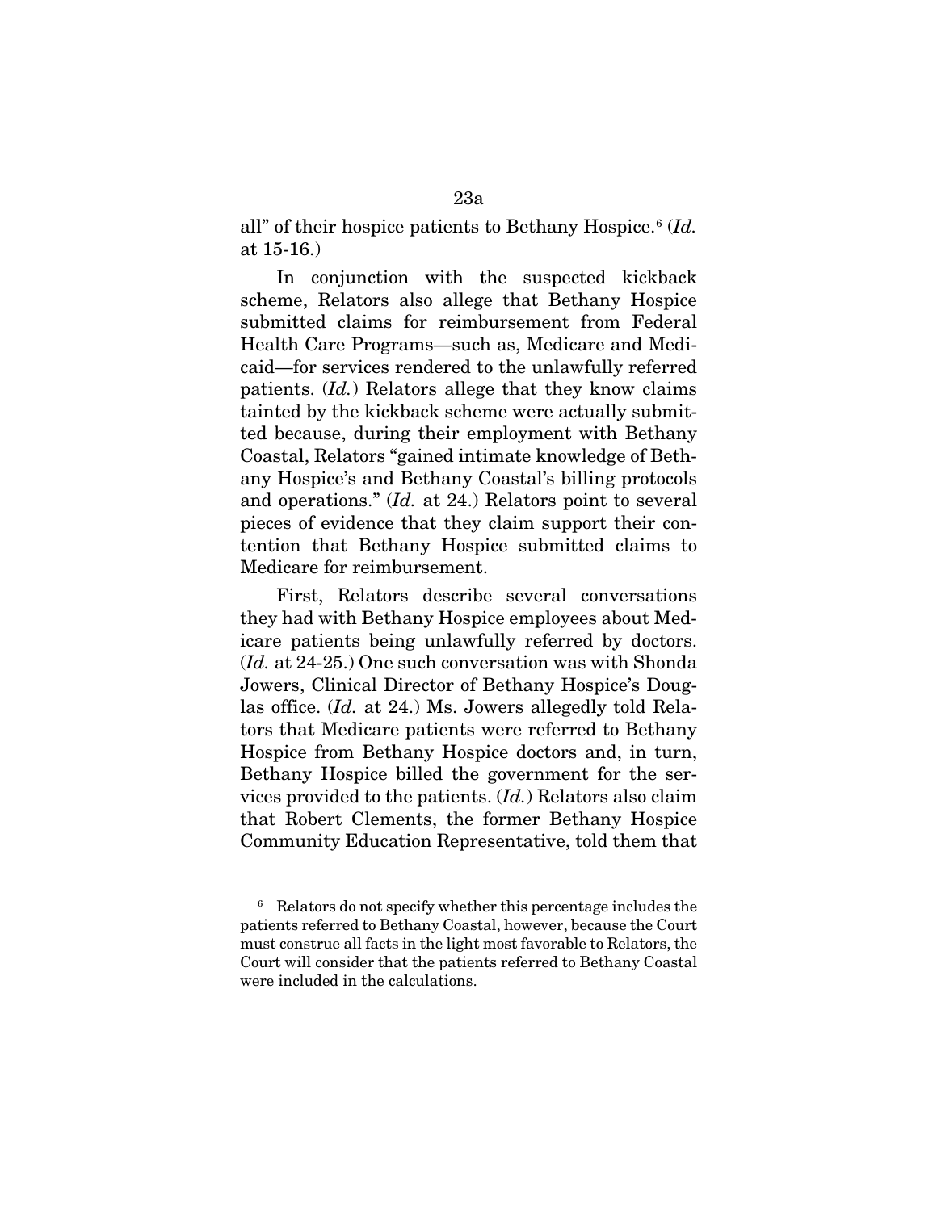all" of their hospice patients to Bethany Hospice.[6] (*Id.* at 15-16.)

In conjunction with the suspected kickback scheme, Relators also allege that Bethany Hospice submitted claims for reimbursement from Federal Health Care Programs—such as, Medicare and Medicaid—for services rendered to the unlawfully referred patients. (*Id.*) Relators allege that they know claims tainted by the kickback scheme were actually submitted because, during their employment with Bethany Coastal, Relators "gained intimate knowledge of Bethany Hospice's and Bethany Coastal's billing protocols and operations." (*Id.* at 24.) Relators point to several pieces of evidence that they claim support their contention that Bethany Hospice submitted claims to Medicare for reimbursement.

First, Relators describe several conversations they had with Bethany Hospice employees about Medicare patients being unlawfully referred by doctors. (*Id.* at 24-25.) One such conversation was with Shonda Jowers, Clinical Director of Bethany Hospice's Douglas office. (*Id.* at 24.) Ms. Jowers allegedly told Relators that Medicare patients were referred to Bethany Hospice from Bethany Hospice doctors and, in turn, Bethany Hospice billed the government for the services provided to the patients. (*Id.*) Relators also claim that Robert Clements, the former Bethany Hospice Community Education Representative, told them that

---

[6] Relators do not specify whether this percentage includes the patients referred to Bethany Coastal, however, because the Court must construe all facts in the light most favorable to Relators, the Court will consider that the patients referred to Bethany Coastal were included in the calculations.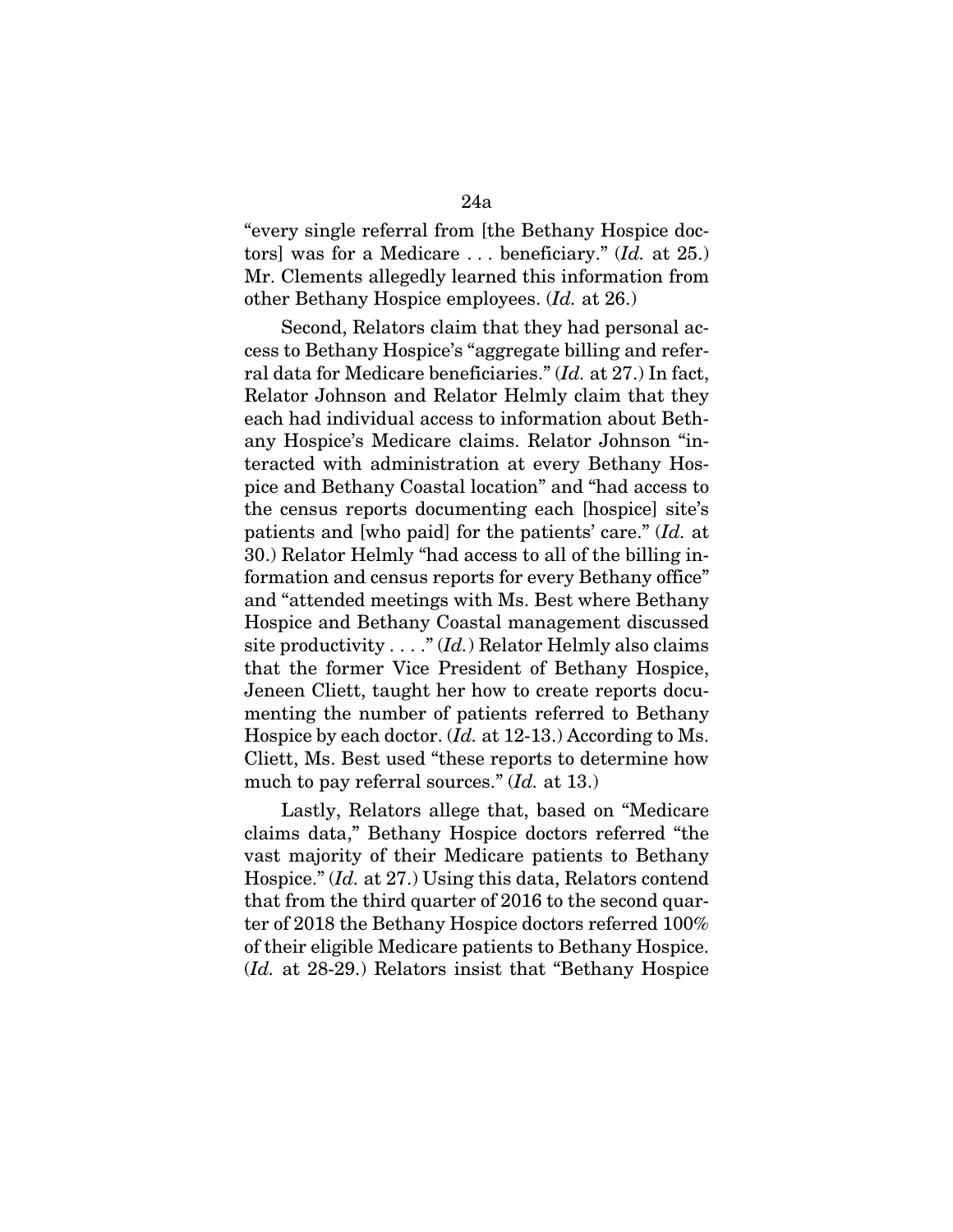"every single referral from [the Bethany Hospice doctors] was for a Medicare . . . beneficiary." (*Id.* at 25.) Mr. Clements allegedly learned this information from other Bethany Hospice employees. (*Id.* at 26.)

Second, Relators claim that they had personal access to Bethany Hospice's "aggregate billing and referral data for Medicare beneficiaries." (*Id.* at 27.) In fact, Relator Johnson and Relator Helmly claim that they each had individual access to information about Bethany Hospice's Medicare claims. Relator Johnson "interacted with administration at every Bethany Hospice and Bethany Coastal location" and "had access to the census reports documenting each [hospice] site's patients and [who paid] for the patients' care." (*Id.* at 30.) Relator Helmly "had access to all of the billing information and census reports for every Bethany office" and "attended meetings with Ms. Best where Bethany Hospice and Bethany Coastal management discussed site productivity . . . ." (*Id.*) Relator Helmly also claims that the former Vice President of Bethany Hospice, Jeneen Cliett, taught her how to create reports documenting the number of patients referred to Bethany Hospice by each doctor. (*Id.* at 12-13.) According to Ms. Cliett, Ms. Best used "these reports to determine how much to pay referral sources." (*Id.* at 13.)

Lastly, Relators allege that, based on "Medicare claims data," Bethany Hospice doctors referred "the vast majority of their Medicare patients to Bethany Hospice." (*Id.* at 27.) Using this data, Relators contend that from the third quarter of 2016 to the second quarter of 2018 the Bethany Hospice doctors referred 100% of their eligible Medicare patients to Bethany Hospice. (*Id.* at 28-29.) Relators insist that "Bethany Hospice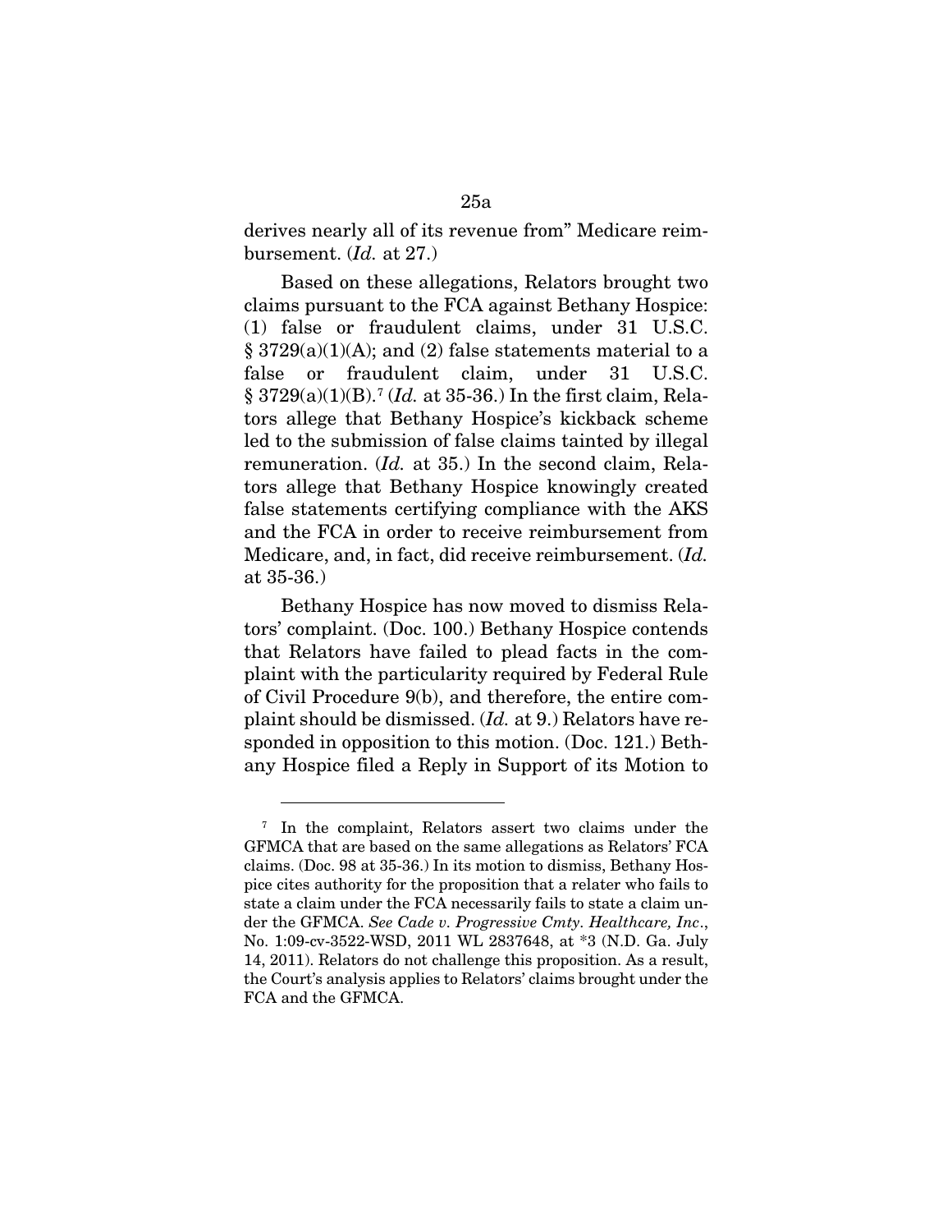derives nearly all of its revenue from" Medicare reimbursement. (*Id.* at 27.)

Based on these allegations, Relators brought two claims pursuant to the FCA against Bethany Hospice: (1) false or fraudulent claims, under 31 U.S.C. § 3729(a)(1)(A); and (2) false statements material to a false or fraudulent claim, under 31 U.S.C. § 3729(a)(1)(B).[7] (*Id.* at 35-36.) In the first claim, Relators allege that Bethany Hospice's kickback scheme led to the submission of false claims tainted by illegal remuneration. (*Id.* at 35.) In the second claim, Relators allege that Bethany Hospice knowingly created false statements certifying compliance with the AKS and the FCA in order to receive reimbursement from Medicare, and, in fact, did receive reimbursement. (*Id.* at 35-36.)

Bethany Hospice has now moved to dismiss Relators' complaint. (Doc. 100.) Bethany Hospice contends that Relators have failed to plead facts in the complaint with the particularity required by Federal Rule of Civil Procedure 9(b), and therefore, the entire complaint should be dismissed. (*Id.* at 9.) Relators have responded in opposition to this motion. (Doc. 121.) Bethany Hospice filed a Reply in Support of its Motion to

---

[7] In the complaint, Relators assert two claims under the GFMCA that are based on the same allegations as Relators' FCA claims. (Doc. 98 at 35-36.) In its motion to dismiss, Bethany Hospice cites authority for the proposition that a relater who fails to state a claim under the FCA necessarily fails to state a claim under the GFMCA. *See Cade v. Progressive Cmty. Healthcare, Inc*., No. 1:09-cv-3522-WSD, 2011 WL 2837648, at *3 (N.D. Ga. July 14, 2011). Relators do not challenge this proposition. As a result, the Court's analysis applies to Relators' claims brought under the FCA and the GFMCA.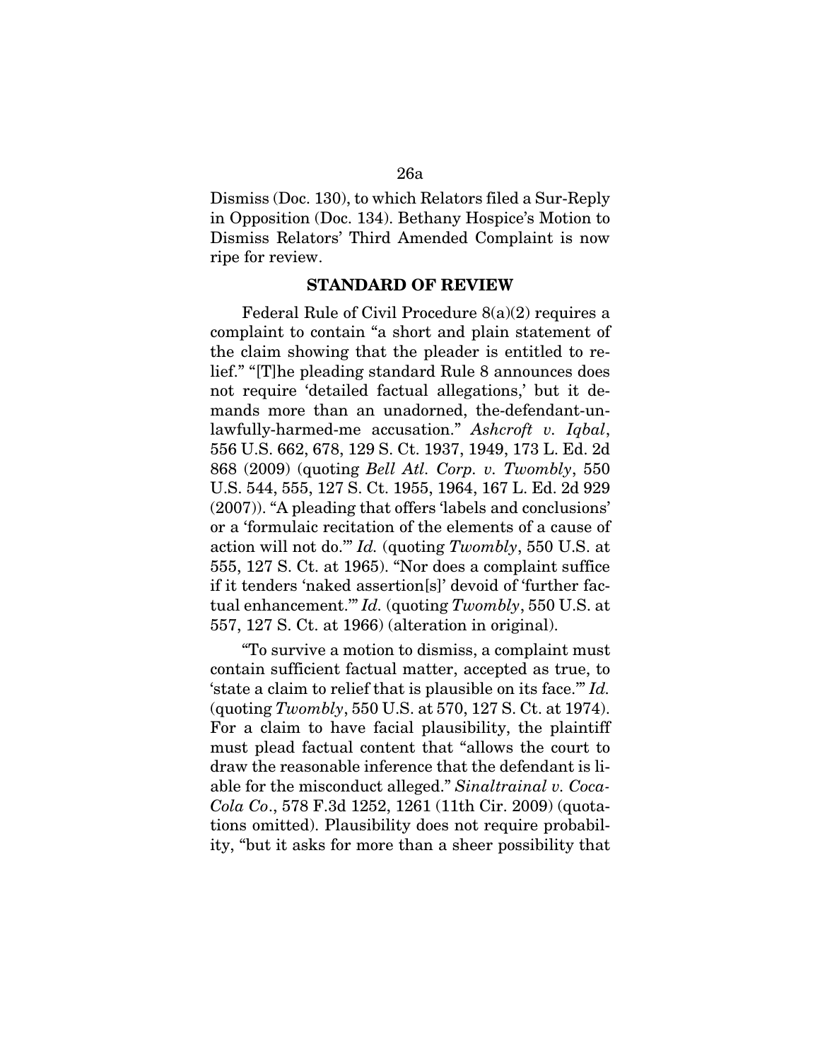Dismiss (Doc. 130), to which Relators filed a Sur-Reply in Opposition (Doc. 134). Bethany Hospice's Motion to Dismiss Relators' Third Amended Complaint is now ripe for review.

## STANDARD OF REVIEW

Federal Rule of Civil Procedure 8(a)(2) requires a complaint to contain "a short and plain statement of the claim showing that the pleader is entitled to relief." "[T]he pleading standard Rule 8 announces does not require 'detailed factual allegations,' but it demands more than an unadorned, the-defendant-unlawfully-harmed-me accusation." *Ashcroft v. Iqbal*, 556 U.S. 662, 678, 129 S. Ct. 1937, 1949, 173 L. Ed. 2d 868 (2009) (quoting *Bell Atl. Corp. v. Twombly*, 550 U.S. 544, 555, 127 S. Ct. 1955, 1964, 167 L. Ed. 2d 929 (2007)). "A pleading that offers 'labels and conclusions' or a 'formulaic recitation of the elements of a cause of action will not do.'" *Id.* (quoting *Twombly*, 550 U.S. at 555, 127 S. Ct. at 1965). "Nor does a complaint suffice if it tenders 'naked assertion[s]' devoid of 'further factual enhancement.'" *Id.* (quoting *Twombly*, 550 U.S. at 557, 127 S. Ct. at 1966) (alteration in original).

"To survive a motion to dismiss, a complaint must contain sufficient factual matter, accepted as true, to 'state a claim to relief that is plausible on its face.'" *Id.* (quoting *Twombly*, 550 U.S. at 570, 127 S. Ct. at 1974). For a claim to have facial plausibility, the plaintiff must plead factual content that "allows the court to draw the reasonable inference that the defendant is liable for the misconduct alleged." *Sinaltrainal v. Coca-Cola Co*., 578 F.3d 1252, 1261 (11th Cir. 2009) (quotations omitted). Plausibility does not require probability, "but it asks for more than a sheer possibility that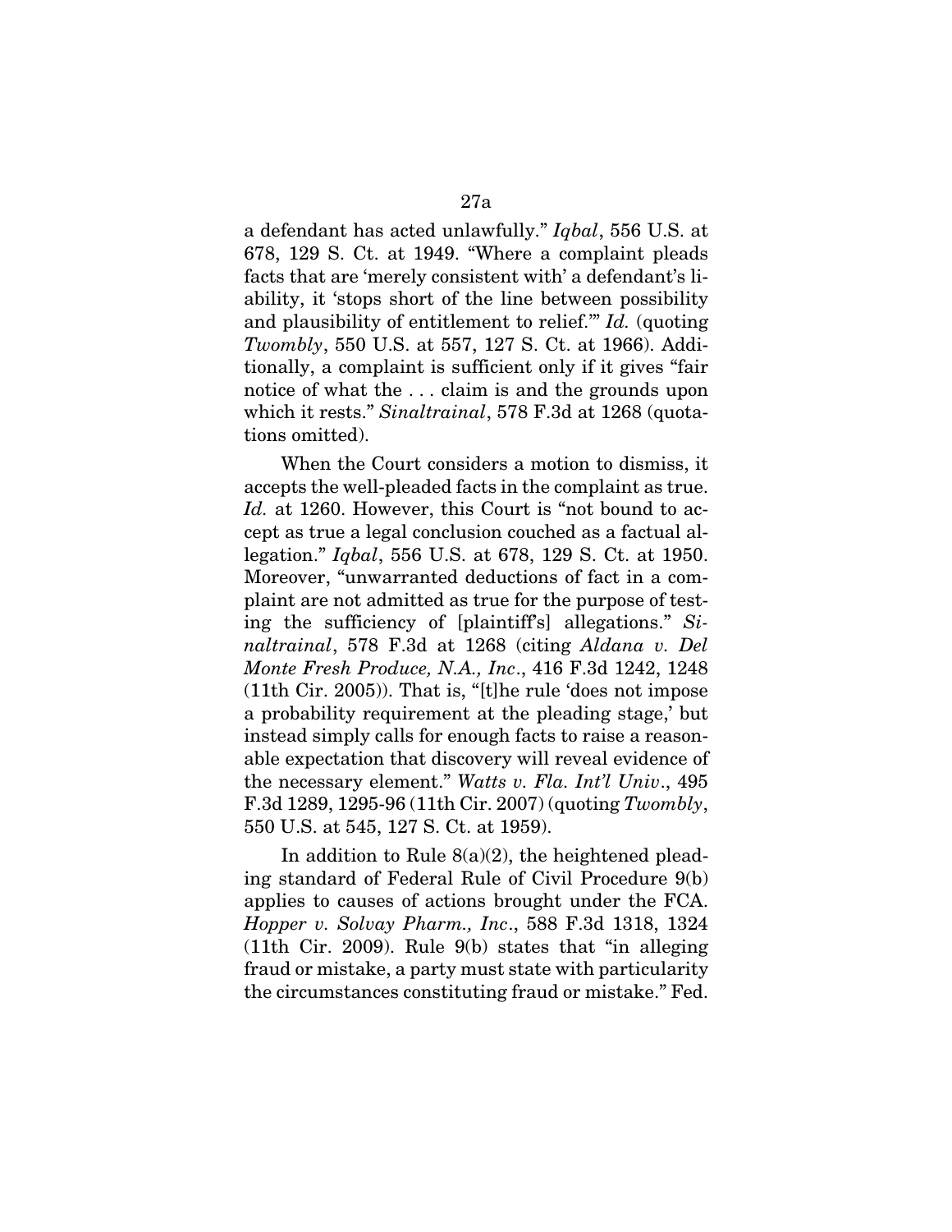a defendant has acted unlawfully." *Iqbal*, 556 U.S. at 678, 129 S. Ct. at 1949. "Where a complaint pleads facts that are 'merely consistent with' a defendant's liability, it 'stops short of the line between possibility and plausibility of entitlement to relief.'" *Id.* (quoting *Twombly*, 550 U.S. at 557, 127 S. Ct. at 1966). Additionally, a complaint is sufficient only if it gives "fair notice of what the . . . claim is and the grounds upon which it rests." *Sinaltrainal*, 578 F.3d at 1268 (quotations omitted).

When the Court considers a motion to dismiss, it accepts the well-pleaded facts in the complaint as true. *Id.* at 1260. However, this Court is "not bound to accept as true a legal conclusion couched as a factual allegation." *Iqbal*, 556 U.S. at 678, 129 S. Ct. at 1950. Moreover, "unwarranted deductions of fact in a complaint are not admitted as true for the purpose of testing the sufficiency of [plaintiff's] allegations." *Sinaltrainal*, 578 F.3d at 1268 (citing *Aldana v. Del Monte Fresh Produce, N.A., Inc*., 416 F.3d 1242, 1248 (11th Cir. 2005)). That is, "[t]he rule 'does not impose a probability requirement at the pleading stage,' but instead simply calls for enough facts to raise a reasonable expectation that discovery will reveal evidence of the necessary element." *Watts v. Fla. Int'l Univ*., 495 F.3d 1289, 1295-96 (11th Cir. 2007) (quoting *Twombly*, 550 U.S. at 545, 127 S. Ct. at 1959).

In addition to Rule 8(a)(2), the heightened pleading standard of Federal Rule of Civil Procedure 9(b) applies to causes of actions brought under the FCA. *Hopper v. Solvay Pharm., Inc*., 588 F.3d 1318, 1324 (11th Cir. 2009). Rule 9(b) states that "in alleging fraud or mistake, a party must state with particularity the circumstances constituting fraud or mistake." Fed.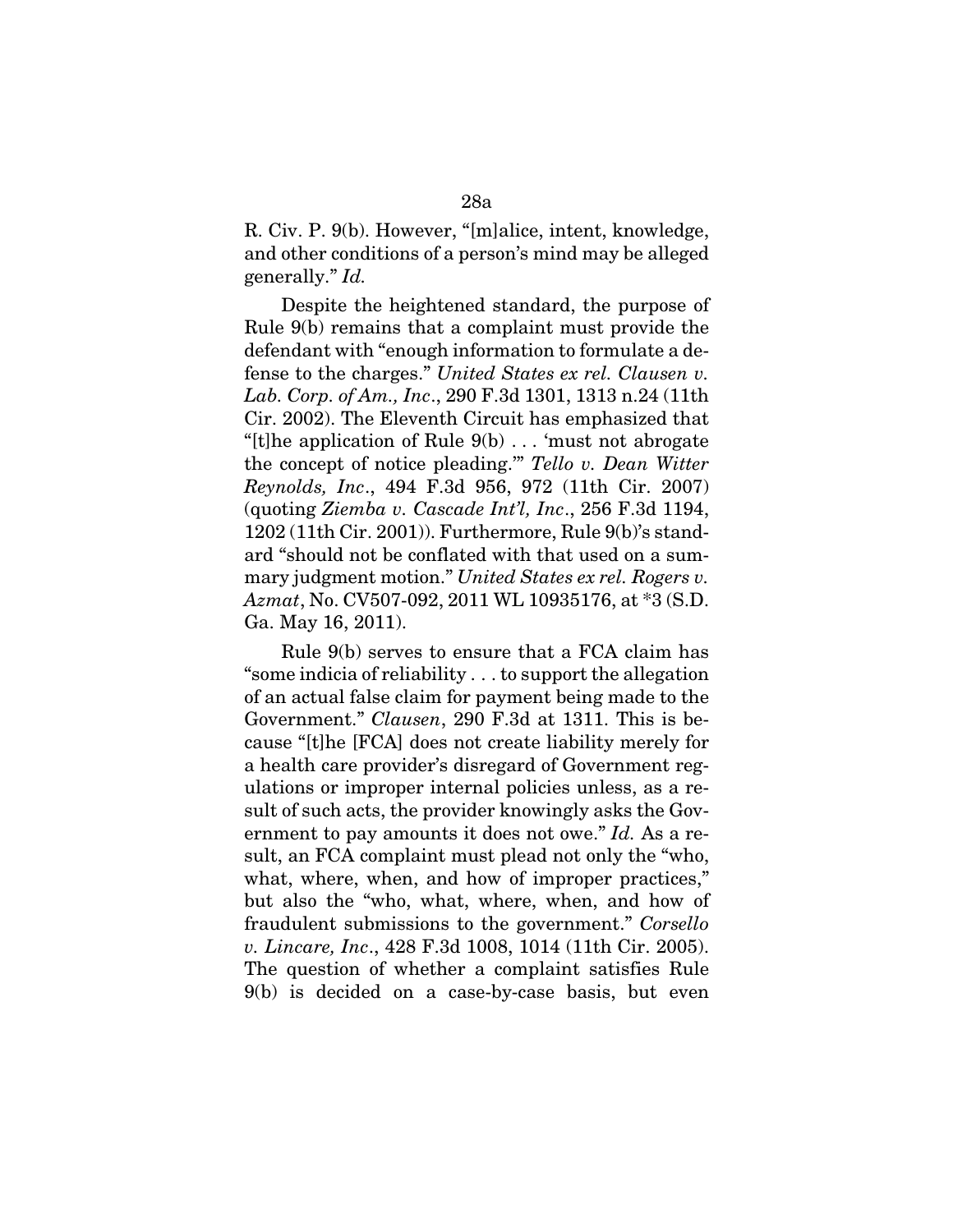R. Civ. P. 9(b). However, "[m]alice, intent, knowledge, and other conditions of a person's mind may be alleged generally." *Id.*

Despite the heightened standard, the purpose of Rule 9(b) remains that a complaint must provide the defendant with "enough information to formulate a defense to the charges." *United States ex rel. Clausen v. Lab. Corp. of Am., Inc*., 290 F.3d 1301, 1313 n.24 (11th Cir. 2002). The Eleventh Circuit has emphasized that "[t]he application of Rule 9(b) . . . 'must not abrogate the concept of notice pleading.'" *Tello v. Dean Witter Reynolds, Inc*., 494 F.3d 956, 972 (11th Cir. 2007) (quoting *Ziemba v. Cascade Int'l, Inc*., 256 F.3d 1194, 1202 (11th Cir. 2001)). Furthermore, Rule 9(b)'s standard "should not be conflated with that used on a summary judgment motion." *United States ex rel. Rogers v. Azmat*, No. CV507-092, 2011 WL 10935176, at *3 (S.D. Ga. May 16, 2011).

Rule 9(b) serves to ensure that a FCA claim has "some indicia of reliability . . . to support the allegation of an actual false claim for payment being made to the Government." *Clausen*, 290 F.3d at 1311. This is because "[t]he [FCA] does not create liability merely for a health care provider's disregard of Government regulations or improper internal policies unless, as a result of such acts, the provider knowingly asks the Government to pay amounts it does not owe." *Id.* As a result, an FCA complaint must plead not only the "who, what, where, when, and how of improper practices," but also the "who, what, where, when, and how of fraudulent submissions to the government." *Corsello v. Lincare, Inc*., 428 F.3d 1008, 1014 (11th Cir. 2005). The question of whether a complaint satisfies Rule 9(b) is decided on a case-by-case basis, but even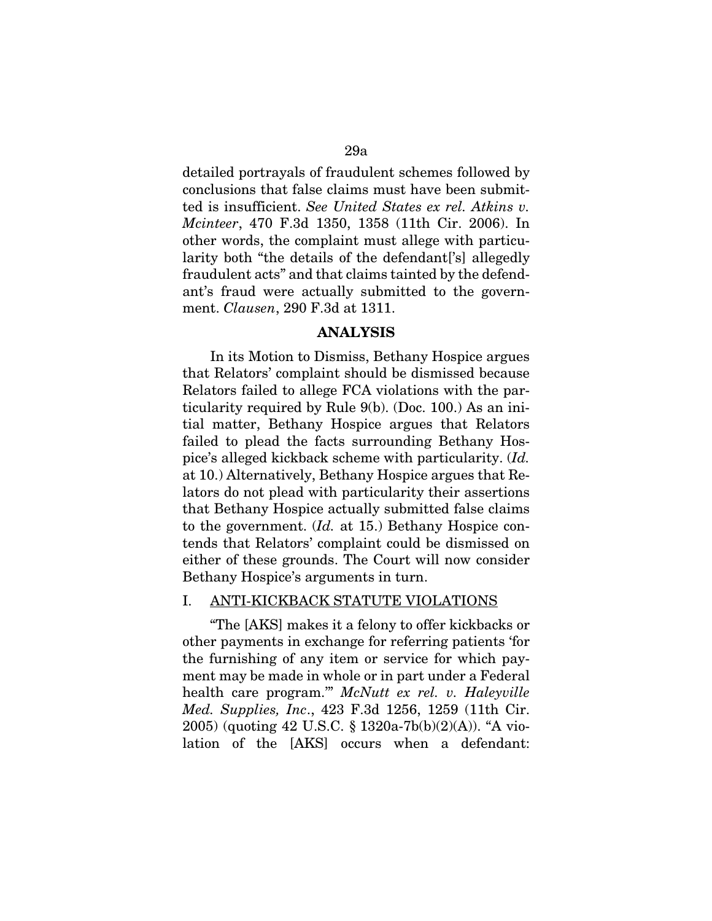detailed portrayals of fraudulent schemes followed by conclusions that false claims must have been submitted is insufficient. *See United States ex rel. Atkins v. Mcinteer*, 470 F.3d 1350, 1358 (11th Cir. 2006). In other words, the complaint must allege with particularity both "the details of the defendant['s] allegedly fraudulent acts" and that claims tainted by the defendant's fraud were actually submitted to the government. *Clausen*, 290 F.3d at 1311.

## ANALYSIS

In its Motion to Dismiss, Bethany Hospice argues that Relators' complaint should be dismissed because Relators failed to allege FCA violations with the particularity required by Rule 9(b). (Doc. 100.) As an initial matter, Bethany Hospice argues that Relators failed to plead the facts surrounding Bethany Hospice's alleged kickback scheme with particularity. (*Id.* at 10.) Alternatively, Bethany Hospice argues that Relators do not plead with particularity their assertions that Bethany Hospice actually submitted false claims to the government. (*Id.* at 15.) Bethany Hospice contends that Relators' complaint could be dismissed on either of these grounds. The Court will now consider Bethany Hospice's arguments in turn.

### I. ANTI-KICKBACK STATUTE VIOLATIONS

"The [AKS] makes it a felony to offer kickbacks or other payments in exchange for referring patients 'for the furnishing of any item or service for which payment may be made in whole or in part under a Federal health care program.'" *McNutt ex rel. v. Haleyville Med. Supplies, Inc*., 423 F.3d 1256, 1259 (11th Cir. 2005) (quoting 42 U.S.C. § 1320a-7b(b)(2)(A)). "A violation of the [AKS] occurs when a defendant: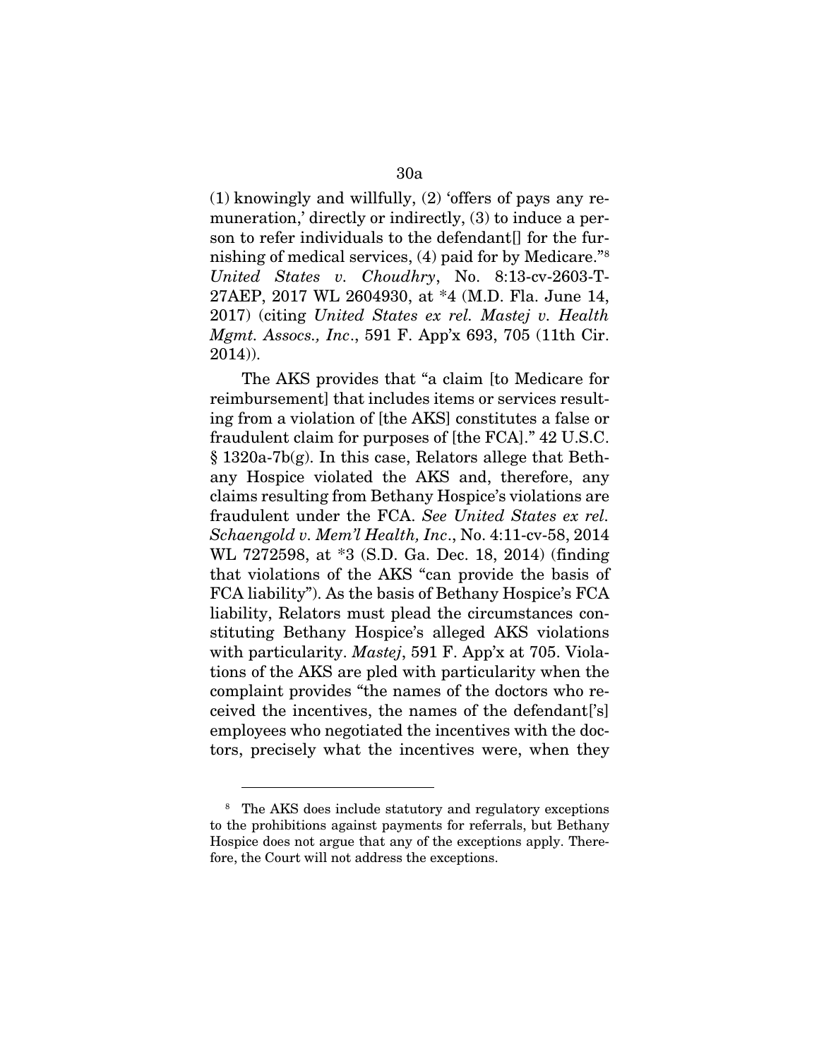(1) knowingly and willfully, (2) 'offers of pays any remuneration,' directly or indirectly, (3) to induce a person to refer individuals to the defendant[] for the furnishing of medical services, (4) paid for by Medicare."[8] *United States v. Choudhry*, No. 8:13-cv-2603-T-27AEP, 2017 WL 2604930, at *4 (M.D. Fla. June 14, 2017) (citing *United States ex rel. Mastej v. Health Mgmt. Assocs., Inc*., 591 F. App'x 693, 705 (11th Cir. 2014)).

The AKS provides that "a claim [to Medicare for reimbursement] that includes items or services resulting from a violation of [the AKS] constitutes a false or fraudulent claim for purposes of [the FCA]." 42 U.S.C. § 1320a-7b(g). In this case, Relators allege that Bethany Hospice violated the AKS and, therefore, any claims resulting from Bethany Hospice's violations are fraudulent under the FCA. *See United States ex rel. Schaengold v. Mem'l Health, Inc*., No. 4:11-cv-58, 2014 WL 7272598, at *3 (S.D. Ga. Dec. 18, 2014) (finding that violations of the AKS "can provide the basis of FCA liability"). As the basis of Bethany Hospice's FCA liability, Relators must plead the circumstances constituting Bethany Hospice's alleged AKS violations with particularity. *Mastej*, 591 F. App'x at 705. Violations of the AKS are pled with particularity when the complaint provides "the names of the doctors who received the incentives, the names of the defendant['s] employees who negotiated the incentives with the doctors, precisely what the incentives were, when they

[8] The AKS does include statutory and regulatory exceptions to the prohibitions against payments for referrals, but Bethany Hospice does not argue that any of the exceptions apply. Therefore, the Court will not address the exceptions.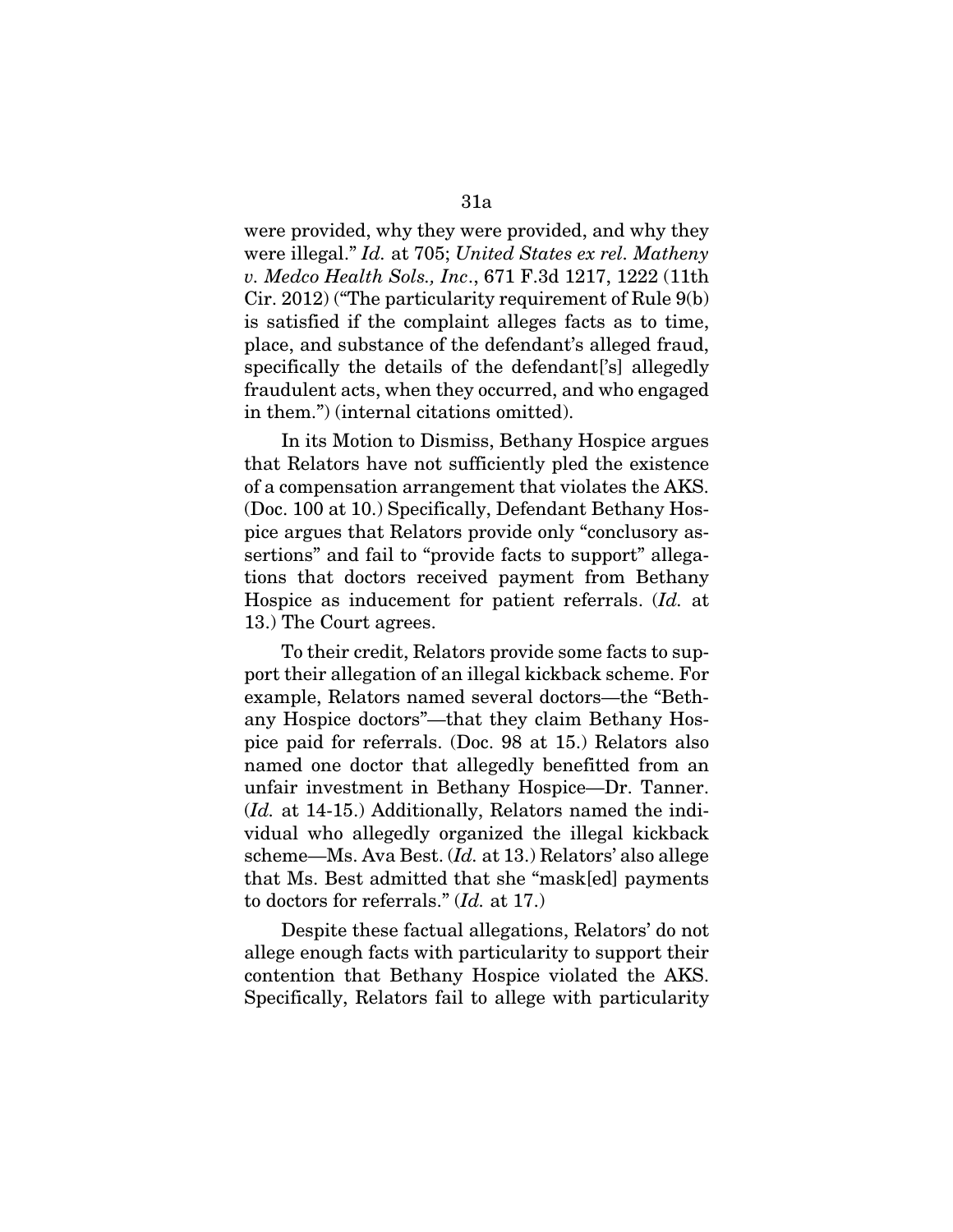were provided, why they were provided, and why they were illegal." *Id.* at 705; *United States ex rel. Matheny v. Medco Health Sols., Inc*., 671 F.3d 1217, 1222 (11th Cir. 2012) ("The particularity requirement of Rule 9(b) is satisfied if the complaint alleges facts as to time, place, and substance of the defendant's alleged fraud, specifically the details of the defendant['s] allegedly fraudulent acts, when they occurred, and who engaged in them.") (internal citations omitted).

In its Motion to Dismiss, Bethany Hospice argues that Relators have not sufficiently pled the existence of a compensation arrangement that violates the AKS. (Doc. 100 at 10.) Specifically, Defendant Bethany Hospice argues that Relators provide only "conclusory assertions" and fail to "provide facts to support" allegations that doctors received payment from Bethany Hospice as inducement for patient referrals. (*Id.* at 13.) The Court agrees.

To their credit, Relators provide some facts to support their allegation of an illegal kickback scheme. For example, Relators named several doctors—the "Bethany Hospice doctors"—that they claim Bethany Hospice paid for referrals. (Doc. 98 at 15.) Relators also named one doctor that allegedly benefitted from an unfair investment in Bethany Hospice—Dr. Tanner. (*Id.* at 14-15.) Additionally, Relators named the individual who allegedly organized the illegal kickback scheme—Ms. Ava Best. (*Id.* at 13.) Relators' also allege that Ms. Best admitted that she "mask[ed] payments to doctors for referrals." (*Id.* at 17.)

Despite these factual allegations, Relators' do not allege enough facts with particularity to support their contention that Bethany Hospice violated the AKS. Specifically, Relators fail to allege with particularity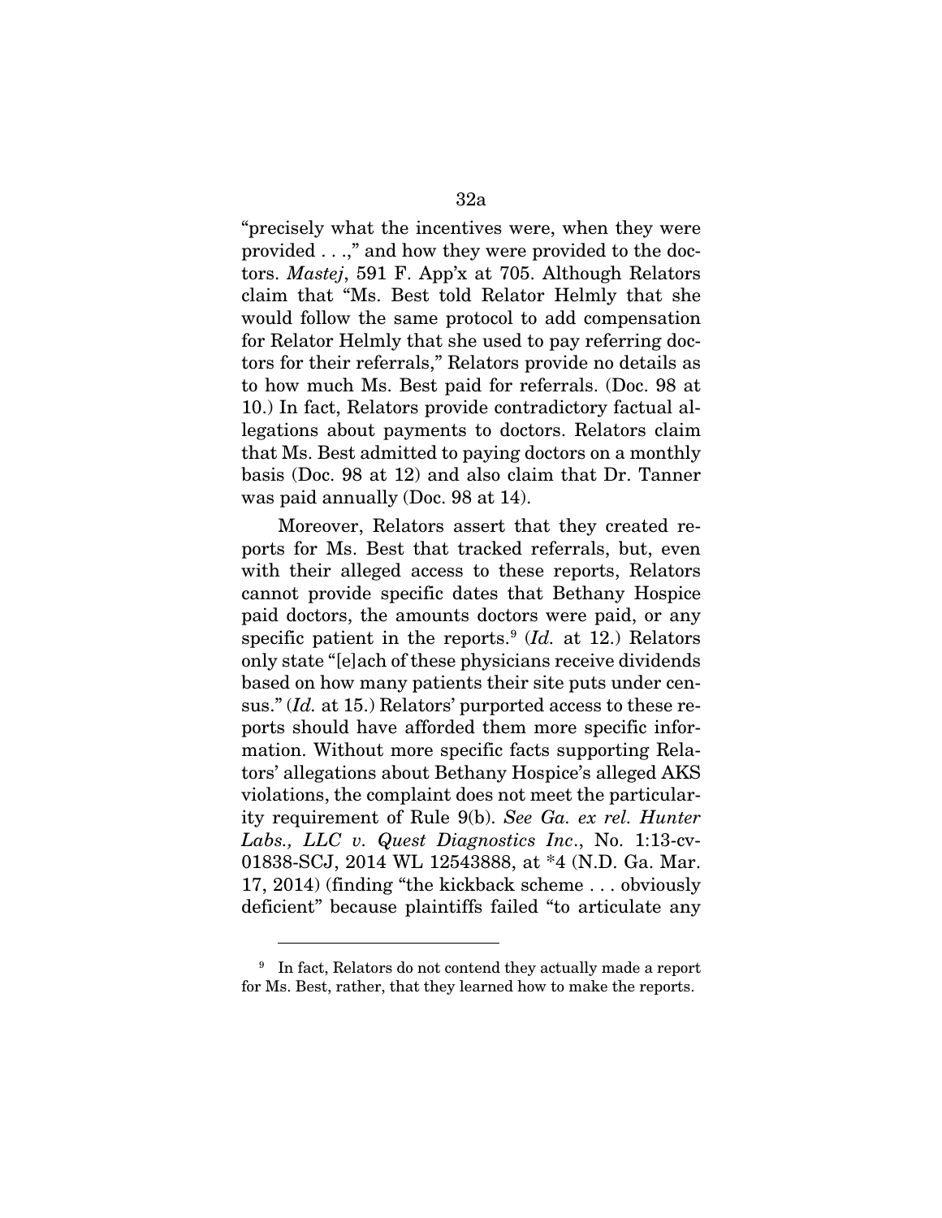"precisely what the incentives were, when they were provided . . .," and how they were provided to the doctors. *Mastej*, 591 F. App'x at 705. Although Relators claim that "Ms. Best told Relator Helmly that she would follow the same protocol to add compensation for Relator Helmly that she used to pay referring doctors for their referrals," Relators provide no details as to how much Ms. Best paid for referrals. (Doc. 98 at 10.) In fact, Relators provide contradictory factual allegations about payments to doctors. Relators claim that Ms. Best admitted to paying doctors on a monthly basis (Doc. 98 at 12) and also claim that Dr. Tanner was paid annually (Doc. 98 at 14).

Moreover, Relators assert that they created reports for Ms. Best that tracked referrals, but, even with their alleged access to these reports, Relators cannot provide specific dates that Bethany Hospice paid doctors, the amounts doctors were paid, or any specific patient in the reports.[9] (*Id.* at 12.) Relators only state "[e]ach of these physicians receive dividends based on how many patients their site puts under census." (*Id.* at 15.) Relators' purported access to these reports should have afforded them more specific information. Without more specific facts supporting Relators' allegations about Bethany Hospice's alleged AKS violations, the complaint does not meet the particularity requirement of Rule 9(b). *See Ga. ex rel. Hunter Labs., LLC v. Quest Diagnostics Inc*., No. 1:13-cv-01838-SCJ, 2014 WL 12543888, at *4 (N.D. Ga. Mar. 17, 2014) (finding "the kickback scheme . . . obviously deficient" because plaintiffs failed "to articulate any

---

[9] In fact, Relators do not contend they actually made a report for Ms. Best, rather, that they learned how to make the reports.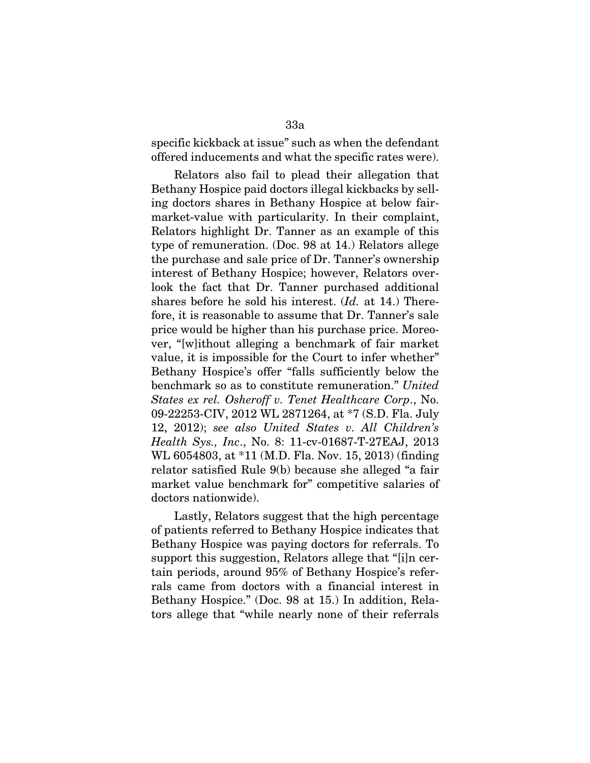specific kickback at issue" such as when the defendant offered inducements and what the specific rates were).

Relators also fail to plead their allegation that Bethany Hospice paid doctors illegal kickbacks by selling doctors shares in Bethany Hospice at below fair-market-value with particularity. In their complaint, Relators highlight Dr. Tanner as an example of this type of remuneration. (Doc. 98 at 14.) Relators allege the purchase and sale price of Dr. Tanner's ownership interest of Bethany Hospice; however, Relators overlook the fact that Dr. Tanner purchased additional shares before he sold his interest. (*Id.* at 14.) Therefore, it is reasonable to assume that Dr. Tanner's sale price would be higher than his purchase price. Moreover, "[w]ithout alleging a benchmark of fair market value, it is impossible for the Court to infer whether" Bethany Hospice's offer "falls sufficiently below the benchmark so as to constitute remuneration." *United States ex rel. Osheroff v. Tenet Healthcare Corp*., No. 09-22253-CIV, 2012 WL 2871264, at *7 (S.D. Fla. July 12, 2012); *see also United States v. All Children's Health Sys., Inc*., No. 8: 11-cv-01687-T-27EAJ, 2013 WL 6054803, at *11 (M.D. Fla. Nov. 15, 2013) (finding relator satisfied Rule 9(b) because she alleged "a fair market value benchmark for" competitive salaries of doctors nationwide).

Lastly, Relators suggest that the high percentage of patients referred to Bethany Hospice indicates that Bethany Hospice was paying doctors for referrals. To support this suggestion, Relators allege that "[i]n certain periods, around 95% of Bethany Hospice's referrals came from doctors with a financial interest in Bethany Hospice." (Doc. 98 at 15.) In addition, Relators allege that "while nearly none of their referrals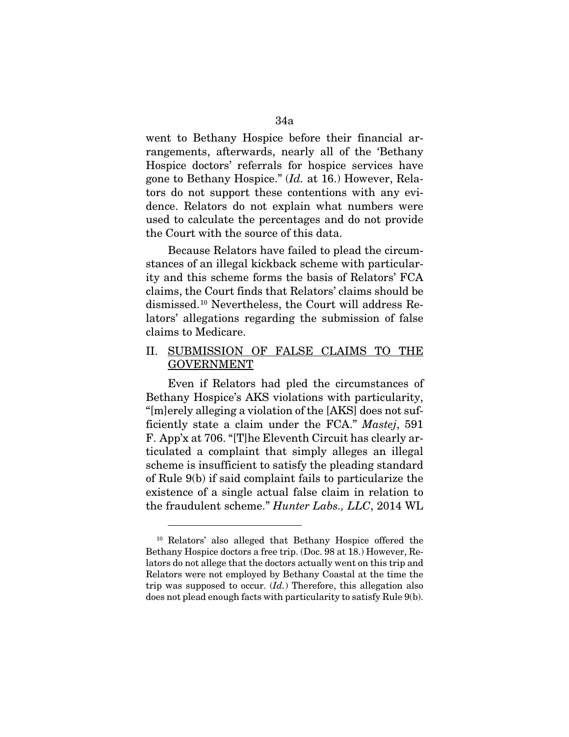went to Bethany Hospice before their financial arrangements, afterwards, nearly all of the 'Bethany Hospice doctors' referrals for hospice services have gone to Bethany Hospice." (*Id.* at 16.) However, Relators do not support these contentions with any evidence. Relators do not explain what numbers were used to calculate the percentages and do not provide the Court with the source of this data.

Because Relators have failed to plead the circumstances of an illegal kickback scheme with particularity and this scheme forms the basis of Relators' FCA claims, the Court finds that Relators' claims should be dismissed.[10] Nevertheless, the Court will address Relators' allegations regarding the submission of false claims to Medicare.

## II. SUBMISSION OF FALSE CLAIMS TO THE GOVERNMENT

Even if Relators had pled the circumstances of Bethany Hospice's AKS violations with particularity, "[m]erely alleging a violation of the [AKS] does not sufficiently state a claim under the FCA." *Mastej*, 591 F. App'x at 706. "[T]he Eleventh Circuit has clearly articulated a complaint that simply alleges an illegal scheme is insufficient to satisfy the pleading standard of Rule 9(b) if said complaint fails to particularize the existence of a single actual false claim in relation to the fraudulent scheme." *Hunter Labs., LLC*, 2014 WL

---

[10] Relators' also alleged that Bethany Hospice offered the Bethany Hospice doctors a free trip. (Doc. 98 at 18.) However, Relators do not allege that the doctors actually went on this trip and Relators were not employed by Bethany Coastal at the time the trip was supposed to occur. (*Id.*) Therefore, this allegation also does not plead enough facts with particularity to satisfy Rule 9(b).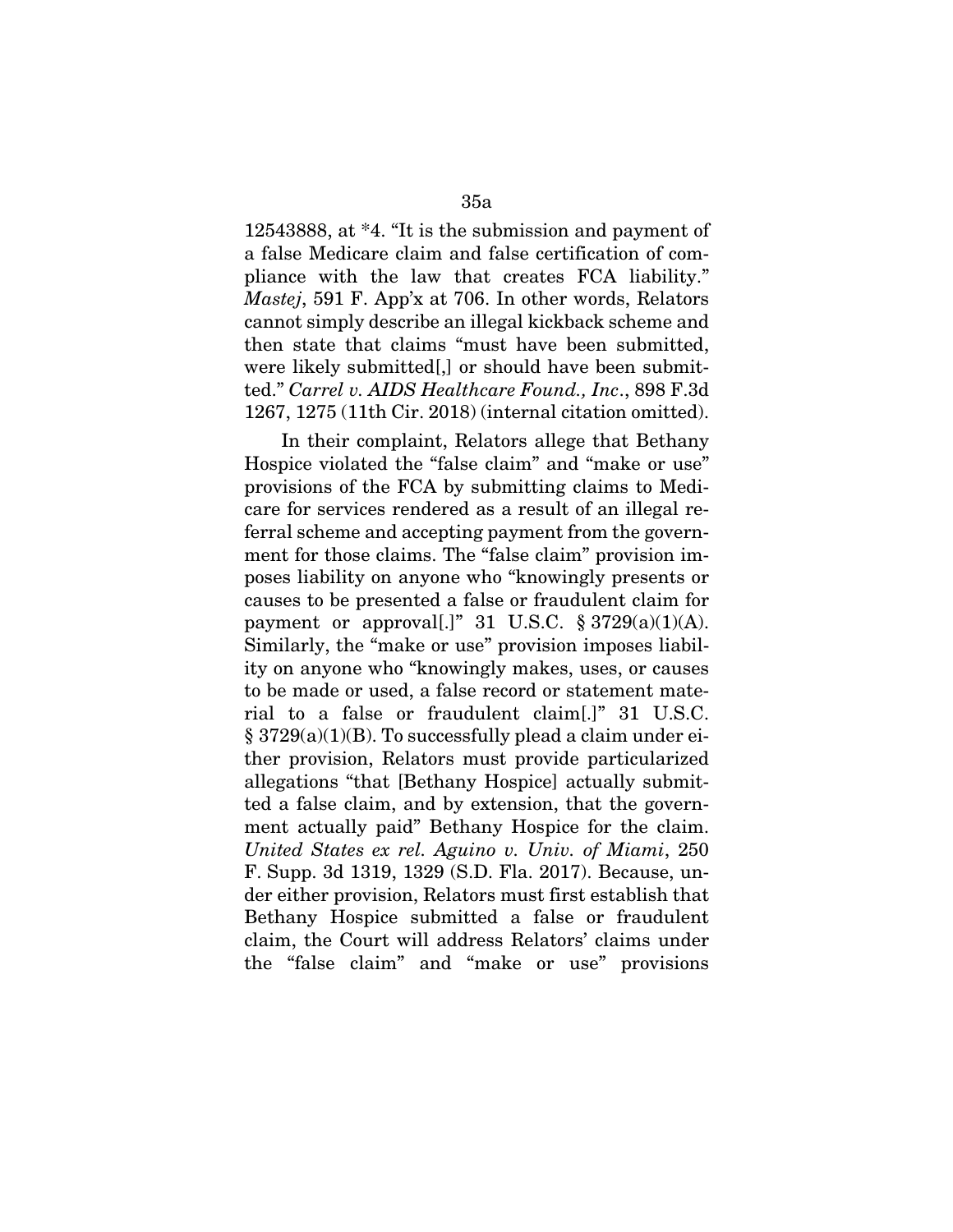12543888, at *4. "It is the submission and payment of a false Medicare claim and false certification of compliance with the law that creates FCA liability." *Mastej*, 591 F. App'x at 706. In other words, Relators cannot simply describe an illegal kickback scheme and then state that claims "must have been submitted, were likely submitted[,] or should have been submitted." *Carrel v. AIDS Healthcare Found., Inc*., 898 F.3d 1267, 1275 (11th Cir. 2018) (internal citation omitted).

In their complaint, Relators allege that Bethany Hospice violated the "false claim" and "make or use" provisions of the FCA by submitting claims to Medicare for services rendered as a result of an illegal referral scheme and accepting payment from the government for those claims. The "false claim" provision imposes liability on anyone who "knowingly presents or causes to be presented a false or fraudulent claim for payment or approval[.]" 31 U.S.C. § 3729(a)(1)(A). Similarly, the "make or use" provision imposes liability on anyone who "knowingly makes, uses, or causes to be made or used, a false record or statement material to a false or fraudulent claim[.]" 31 U.S.C. § 3729(a)(1)(B). To successfully plead a claim under either provision, Relators must provide particularized allegations "that [Bethany Hospice] actually submitted a false claim, and by extension, that the government actually paid" Bethany Hospice for the claim. *United States ex rel. Aguino v. Univ. of Miami*, 250 F. Supp. 3d 1319, 1329 (S.D. Fla. 2017). Because, under either provision, Relators must first establish that Bethany Hospice submitted a false or fraudulent claim, the Court will address Relators' claims under the "false claim" and "make or use" provisions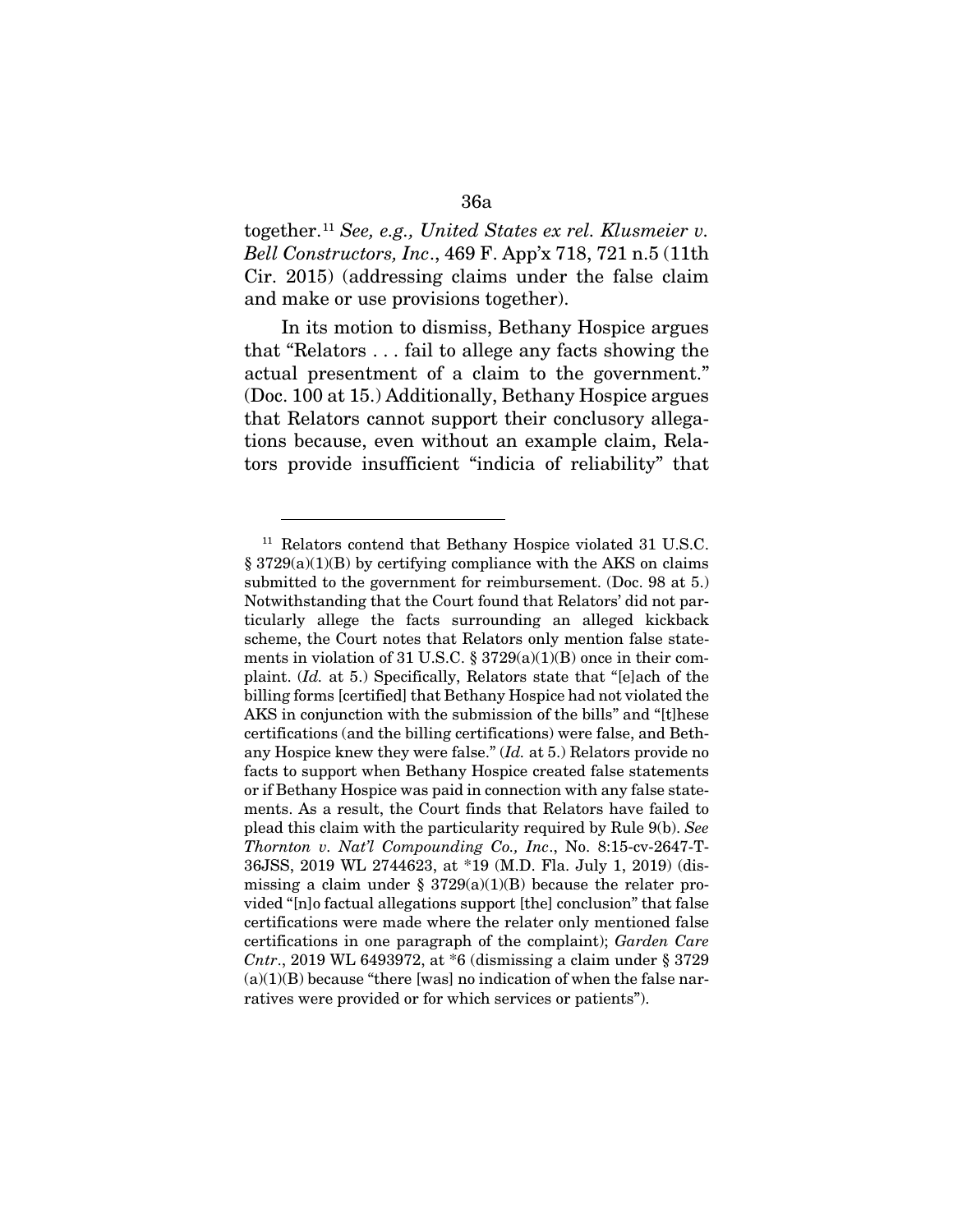together.[11] *See, e.g., United States ex rel. Klusmeier v. Bell Constructors, Inc*., 469 F. App'x 718, 721 n.5 (11th Cir. 2015) (addressing claims under the false claim and make or use provisions together).

In its motion to dismiss, Bethany Hospice argues that "Relators . . . fail to allege any facts showing the actual presentment of a claim to the government." (Doc. 100 at 15.) Additionally, Bethany Hospice argues that Relators cannot support their conclusory allegations because, even without an example claim, Relators provide insufficient "indicia of reliability" that

---

[11] Relators contend that Bethany Hospice violated 31 U.S.C. § 3729(a)(1)(B) by certifying compliance with the AKS on claims submitted to the government for reimbursement. (Doc. 98 at 5.) Notwithstanding that the Court found that Relators' did not particularly allege the facts surrounding an alleged kickback scheme, the Court notes that Relators only mention false statements in violation of 31 U.S.C. § 3729(a)(1)(B) once in their complaint. (*Id.* at 5.) Specifically, Relators state that "[e]ach of the billing forms [certified] that Bethany Hospice had not violated the AKS in conjunction with the submission of the bills" and "[t]hese certifications (and the billing certifications) were false, and Bethany Hospice knew they were false." (*Id.* at 5.) Relators provide no facts to support when Bethany Hospice created false statements or if Bethany Hospice was paid in connection with any false statements. As a result, the Court finds that Relators have failed to plead this claim with the particularity required by Rule 9(b). *See Thornton v. Nat'l Compounding Co., Inc*., No. 8:15-cv-2647-T-36JSS, 2019 WL 2744623, at *19 (M.D. Fla. July 1, 2019) (dismissing a claim under § 3729(a)(1)(B) because the relater provided "[n]o factual allegations support [the] conclusion" that false certifications were made where the relater only mentioned false certifications in one paragraph of the complaint); *Garden Care Cntr*., 2019 WL 6493972, at *6 (dismissing a claim under § 3729 (a)(1)(B) because "there [was] no indication of when the false narratives were provided or for which services or patients").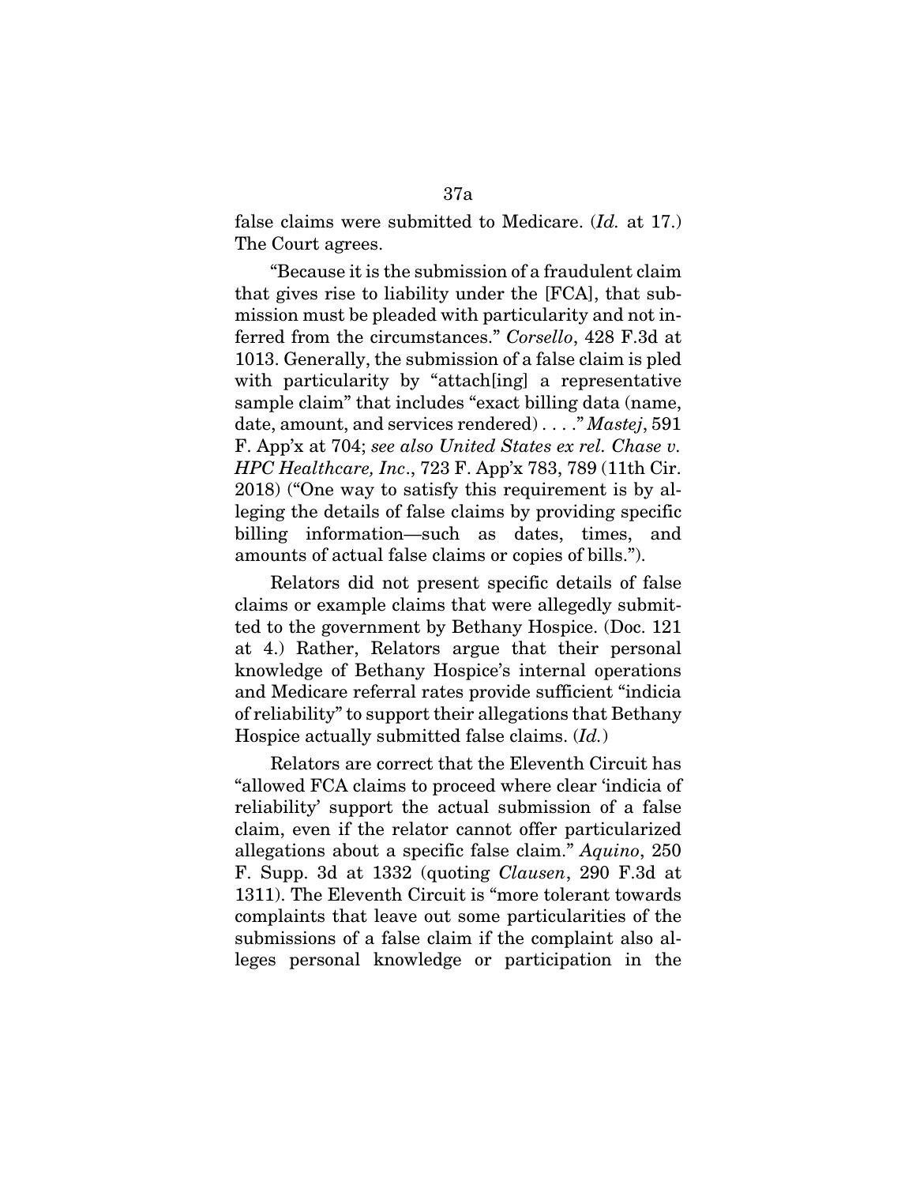false claims were submitted to Medicare. (*Id.* at 17.) The Court agrees.

"Because it is the submission of a fraudulent claim that gives rise to liability under the [FCA], that submission must be pleaded with particularity and not inferred from the circumstances." *Corsello*, 428 F.3d at 1013. Generally, the submission of a false claim is pled with particularity by "attach[ing] a representative sample claim" that includes "exact billing data (name, date, amount, and services rendered) . . . ." *Mastej*, 591 F. App'x at 704; *see also United States ex rel. Chase v. HPC Healthcare, Inc*., 723 F. App'x 783, 789 (11th Cir. 2018) ("One way to satisfy this requirement is by alleging the details of false claims by providing specific billing information—such as dates, times, and amounts of actual false claims or copies of bills.").

Relators did not present specific details of false claims or example claims that were allegedly submitted to the government by Bethany Hospice. (Doc. 121 at 4.) Rather, Relators argue that their personal knowledge of Bethany Hospice's internal operations and Medicare referral rates provide sufficient "indicia of reliability" to support their allegations that Bethany Hospice actually submitted false claims. (*Id.*)

Relators are correct that the Eleventh Circuit has "allowed FCA claims to proceed where clear 'indicia of reliability' support the actual submission of a false claim, even if the relator cannot offer particularized allegations about a specific false claim." *Aquino*, 250 F. Supp. 3d at 1332 (quoting *Clausen*, 290 F.3d at 1311). The Eleventh Circuit is "more tolerant towards complaints that leave out some particularities of the submissions of a false claim if the complaint also alleges personal knowledge or participation in the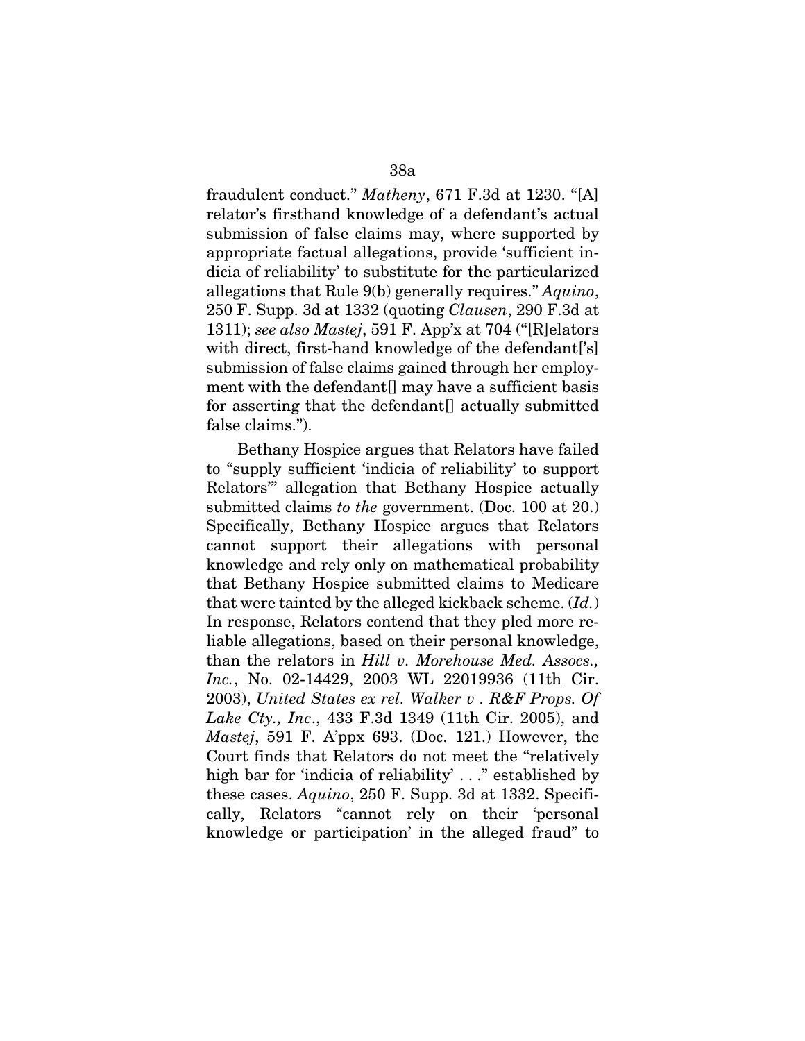fraudulent conduct." *Matheny*, 671 F.3d at 1230. "[A] relator's firsthand knowledge of a defendant's actual submission of false claims may, where supported by appropriate factual allegations, provide 'sufficient indicia of reliability' to substitute for the particularized allegations that Rule 9(b) generally requires." *Aquino*, 250 F. Supp. 3d at 1332 (quoting *Clausen*, 290 F.3d at 1311); *see also Mastej*, 591 F. App'x at 704 ("[R]elators with direct, first-hand knowledge of the defendant['s] submission of false claims gained through her employment with the defendant[] may have a sufficient basis for asserting that the defendant[] actually submitted false claims.").

Bethany Hospice argues that Relators have failed to "supply sufficient 'indicia of reliability' to support Relators'" allegation that Bethany Hospice actually submitted claims *to the* government. (Doc. 100 at 20.) Specifically, Bethany Hospice argues that Relators cannot support their allegations with personal knowledge and rely only on mathematical probability that Bethany Hospice submitted claims to Medicare that were tainted by the alleged kickback scheme. (*Id.*) In response, Relators contend that they pled more reliable allegations, based on their personal knowledge, than the relators in *Hill v. Morehouse Med. Assocs., Inc.*, No. 02-14429, 2003 WL 22019936 (11th Cir. 2003), *United States ex rel. Walker v . R&F Props. Of Lake Cty., Inc*., 433 F.3d 1349 (11th Cir. 2005), and *Mastej*, 591 F. A'ppx 693. (Doc. 121.) However, the Court finds that Relators do not meet the "relatively high bar for 'indicia of reliability' . . ." established by these cases. *Aquino*, 250 F. Supp. 3d at 1332. Specifically, Relators "cannot rely on their 'personal knowledge or participation' in the alleged fraud" to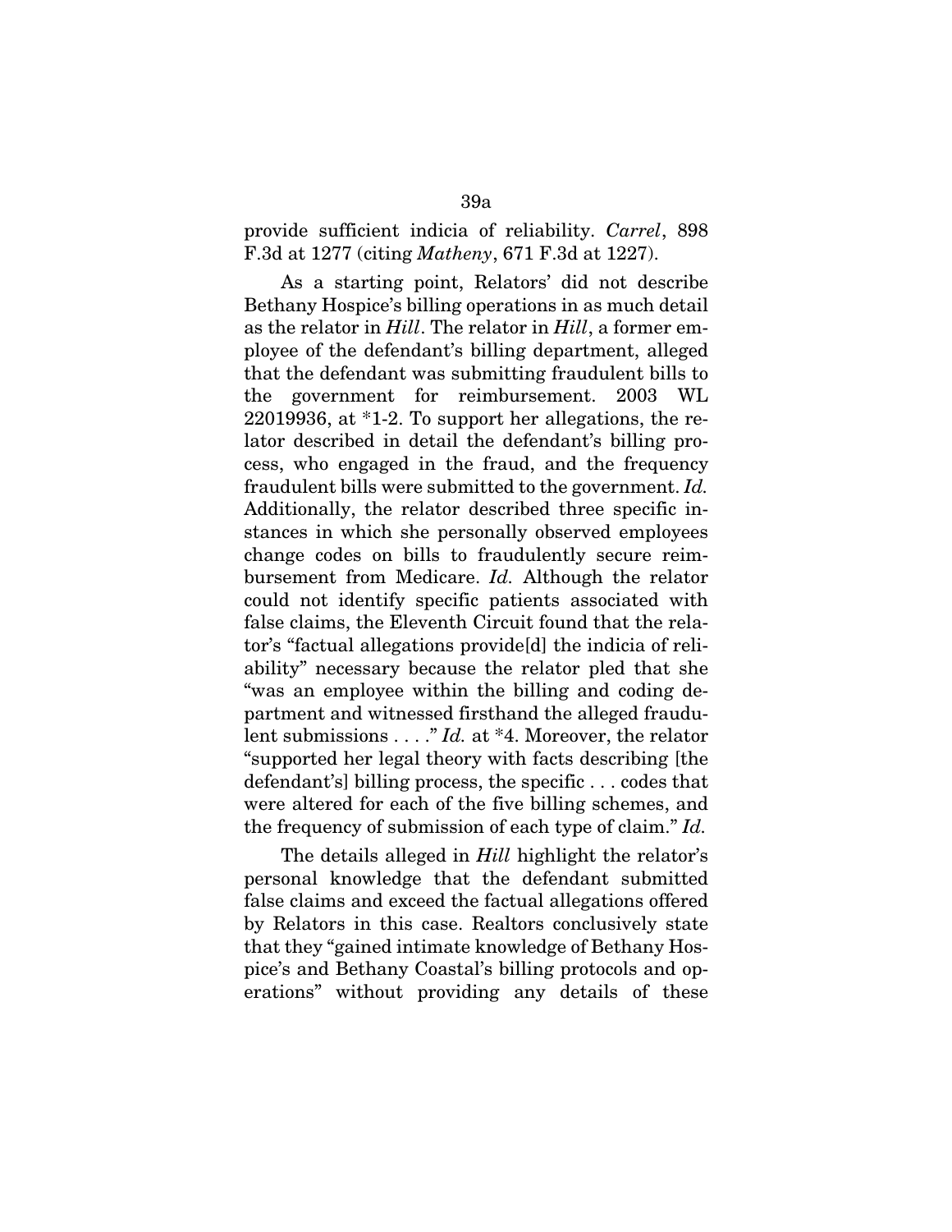provide sufficient indicia of reliability. *Carrel*, 898 F.3d at 1277 (citing *Matheny*, 671 F.3d at 1227).

As a starting point, Relators' did not describe Bethany Hospice's billing operations in as much detail as the relator in *Hill*. The relator in *Hill*, a former employee of the defendant's billing department, alleged that the defendant was submitting fraudulent bills to the government for reimbursement. 2003 WL 22019936, at *1-2. To support her allegations, the relator described in detail the defendant's billing process, who engaged in the fraud, and the frequency fraudulent bills were submitted to the government. *Id.* Additionally, the relator described three specific instances in which she personally observed employees change codes on bills to fraudulently secure reimbursement from Medicare. *Id.* Although the relator could not identify specific patients associated with false claims, the Eleventh Circuit found that the relator's "factual allegations provide[d] the indicia of reliability" necessary because the relator pled that she "was an employee within the billing and coding department and witnessed firsthand the alleged fraudulent submissions . . . ." *Id.* at *4. Moreover, the relator "supported her legal theory with facts describing [the defendant's] billing process, the specific . . . codes that were altered for each of the five billing schemes, and the frequency of submission of each type of claim." *Id.*

The details alleged in *Hill* highlight the relator's personal knowledge that the defendant submitted false claims and exceed the factual allegations offered by Relators in this case. Realtors conclusively state that they "gained intimate knowledge of Bethany Hospice's and Bethany Coastal's billing protocols and operations" without providing any details of these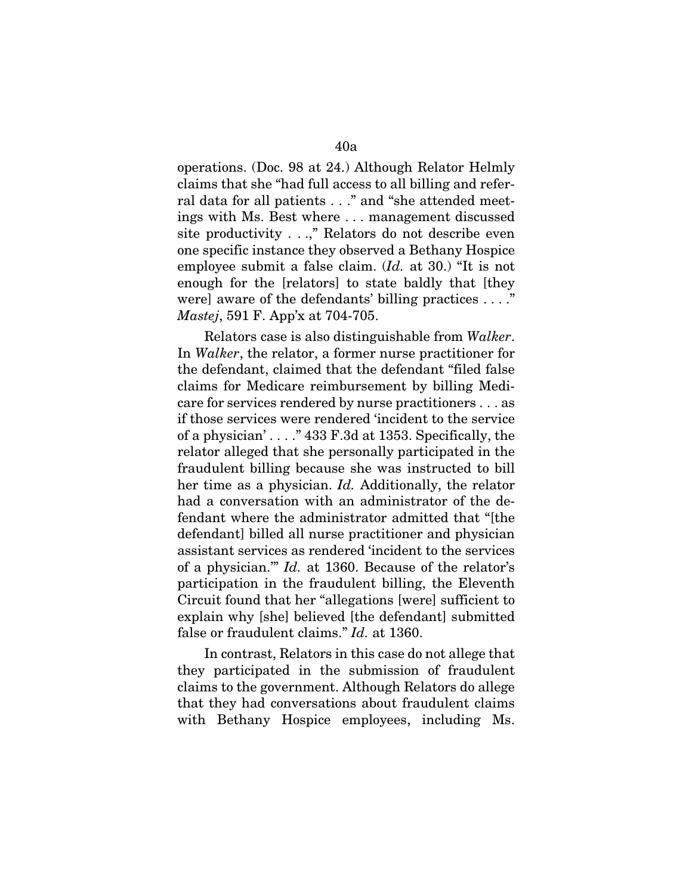operations. (Doc. 98 at 24.) Although Relator Helmly claims that she "had full access to all billing and referral data for all patients . . ." and "she attended meetings with Ms. Best where . . . management discussed site productivity . . .," Relators do not describe even one specific instance they observed a Bethany Hospice employee submit a false claim. (*Id.* at 30.) "It is not enough for the [relators] to state baldly that [they were] aware of the defendants' billing practices . . . ." *Mastej*, 591 F. App'x at 704-705.

Relators case is also distinguishable from *Walker*. In *Walker*, the relator, a former nurse practitioner for the defendant, claimed that the defendant "filed false claims for Medicare reimbursement by billing Medicare for services rendered by nurse practitioners . . . as if those services were rendered 'incident to the service of a physician' . . . ." 433 F.3d at 1353. Specifically, the relator alleged that she personally participated in the fraudulent billing because she was instructed to bill her time as a physician. *Id.* Additionally, the relator had a conversation with an administrator of the defendant where the administrator admitted that "[the defendant] billed all nurse practitioner and physician assistant services as rendered 'incident to the services of a physician.'" *Id.* at 1360. Because of the relator's participation in the fraudulent billing, the Eleventh Circuit found that her "allegations [were] sufficient to explain why [she] believed [the defendant] submitted false or fraudulent claims." *Id.* at 1360.

In contrast, Relators in this case do not allege that they participated in the submission of fraudulent claims to the government. Although Relators do allege that they had conversations about fraudulent claims with Bethany Hospice employees, including Ms.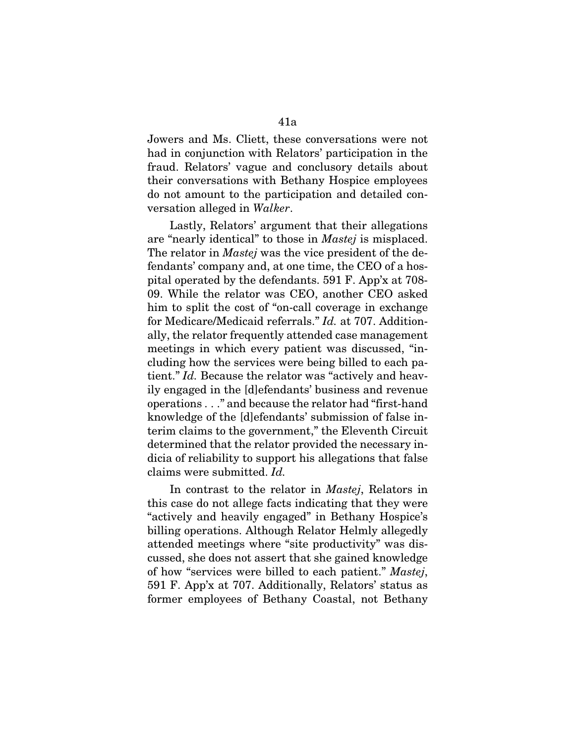Jowers and Ms. Cliett, these conversations were not had in conjunction with Relators' participation in the fraud. Relators' vague and conclusory details about their conversations with Bethany Hospice employees do not amount to the participation and detailed conversation alleged in *Walker*.

Lastly, Relators' argument that their allegations are "nearly identical" to those in *Mastej* is misplaced. The relator in *Mastej* was the vice president of the defendants' company and, at one time, the CEO of a hospital operated by the defendants. 591 F. App'x at 708-09. While the relator was CEO, another CEO asked him to split the cost of "on-call coverage in exchange for Medicare/Medicaid referrals." *Id.* at 707. Additionally, the relator frequently attended case management meetings in which every patient was discussed, "including how the services were being billed to each patient." *Id.* Because the relator was "actively and heavily engaged in the [d]efendants' business and revenue operations . . ." and because the relator had "first-hand knowledge of the [d]efendants' submission of false interim claims to the government," the Eleventh Circuit determined that the relator provided the necessary indicia of reliability to support his allegations that false claims were submitted. *Id.*

In contrast to the relator in *Mastej*, Relators in this case do not allege facts indicating that they were "actively and heavily engaged" in Bethany Hospice's billing operations. Although Relator Helmly allegedly attended meetings where "site productivity" was discussed, she does not assert that she gained knowledge of how "services were billed to each patient." *Mastej*, 591 F. App'x at 707. Additionally, Relators' status as former employees of Bethany Coastal, not Bethany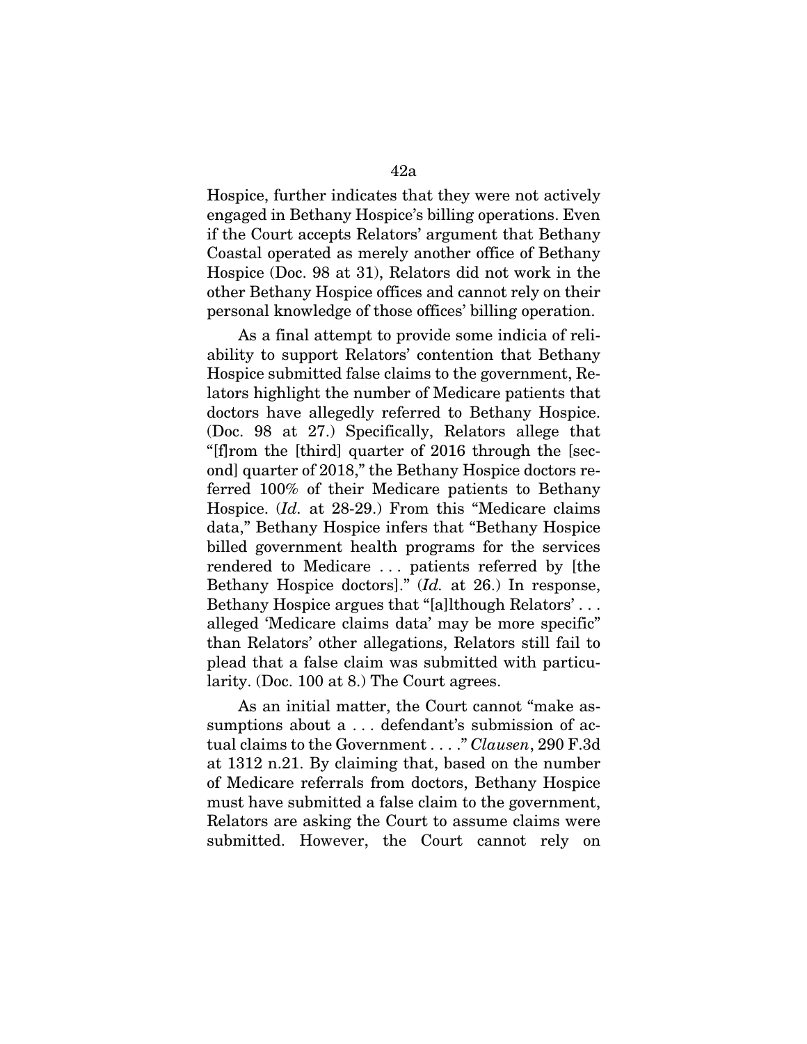Hospice, further indicates that they were not actively engaged in Bethany Hospice's billing operations. Even if the Court accepts Relators' argument that Bethany Coastal operated as merely another office of Bethany Hospice (Doc. 98 at 31), Relators did not work in the other Bethany Hospice offices and cannot rely on their personal knowledge of those offices' billing operation.

As a final attempt to provide some indicia of reliability to support Relators' contention that Bethany Hospice submitted false claims to the government, Relators highlight the number of Medicare patients that doctors have allegedly referred to Bethany Hospice. (Doc. 98 at 27.) Specifically, Relators allege that "[f]rom the [third] quarter of 2016 through the [second] quarter of 2018," the Bethany Hospice doctors referred 100% of their Medicare patients to Bethany Hospice. (*Id.* at 28-29.) From this "Medicare claims data," Bethany Hospice infers that "Bethany Hospice billed government health programs for the services rendered to Medicare . . . patients referred by [the Bethany Hospice doctors]." (*Id.* at 26.) In response, Bethany Hospice argues that "[a]lthough Relators' . . . alleged 'Medicare claims data' may be more specific" than Relators' other allegations, Relators still fail to plead that a false claim was submitted with particularity. (Doc. 100 at 8.) The Court agrees.

As an initial matter, the Court cannot "make assumptions about a . . . defendant's submission of actual claims to the Government . . . ." *Clausen*, 290 F.3d at 1312 n.21. By claiming that, based on the number of Medicare referrals from doctors, Bethany Hospice must have submitted a false claim to the government, Relators are asking the Court to assume claims were submitted. However, the Court cannot rely on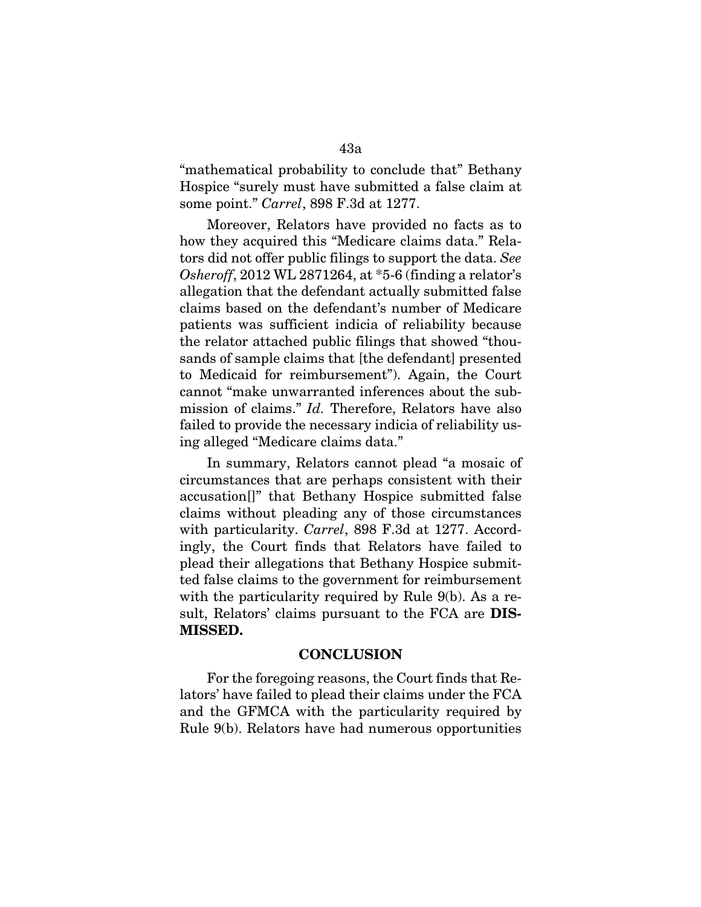"mathematical probability to conclude that" Bethany Hospice "surely must have submitted a false claim at some point." *Carrel*, 898 F.3d at 1277.

Moreover, Relators have provided no facts as to how they acquired this "Medicare claims data." Relators did not offer public filings to support the data. *See Osheroff*, 2012 WL 2871264, at *5-6 (finding a relator's allegation that the defendant actually submitted false claims based on the defendant's number of Medicare patients was sufficient indicia of reliability because the relator attached public filings that showed "thousands of sample claims that [the defendant] presented to Medicaid for reimbursement"). Again, the Court cannot "make unwarranted inferences about the submission of claims." *Id.* Therefore, Relators have also failed to provide the necessary indicia of reliability using alleged "Medicare claims data."

In summary, Relators cannot plead "a mosaic of circumstances that are perhaps consistent with their accusation[]" that Bethany Hospice submitted false claims without pleading any of those circumstances with particularity. *Carrel*, 898 F.3d at 1277. Accordingly, the Court finds that Relators have failed to plead their allegations that Bethany Hospice submitted false claims to the government for reimbursement with the particularity required by Rule 9(b). As a result, Relators' claims pursuant to the FCA are **DISMISSED.**

## CONCLUSION

For the foregoing reasons, the Court finds that Relators' have failed to plead their claims under the FCA and the GFMCA with the particularity required by Rule 9(b). Relators have had numerous opportunities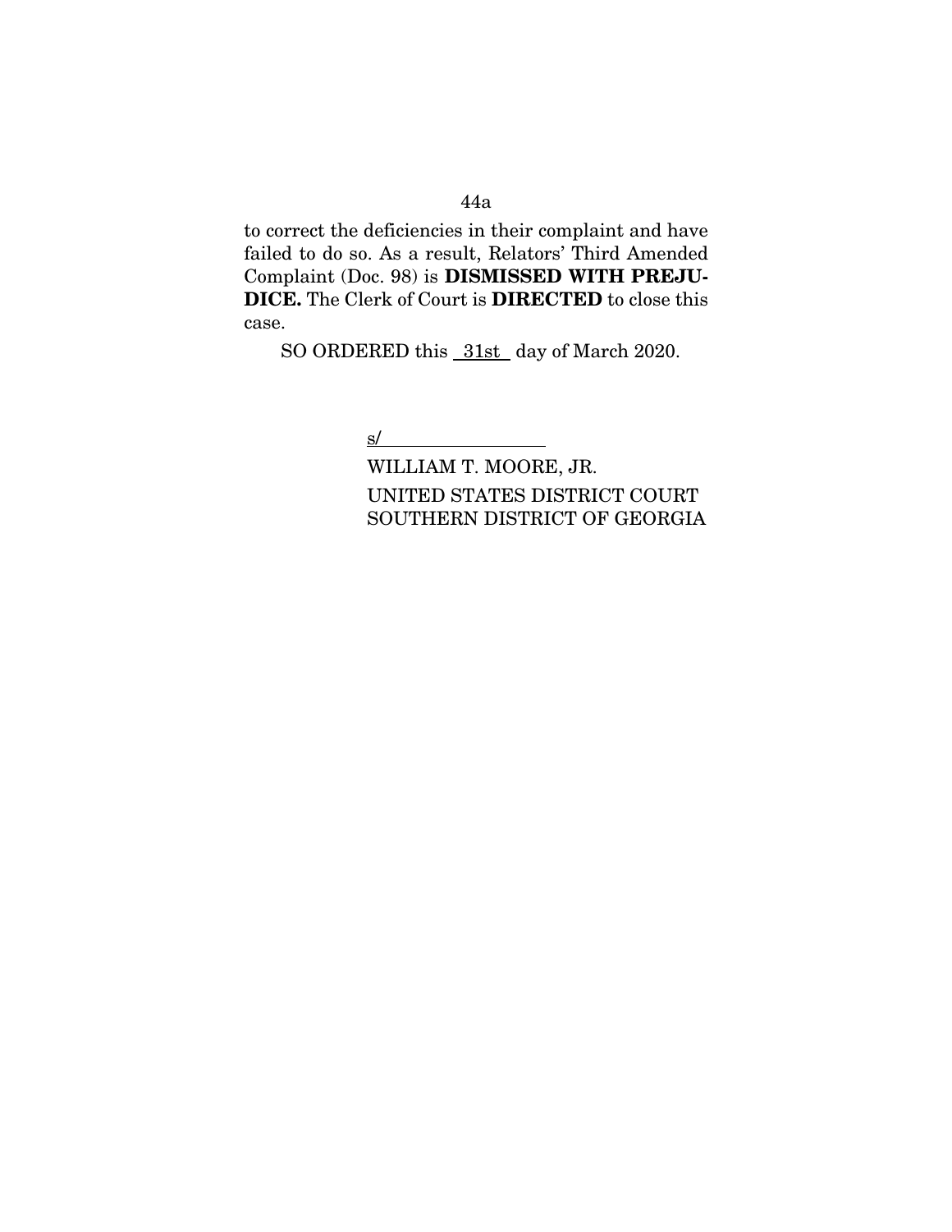to correct the deficiencies in their complaint and have failed to do so. As a result, Relators' Third Amended Complaint (Doc. 98) is **DISMISSED WITH PREJUDICE.** The Clerk of Court is **DIRECTED** to close this case.

SO ORDERED this 31st day of March 2020.

s/

WILLIAM T. MOORE, JR.
UNITED STATES DISTRICT COURT
SOUTHERN DISTRICT OF GEORGIA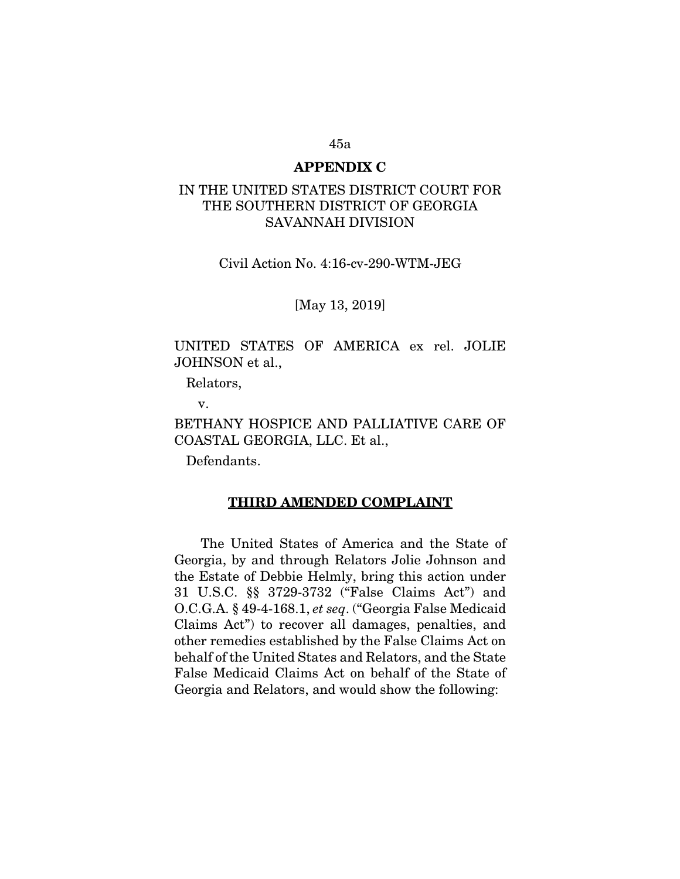## APPENDIX C

IN THE UNITED STATES DISTRICT COURT FOR THE SOUTHERN DISTRICT OF GEORGIA SAVANNAH DIVISION

Civil Action No. 4:16-cv-290-WTM-JEG

[May 13, 2019]

UNITED STATES OF AMERICA ex rel. JOLIE JOHNSON et al.,

Relators,

v.

BETHANY HOSPICE AND PALLIATIVE CARE OF COASTAL GEORGIA, LLC. Et al.,

Defendants.

**THIRD AMENDED COMPLAINT**

The United States of America and the State of Georgia, by and through Relators Jolie Johnson and the Estate of Debbie Helmly, bring this action under 31 U.S.C. §§ 3729-3732 ("False Claims Act") and O.C.G.A. § 49-4-168.1, *et seq*. ("Georgia False Medicaid Claims Act") to recover all damages, penalties, and other remedies established by the False Claims Act on behalf of the United States and Relators, and the State False Medicaid Claims Act on behalf of the State of Georgia and Relators, and would show the following: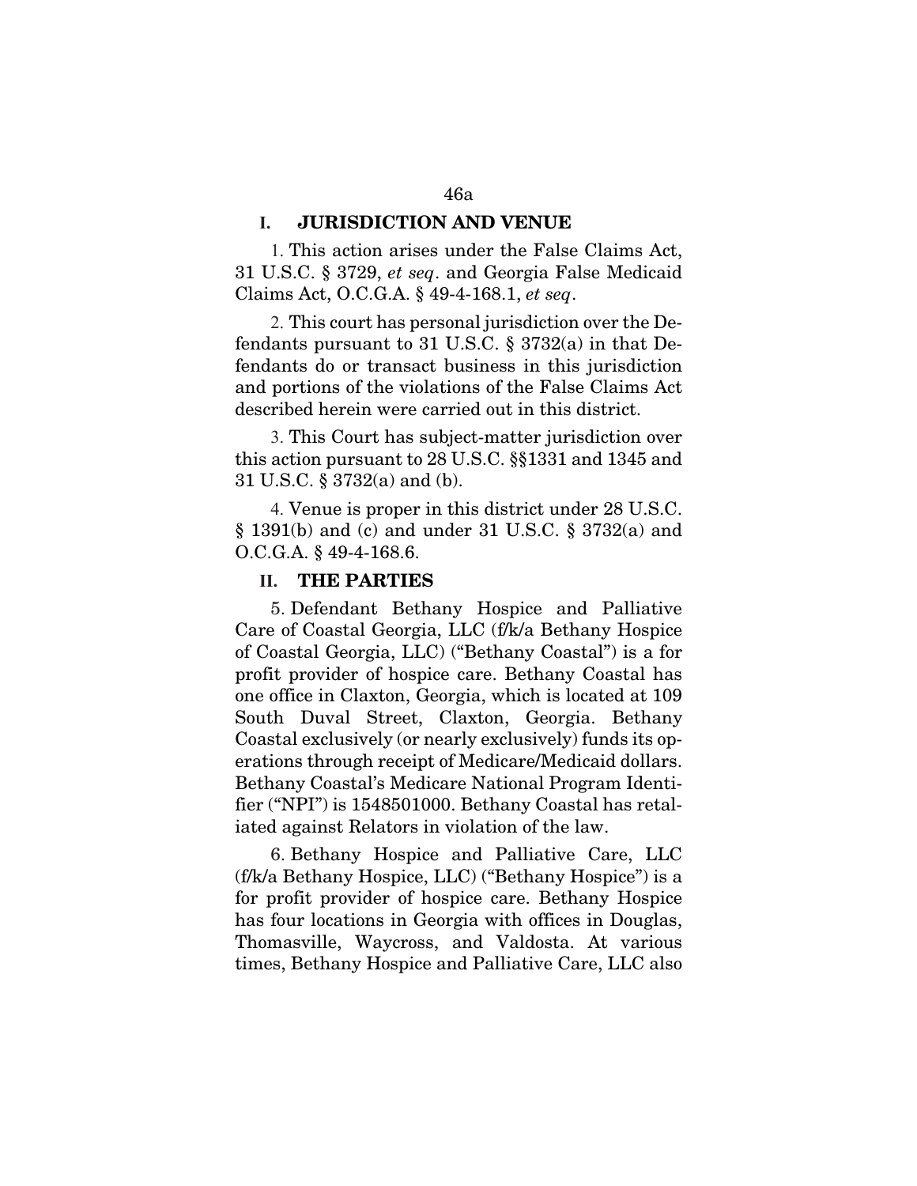## I. JURISDICTION AND VENUE

1. This action arises under the False Claims Act, 31 U.S.C. § 3729, *et seq*. and Georgia False Medicaid Claims Act, O.C.G.A. § 49-4-168.1, *et seq*.

2. This court has personal jurisdiction over the Defendants pursuant to 31 U.S.C. § 3732(a) in that Defendants do or transact business in this jurisdiction and portions of the violations of the False Claims Act described herein were carried out in this district.

3. This Court has subject-matter jurisdiction over this action pursuant to 28 U.S.C. §§1331 and 1345 and 31 U.S.C. § 3732(a) and (b).

4. Venue is proper in this district under 28 U.S.C. § 1391(b) and (c) and under 31 U.S.C. § 3732(a) and O.C.G.A. § 49-4-168.6.

## II. THE PARTIES

5. Defendant Bethany Hospice and Palliative Care of Coastal Georgia, LLC (f/k/a Bethany Hospice of Coastal Georgia, LLC) ("Bethany Coastal") is a for profit provider of hospice care. Bethany Coastal has one office in Claxton, Georgia, which is located at 109 South Duval Street, Claxton, Georgia. Bethany Coastal exclusively (or nearly exclusively) funds its operations through receipt of Medicare/Medicaid dollars. Bethany Coastal's Medicare National Program Identifier ("NPI") is 1548501000. Bethany Coastal has retaliated against Relators in violation of the law.

6. Bethany Hospice and Palliative Care, LLC (f/k/a Bethany Hospice, LLC) ("Bethany Hospice") is a for profit provider of hospice care. Bethany Hospice has four locations in Georgia with offices in Douglas, Thomasville, Waycross, and Valdosta. At various times, Bethany Hospice and Palliative Care, LLC also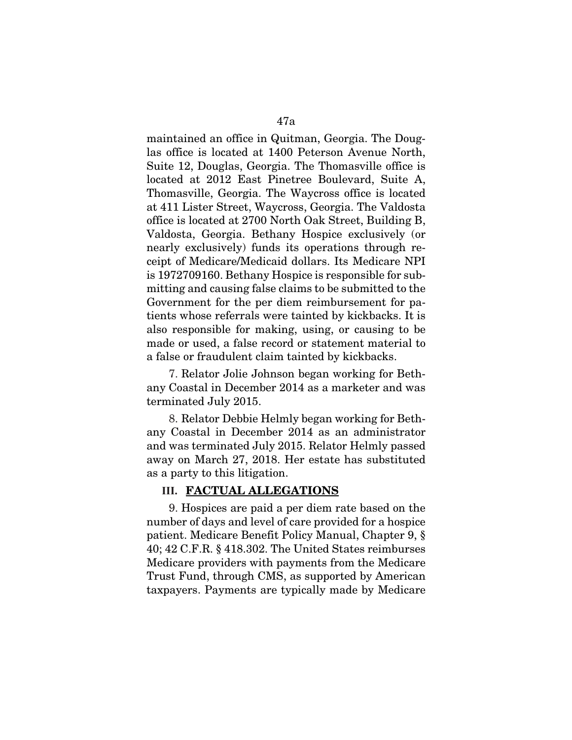maintained an office in Quitman, Georgia. The Douglas office is located at 1400 Peterson Avenue North, Suite 12, Douglas, Georgia. The Thomasville office is located at 2012 East Pinetree Boulevard, Suite A, Thomasville, Georgia. The Waycross office is located at 411 Lister Street, Waycross, Georgia. The Valdosta office is located at 2700 North Oak Street, Building B, Valdosta, Georgia. Bethany Hospice exclusively (or nearly exclusively) funds its operations through receipt of Medicare/Medicaid dollars. Its Medicare NPI is 1972709160. Bethany Hospice is responsible for submitting and causing false claims to be submitted to the Government for the per diem reimbursement for patients whose referrals were tainted by kickbacks. It is also responsible for making, using, or causing to be made or used, a false record or statement material to a false or fraudulent claim tainted by kickbacks.

7. Relator Jolie Johnson began working for Bethany Coastal in December 2014 as a marketer and was terminated July 2015.

8. Relator Debbie Helmly began working for Bethany Coastal in December 2014 as an administrator and was terminated July 2015. Relator Helmly passed away on March 27, 2018. Her estate has substituted as a party to this litigation.

## III. FACTUAL ALLEGATIONS

9. Hospices are paid a per diem rate based on the number of days and level of care provided for a hospice patient. Medicare Benefit Policy Manual, Chapter 9, § 40; 42 C.F.R. § 418.302. The United States reimburses Medicare providers with payments from the Medicare Trust Fund, through CMS, as supported by American taxpayers. Payments are typically made by Medicare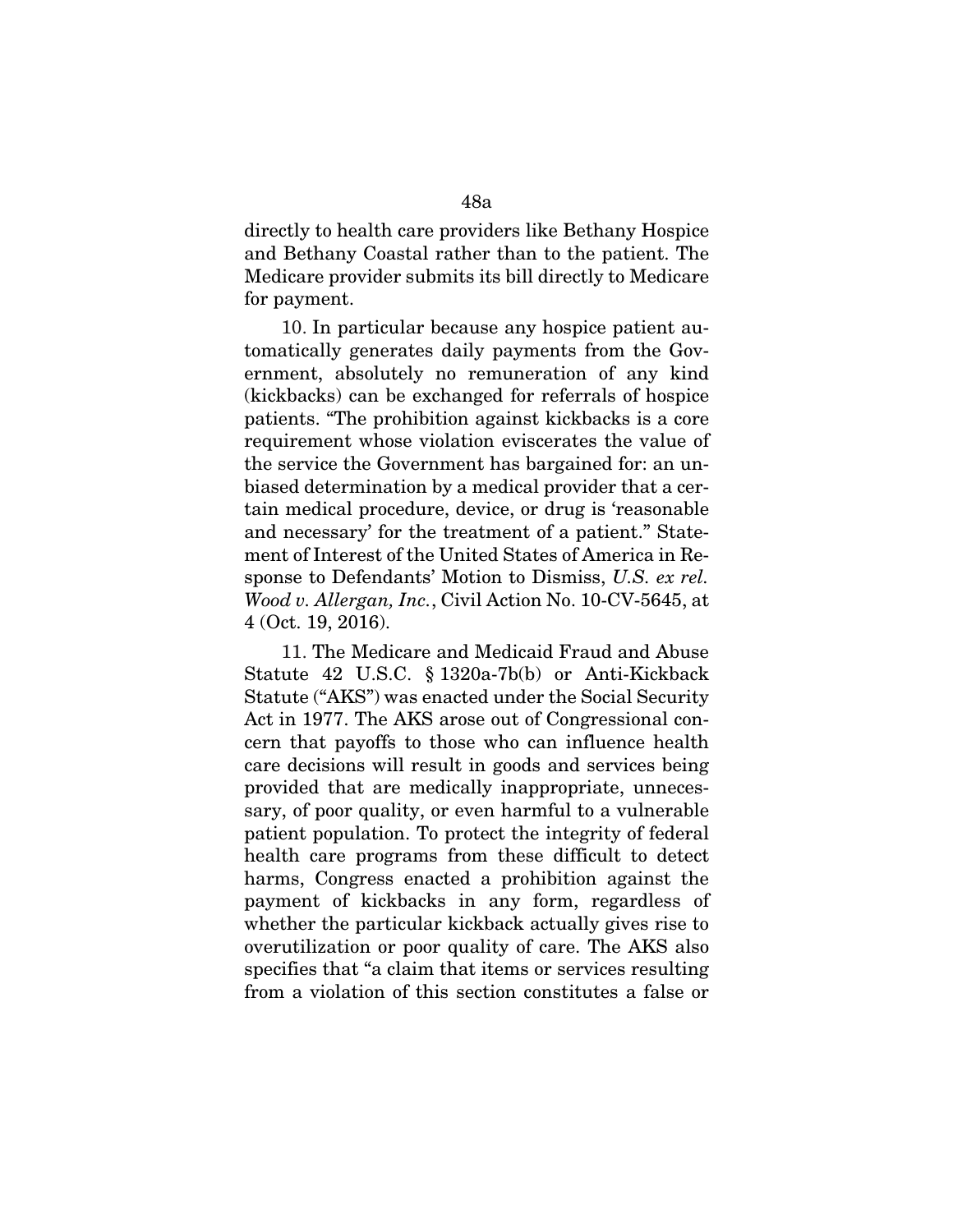directly to health care providers like Bethany Hospice and Bethany Coastal rather than to the patient. The Medicare provider submits its bill directly to Medicare for payment.

10. In particular because any hospice patient automatically generates daily payments from the Government, absolutely no remuneration of any kind (kickbacks) can be exchanged for referrals of hospice patients. "The prohibition against kickbacks is a core requirement whose violation eviscerates the value of the service the Government has bargained for: an unbiased determination by a medical provider that a certain medical procedure, device, or drug is 'reasonable and necessary' for the treatment of a patient." Statement of Interest of the United States of America in Response to Defendants' Motion to Dismiss, *U.S. ex rel. Wood v. Allergan, Inc.*, Civil Action No. 10-CV-5645, at 4 (Oct. 19, 2016).

11. The Medicare and Medicaid Fraud and Abuse Statute 42 U.S.C. § 1320a-7b(b) or Anti-Kickback Statute ("AKS") was enacted under the Social Security Act in 1977. The AKS arose out of Congressional concern that payoffs to those who can influence health care decisions will result in goods and services being provided that are medically inappropriate, unnecessary, of poor quality, or even harmful to a vulnerable patient population. To protect the integrity of federal health care programs from these difficult to detect harms, Congress enacted a prohibition against the payment of kickbacks in any form, regardless of whether the particular kickback actually gives rise to overutilization or poor quality of care. The AKS also specifies that "a claim that items or services resulting from a violation of this section constitutes a false or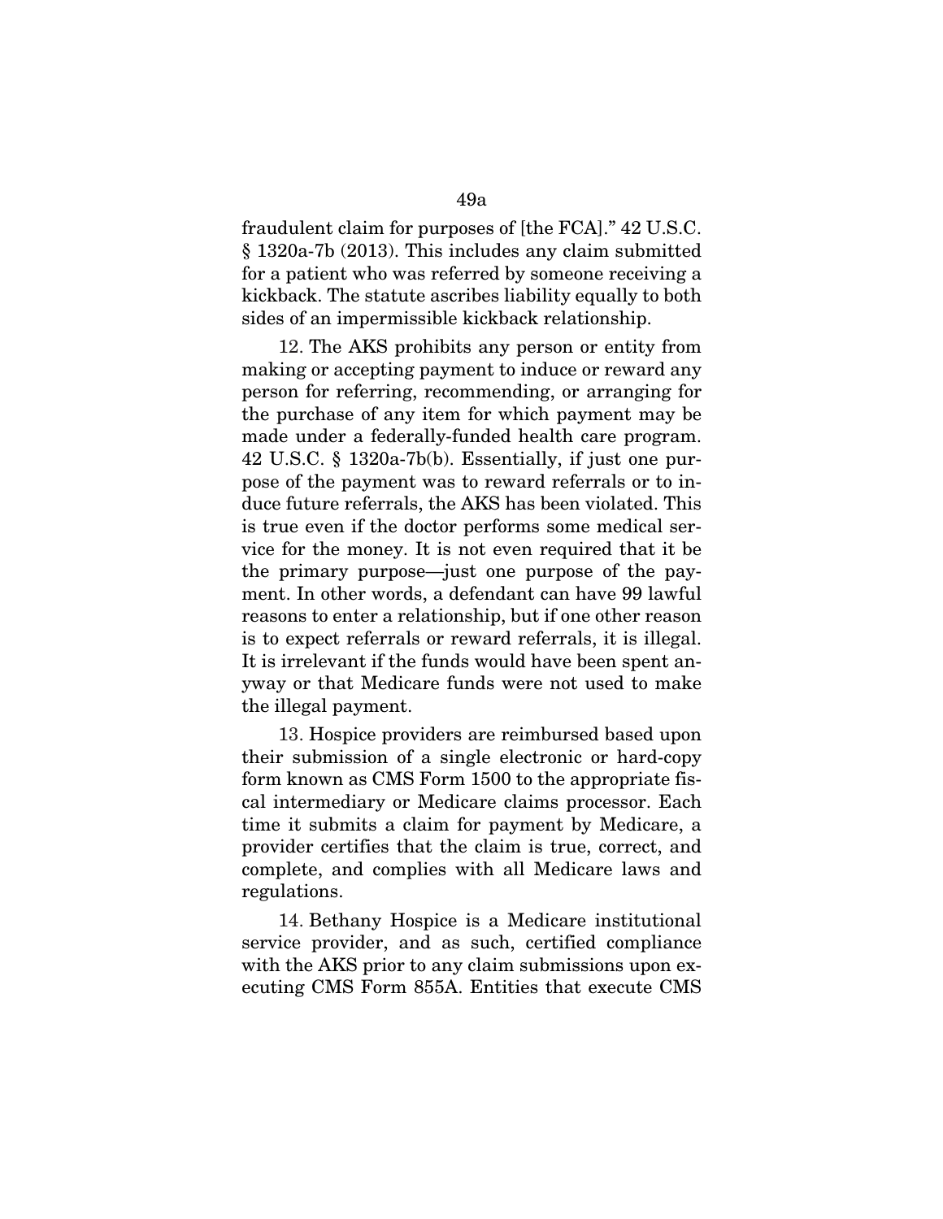fraudulent claim for purposes of [the FCA]." 42 U.S.C. § 1320a-7b (2013). This includes any claim submitted for a patient who was referred by someone receiving a kickback. The statute ascribes liability equally to both sides of an impermissible kickback relationship.

12. The AKS prohibits any person or entity from making or accepting payment to induce or reward any person for referring, recommending, or arranging for the purchase of any item for which payment may be made under a federally-funded health care program. 42 U.S.C. § 1320a-7b(b). Essentially, if just one purpose of the payment was to reward referrals or to induce future referrals, the AKS has been violated. This is true even if the doctor performs some medical service for the money. It is not even required that it be the primary purpose—just one purpose of the payment. In other words, a defendant can have 99 lawful reasons to enter a relationship, but if one other reason is to expect referrals or reward referrals, it is illegal. It is irrelevant if the funds would have been spent anyway or that Medicare funds were not used to make the illegal payment.

13. Hospice providers are reimbursed based upon their submission of a single electronic or hard-copy form known as CMS Form 1500 to the appropriate fiscal intermediary or Medicare claims processor. Each time it submits a claim for payment by Medicare, a provider certifies that the claim is true, correct, and complete, and complies with all Medicare laws and regulations.

14. Bethany Hospice is a Medicare institutional service provider, and as such, certified compliance with the AKS prior to any claim submissions upon executing CMS Form 855A. Entities that execute CMS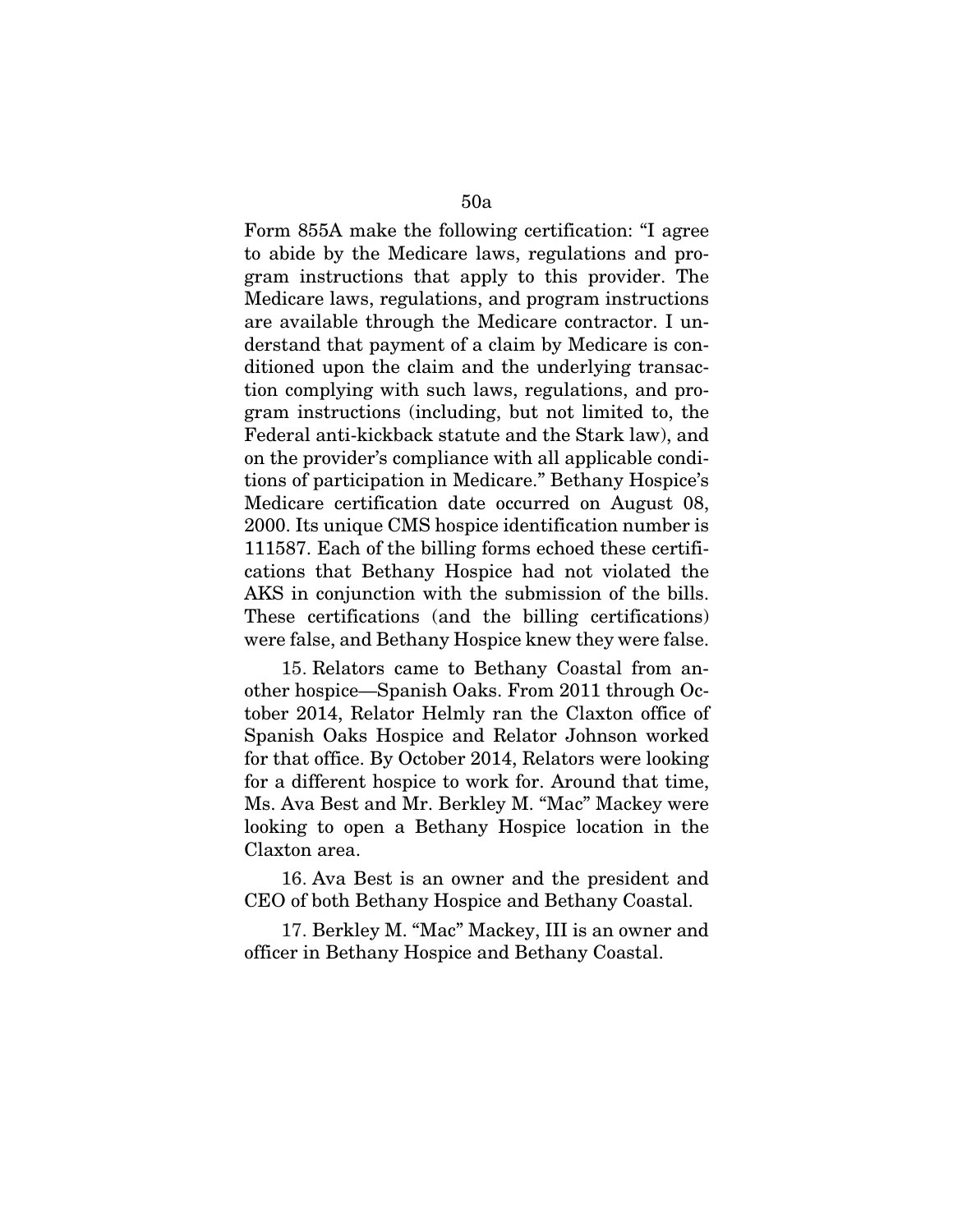Form 855A make the following certification: "I agree to abide by the Medicare laws, regulations and program instructions that apply to this provider. The Medicare laws, regulations, and program instructions are available through the Medicare contractor. I understand that payment of a claim by Medicare is conditioned upon the claim and the underlying transaction complying with such laws, regulations, and program instructions (including, but not limited to, the Federal anti-kickback statute and the Stark law), and on the provider's compliance with all applicable conditions of participation in Medicare." Bethany Hospice's Medicare certification date occurred on August 08, 2000. Its unique CMS hospice identification number is 111587. Each of the billing forms echoed these certifications that Bethany Hospice had not violated the AKS in conjunction with the submission of the bills. These certifications (and the billing certifications) were false, and Bethany Hospice knew they were false.

15. Relators came to Bethany Coastal from another hospice—Spanish Oaks. From 2011 through October 2014, Relator Helmly ran the Claxton office of Spanish Oaks Hospice and Relator Johnson worked for that office. By October 2014, Relators were looking for a different hospice to work for. Around that time, Ms. Ava Best and Mr. Berkley M. "Mac" Mackey were looking to open a Bethany Hospice location in the Claxton area.

16. Ava Best is an owner and the president and CEO of both Bethany Hospice and Bethany Coastal.

17. Berkley M. "Mac" Mackey, III is an owner and officer in Bethany Hospice and Bethany Coastal.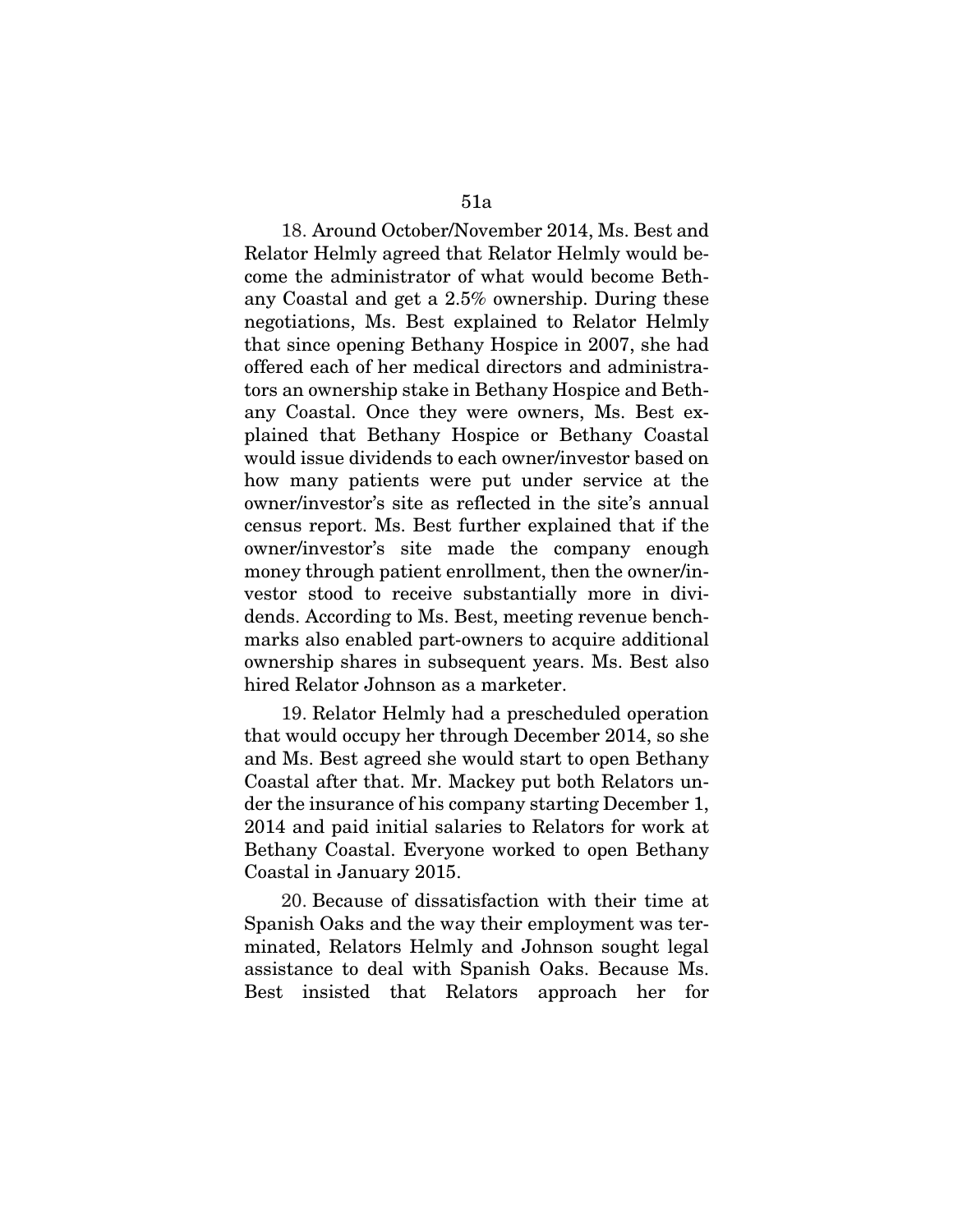18. Around October/November 2014, Ms. Best and Relator Helmly agreed that Relator Helmly would become the administrator of what would become Bethany Coastal and get a 2.5% ownership. During these negotiations, Ms. Best explained to Relator Helmly that since opening Bethany Hospice in 2007, she had offered each of her medical directors and administrators an ownership stake in Bethany Hospice and Bethany Coastal. Once they were owners, Ms. Best explained that Bethany Hospice or Bethany Coastal would issue dividends to each owner/investor based on how many patients were put under service at the owner/investor's site as reflected in the site's annual census report. Ms. Best further explained that if the owner/investor's site made the company enough money through patient enrollment, then the owner/investor stood to receive substantially more in dividends. According to Ms. Best, meeting revenue benchmarks also enabled part-owners to acquire additional ownership shares in subsequent years. Ms. Best also hired Relator Johnson as a marketer.

19. Relator Helmly had a prescheduled operation that would occupy her through December 2014, so she and Ms. Best agreed she would start to open Bethany Coastal after that. Mr. Mackey put both Relators under the insurance of his company starting December 1, 2014 and paid initial salaries to Relators for work at Bethany Coastal. Everyone worked to open Bethany Coastal in January 2015.

20. Because of dissatisfaction with their time at Spanish Oaks and the way their employment was terminated, Relators Helmly and Johnson sought legal assistance to deal with Spanish Oaks. Because Ms. Best insisted that Relators approach her for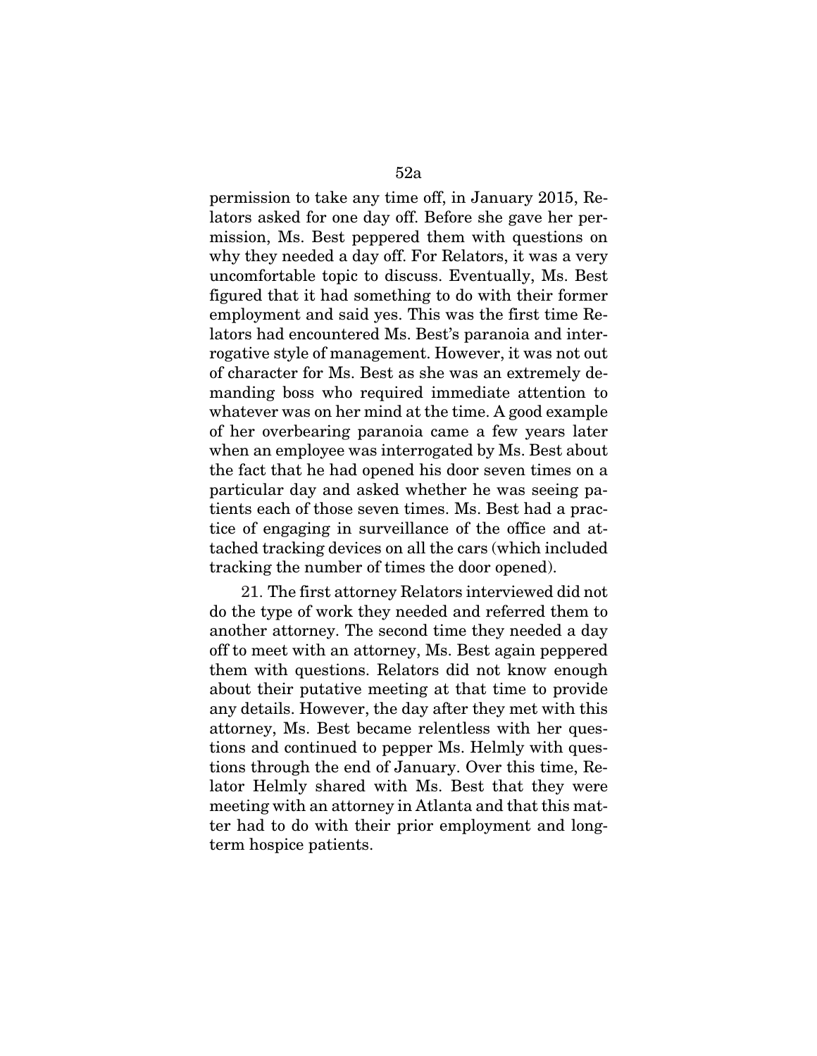permission to take any time off, in January 2015, Relators asked for one day off. Before she gave her permission, Ms. Best peppered them with questions on why they needed a day off. For Relators, it was a very uncomfortable topic to discuss. Eventually, Ms. Best figured that it had something to do with their former employment and said yes. This was the first time Relators had encountered Ms. Best's paranoia and interrogative style of management. However, it was not out of character for Ms. Best as she was an extremely demanding boss who required immediate attention to whatever was on her mind at the time. A good example of her overbearing paranoia came a few years later when an employee was interrogated by Ms. Best about the fact that he had opened his door seven times on a particular day and asked whether he was seeing patients each of those seven times. Ms. Best had a practice of engaging in surveillance of the office and attached tracking devices on all the cars (which included tracking the number of times the door opened).

21. The first attorney Relators interviewed did not do the type of work they needed and referred them to another attorney. The second time they needed a day off to meet with an attorney, Ms. Best again peppered them with questions. Relators did not know enough about their putative meeting at that time to provide any details. However, the day after they met with this attorney, Ms. Best became relentless with her questions and continued to pepper Ms. Helmly with questions through the end of January. Over this time, Relator Helmly shared with Ms. Best that they were meeting with an attorney in Atlanta and that this matter had to do with their prior employment and long-term hospice patients.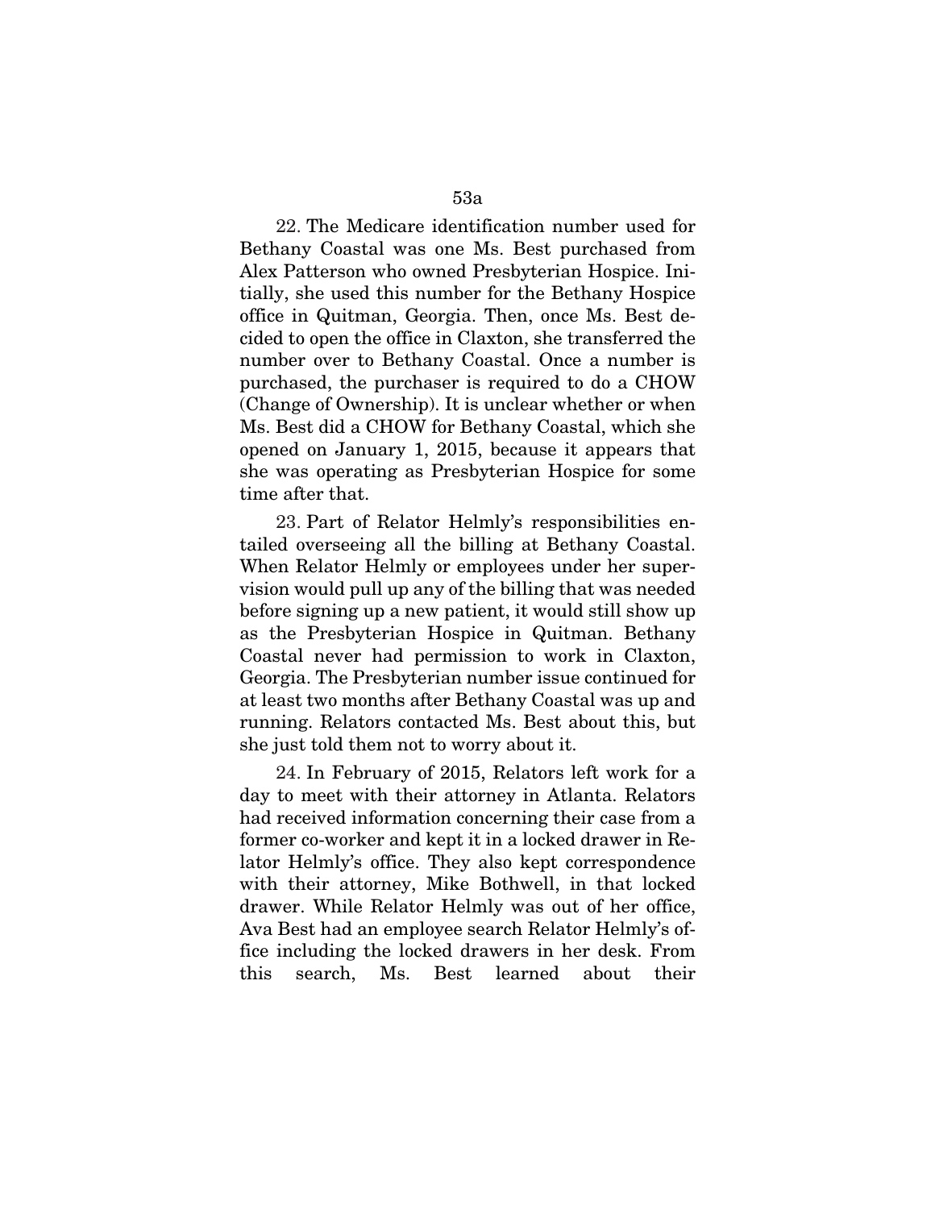22. The Medicare identification number used for Bethany Coastal was one Ms. Best purchased from Alex Patterson who owned Presbyterian Hospice. Initially, she used this number for the Bethany Hospice office in Quitman, Georgia. Then, once Ms. Best decided to open the office in Claxton, she transferred the number over to Bethany Coastal. Once a number is purchased, the purchaser is required to do a CHOW (Change of Ownership). It is unclear whether or when Ms. Best did a CHOW for Bethany Coastal, which she opened on January 1, 2015, because it appears that she was operating as Presbyterian Hospice for some time after that.

23. Part of Relator Helmly's responsibilities entailed overseeing all the billing at Bethany Coastal. When Relator Helmly or employees under her supervision would pull up any of the billing that was needed before signing up a new patient, it would still show up as the Presbyterian Hospice in Quitman. Bethany Coastal never had permission to work in Claxton, Georgia. The Presbyterian number issue continued for at least two months after Bethany Coastal was up and running. Relators contacted Ms. Best about this, but she just told them not to worry about it.

24. In February of 2015, Relators left work for a day to meet with their attorney in Atlanta. Relators had received information concerning their case from a former co-worker and kept it in a locked drawer in Relator Helmly's office. They also kept correspondence with their attorney, Mike Bothwell, in that locked drawer. While Relator Helmly was out of her office, Ava Best had an employee search Relator Helmly's office including the locked drawers in her desk. From this search, Ms. Best learned about their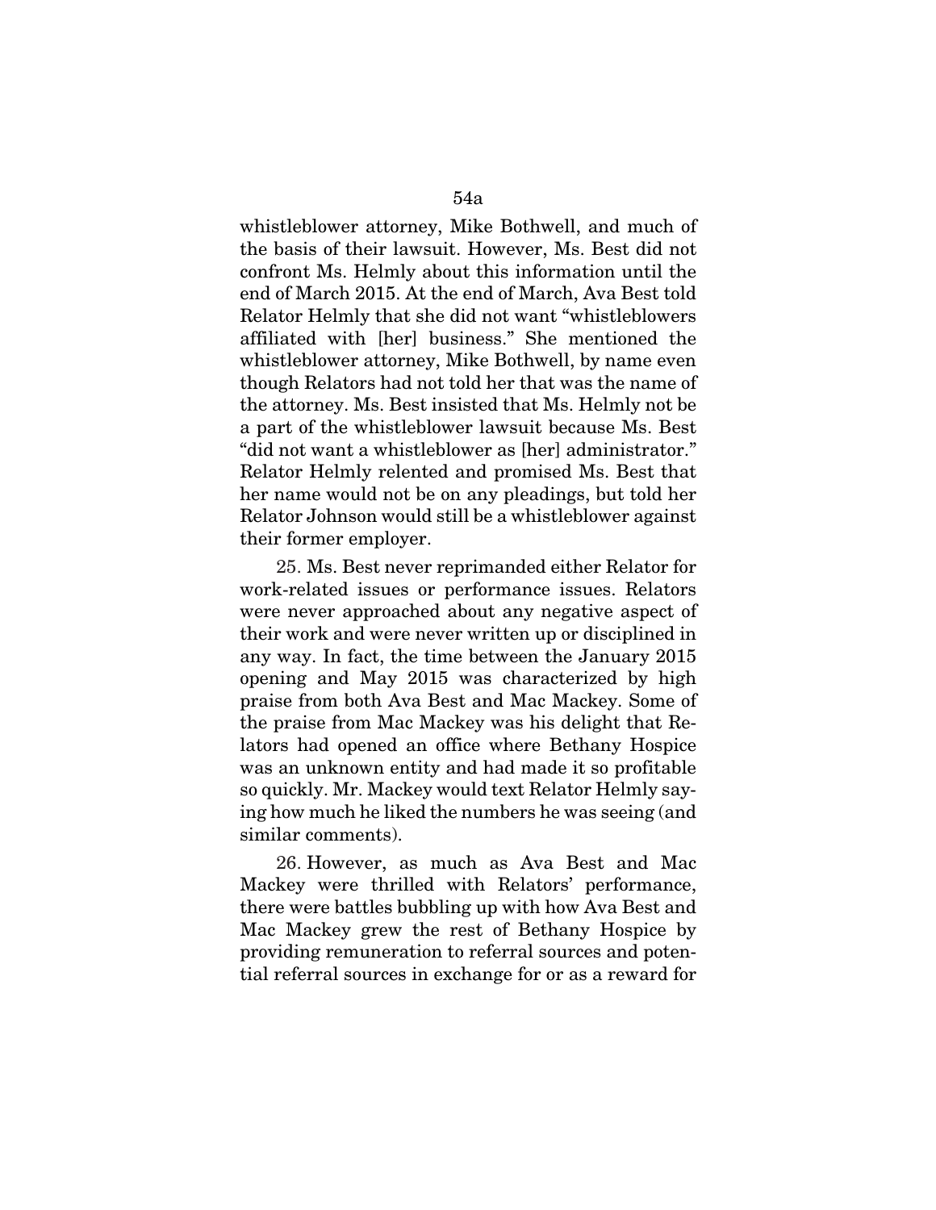whistleblower attorney, Mike Bothwell, and much of the basis of their lawsuit. However, Ms. Best did not confront Ms. Helmly about this information until the end of March 2015. At the end of March, Ava Best told Relator Helmly that she did not want "whistleblowers affiliated with [her] business." She mentioned the whistleblower attorney, Mike Bothwell, by name even though Relators had not told her that was the name of the attorney. Ms. Best insisted that Ms. Helmly not be a part of the whistleblower lawsuit because Ms. Best "did not want a whistleblower as [her] administrator." Relator Helmly relented and promised Ms. Best that her name would not be on any pleadings, but told her Relator Johnson would still be a whistleblower against their former employer.

25. Ms. Best never reprimanded either Relator for work-related issues or performance issues. Relators were never approached about any negative aspect of their work and were never written up or disciplined in any way. In fact, the time between the January 2015 opening and May 2015 was characterized by high praise from both Ava Best and Mac Mackey. Some of the praise from Mac Mackey was his delight that Relators had opened an office where Bethany Hospice was an unknown entity and had made it so profitable so quickly. Mr. Mackey would text Relator Helmly saying how much he liked the numbers he was seeing (and similar comments).

26. However, as much as Ava Best and Mac Mackey were thrilled with Relators' performance, there were battles bubbling up with how Ava Best and Mac Mackey grew the rest of Bethany Hospice by providing remuneration to referral sources and potential referral sources in exchange for or as a reward for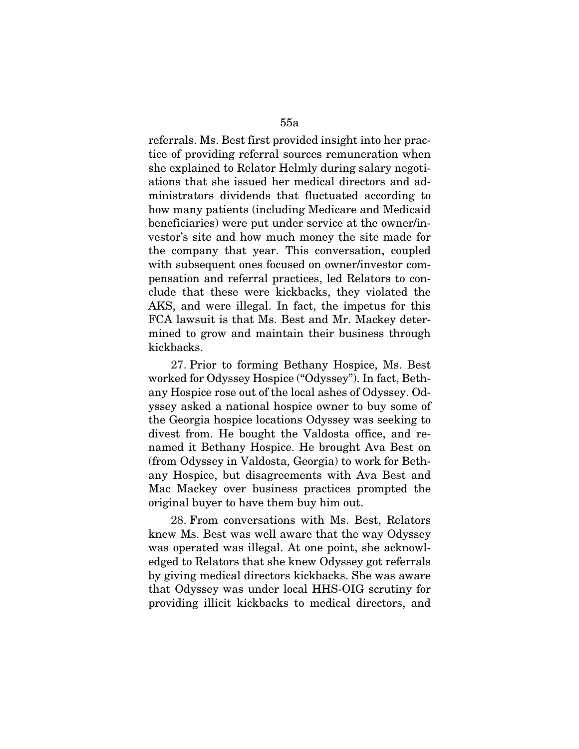referrals. Ms. Best first provided insight into her practice of providing referral sources remuneration when she explained to Relator Helmly during salary negotiations that she issued her medical directors and administrators dividends that fluctuated according to how many patients (including Medicare and Medicaid beneficiaries) were put under service at the owner/investor's site and how much money the site made for the company that year. This conversation, coupled with subsequent ones focused on owner/investor compensation and referral practices, led Relators to conclude that these were kickbacks, they violated the AKS, and were illegal. In fact, the impetus for this FCA lawsuit is that Ms. Best and Mr. Mackey determined to grow and maintain their business through kickbacks.

27. Prior to forming Bethany Hospice, Ms. Best worked for Odyssey Hospice ("Odyssey"). In fact, Bethany Hospice rose out of the local ashes of Odyssey. Odyssey asked a national hospice owner to buy some of the Georgia hospice locations Odyssey was seeking to divest from. He bought the Valdosta office, and renamed it Bethany Hospice. He brought Ava Best on (from Odyssey in Valdosta, Georgia) to work for Bethany Hospice, but disagreements with Ava Best and Mac Mackey over business practices prompted the original buyer to have them buy him out.

28. From conversations with Ms. Best, Relators knew Ms. Best was well aware that the way Odyssey was operated was illegal. At one point, she acknowledged to Relators that she knew Odyssey got referrals by giving medical directors kickbacks. She was aware that Odyssey was under local HHS-OIG scrutiny for providing illicit kickbacks to medical directors, and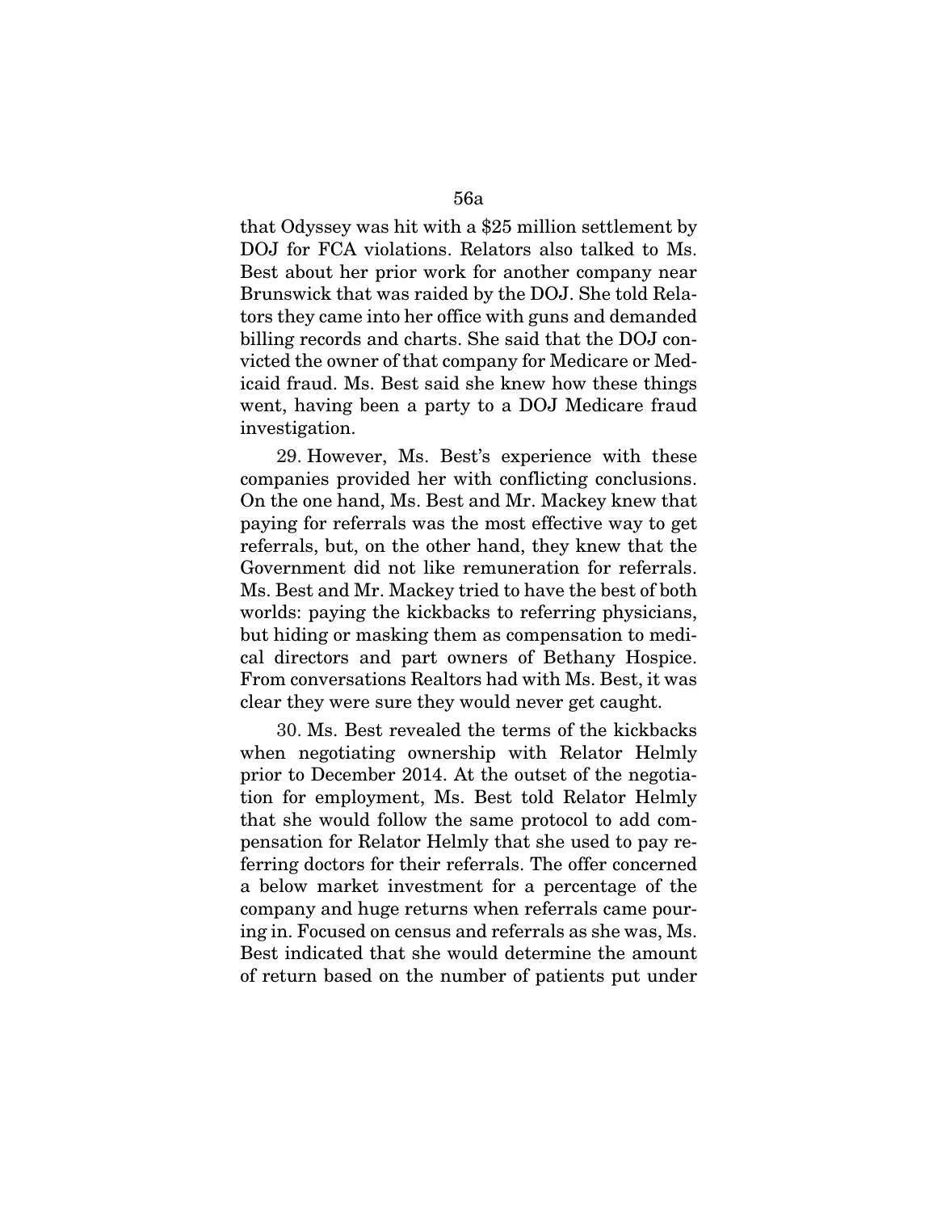that Odyssey was hit with a $25 million settlement by DOJ for FCA violations. Relators also talked to Ms. Best about her prior work for another company near Brunswick that was raided by the DOJ. She told Relators they came into her office with guns and demanded billing records and charts. She said that the DOJ convicted the owner of that company for Medicare or Medicaid fraud. Ms. Best said she knew how these things went, having been a party to a DOJ Medicare fraud investigation.

29. However, Ms. Best's experience with these companies provided her with conflicting conclusions. On the one hand, Ms. Best and Mr. Mackey knew that paying for referrals was the most effective way to get referrals, but, on the other hand, they knew that the Government did not like remuneration for referrals. Ms. Best and Mr. Mackey tried to have the best of both worlds: paying the kickbacks to referring physicians, but hiding or masking them as compensation to medical directors and part owners of Bethany Hospice. From conversations Realtors had with Ms. Best, it was clear they were sure they would never get caught.

30. Ms. Best revealed the terms of the kickbacks when negotiating ownership with Relator Helmly prior to December 2014. At the outset of the negotiation for employment, Ms. Best told Relator Helmly that she would follow the same protocol to add compensation for Relator Helmly that she used to pay referring doctors for their referrals. The offer concerned a below market investment for a percentage of the company and huge returns when referrals came pouring in. Focused on census and referrals as she was, Ms. Best indicated that she would determine the amount of return based on the number of patients put under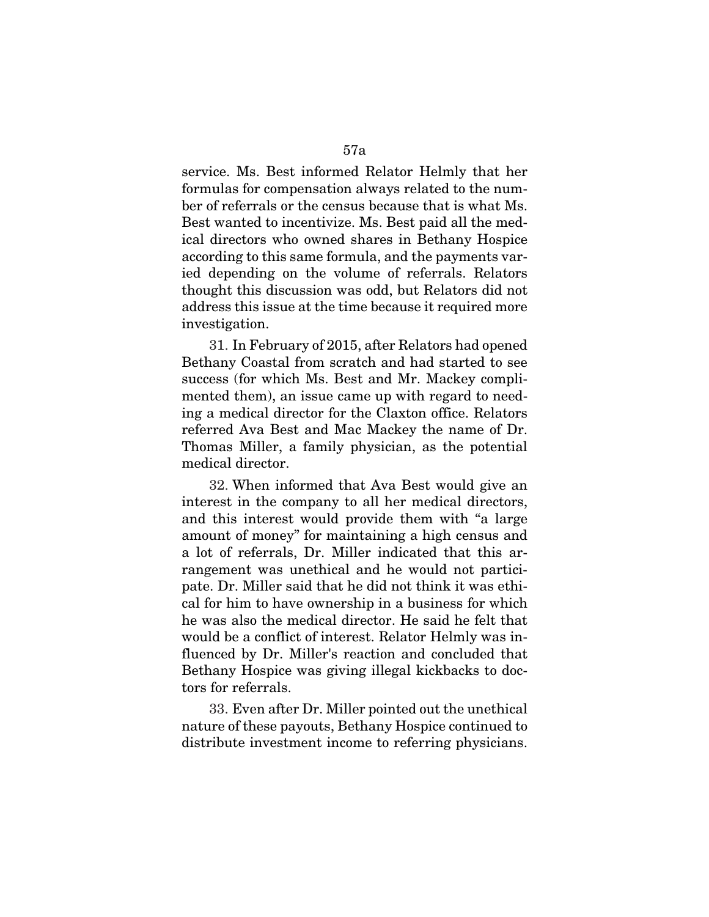service. Ms. Best informed Relator Helmly that her formulas for compensation always related to the number of referrals or the census because that is what Ms. Best wanted to incentivize. Ms. Best paid all the medical directors who owned shares in Bethany Hospice according to this same formula, and the payments varied depending on the volume of referrals. Relators thought this discussion was odd, but Relators did not address this issue at the time because it required more investigation.

31. In February of 2015, after Relators had opened Bethany Coastal from scratch and had started to see success (for which Ms. Best and Mr. Mackey complimented them), an issue came up with regard to needing a medical director for the Claxton office. Relators referred Ava Best and Mac Mackey the name of Dr. Thomas Miller, a family physician, as the potential medical director.

32. When informed that Ava Best would give an interest in the company to all her medical directors, and this interest would provide them with "a large amount of money" for maintaining a high census and a lot of referrals, Dr. Miller indicated that this arrangement was unethical and he would not participate. Dr. Miller said that he did not think it was ethical for him to have ownership in a business for which he was also the medical director. He said he felt that would be a conflict of interest. Relator Helmly was influenced by Dr. Miller's reaction and concluded that Bethany Hospice was giving illegal kickbacks to doctors for referrals.

33. Even after Dr. Miller pointed out the unethical nature of these payouts, Bethany Hospice continued to distribute investment income to referring physicians.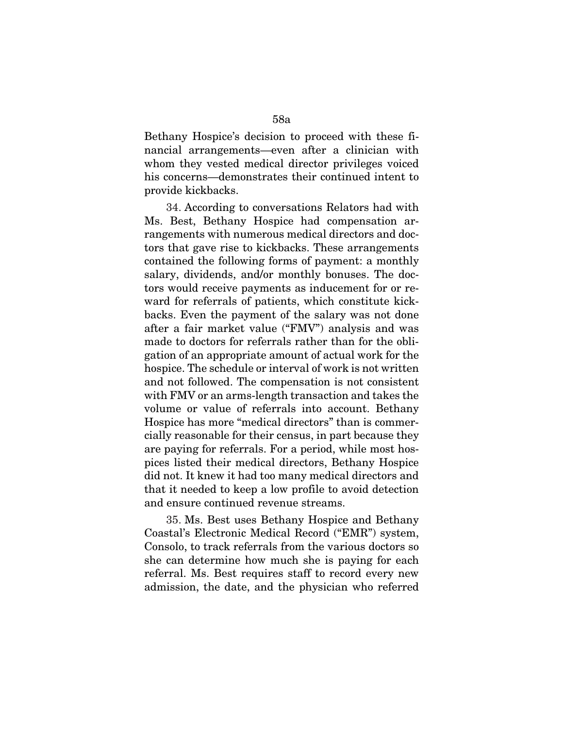Bethany Hospice's decision to proceed with these financial arrangements—even after a clinician with whom they vested medical director privileges voiced his concerns—demonstrates their continued intent to provide kickbacks.

34. According to conversations Relators had with Ms. Best, Bethany Hospice had compensation arrangements with numerous medical directors and doctors that gave rise to kickbacks. These arrangements contained the following forms of payment: a monthly salary, dividends, and/or monthly bonuses. The doctors would receive payments as inducement for or reward for referrals of patients, which constitute kickbacks. Even the payment of the salary was not done after a fair market value ("FMV") analysis and was made to doctors for referrals rather than for the obligation of an appropriate amount of actual work for the hospice. The schedule or interval of work is not written and not followed. The compensation is not consistent with FMV or an arms-length transaction and takes the volume or value of referrals into account. Bethany Hospice has more "medical directors" than is commercially reasonable for their census, in part because they are paying for referrals. For a period, while most hospices listed their medical directors, Bethany Hospice did not. It knew it had too many medical directors and that it needed to keep a low profile to avoid detection and ensure continued revenue streams.

35. Ms. Best uses Bethany Hospice and Bethany Coastal's Electronic Medical Record ("EMR") system, Consolo, to track referrals from the various doctors so she can determine how much she is paying for each referral. Ms. Best requires staff to record every new admission, the date, and the physician who referred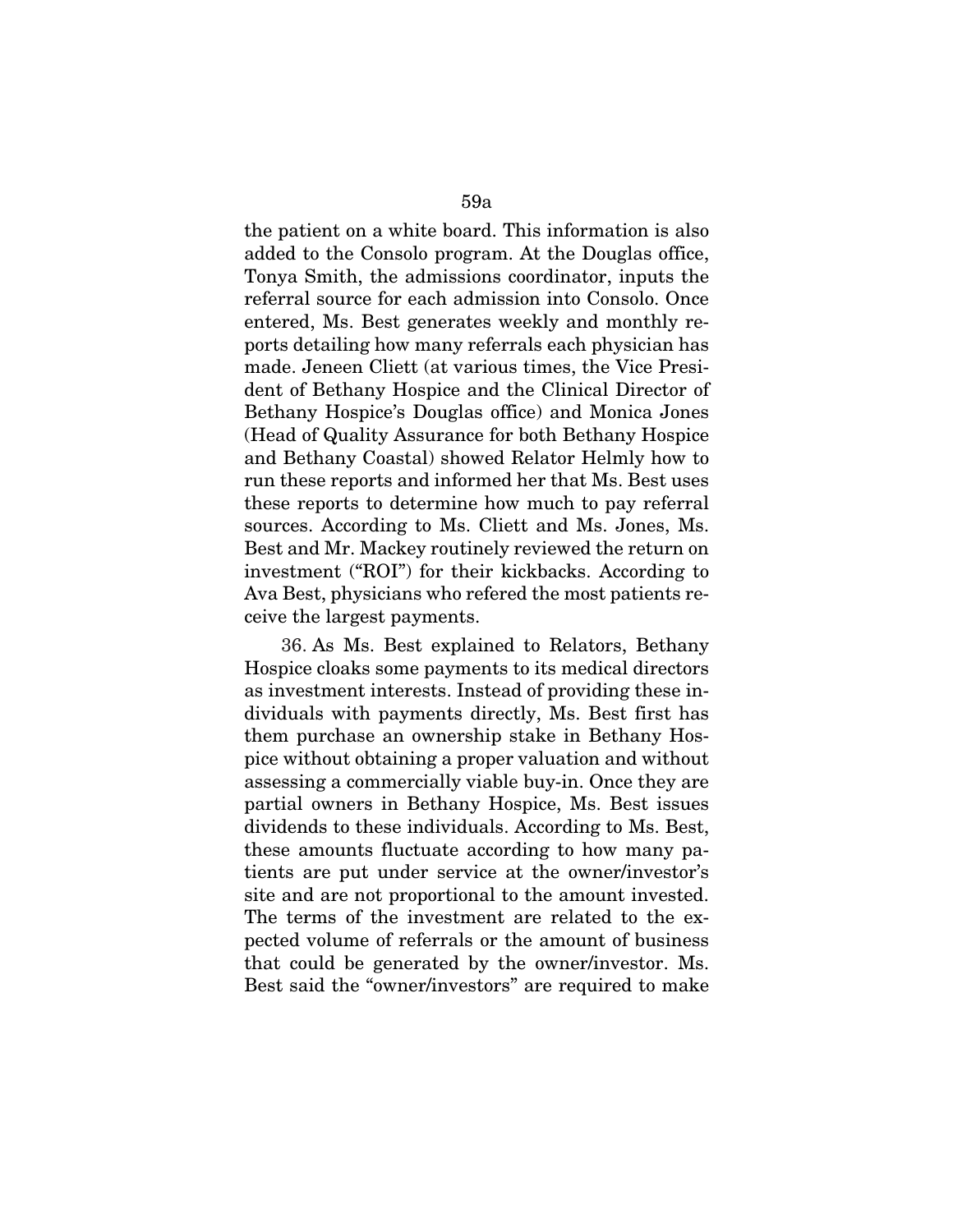the patient on a white board. This information is also added to the Consolo program. At the Douglas office, Tonya Smith, the admissions coordinator, inputs the referral source for each admission into Consolo. Once entered, Ms. Best generates weekly and monthly reports detailing how many referrals each physician has made. Jeneen Cliett (at various times, the Vice President of Bethany Hospice and the Clinical Director of Bethany Hospice's Douglas office) and Monica Jones (Head of Quality Assurance for both Bethany Hospice and Bethany Coastal) showed Relator Helmly how to run these reports and informed her that Ms. Best uses these reports to determine how much to pay referral sources. According to Ms. Cliett and Ms. Jones, Ms. Best and Mr. Mackey routinely reviewed the return on investment ("ROI") for their kickbacks. According to Ava Best, physicians who refered the most patients receive the largest payments.

36. As Ms. Best explained to Relators, Bethany Hospice cloaks some payments to its medical directors as investment interests. Instead of providing these individuals with payments directly, Ms. Best first has them purchase an ownership stake in Bethany Hospice without obtaining a proper valuation and without assessing a commercially viable buy-in. Once they are partial owners in Bethany Hospice, Ms. Best issues dividends to these individuals. According to Ms. Best, these amounts fluctuate according to how many patients are put under service at the owner/investor's site and are not proportional to the amount invested. The terms of the investment are related to the expected volume of referrals or the amount of business that could be generated by the owner/investor. Ms. Best said the "owner/investors" are required to make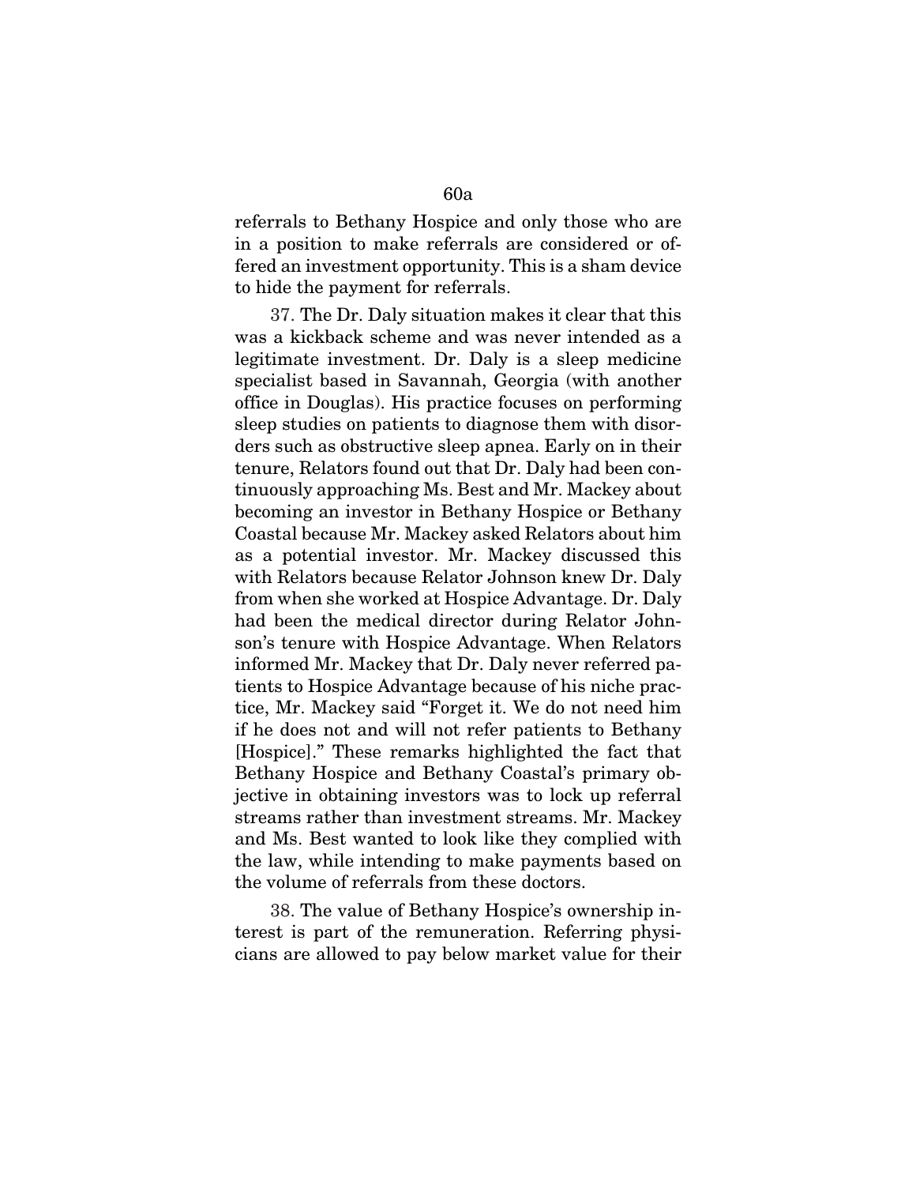referrals to Bethany Hospice and only those who are in a position to make referrals are considered or offered an investment opportunity. This is a sham device to hide the payment for referrals.

37. The Dr. Daly situation makes it clear that this was a kickback scheme and was never intended as a legitimate investment. Dr. Daly is a sleep medicine specialist based in Savannah, Georgia (with another office in Douglas). His practice focuses on performing sleep studies on patients to diagnose them with disorders such as obstructive sleep apnea. Early on in their tenure, Relators found out that Dr. Daly had been continuously approaching Ms. Best and Mr. Mackey about becoming an investor in Bethany Hospice or Bethany Coastal because Mr. Mackey asked Relators about him as a potential investor. Mr. Mackey discussed this with Relators because Relator Johnson knew Dr. Daly from when she worked at Hospice Advantage. Dr. Daly had been the medical director during Relator Johnson's tenure with Hospice Advantage. When Relators informed Mr. Mackey that Dr. Daly never referred patients to Hospice Advantage because of his niche practice, Mr. Mackey said "Forget it. We do not need him if he does not and will not refer patients to Bethany [Hospice]." These remarks highlighted the fact that Bethany Hospice and Bethany Coastal's primary objective in obtaining investors was to lock up referral streams rather than investment streams. Mr. Mackey and Ms. Best wanted to look like they complied with the law, while intending to make payments based on the volume of referrals from these doctors.

38. The value of Bethany Hospice's ownership interest is part of the remuneration. Referring physicians are allowed to pay below market value for their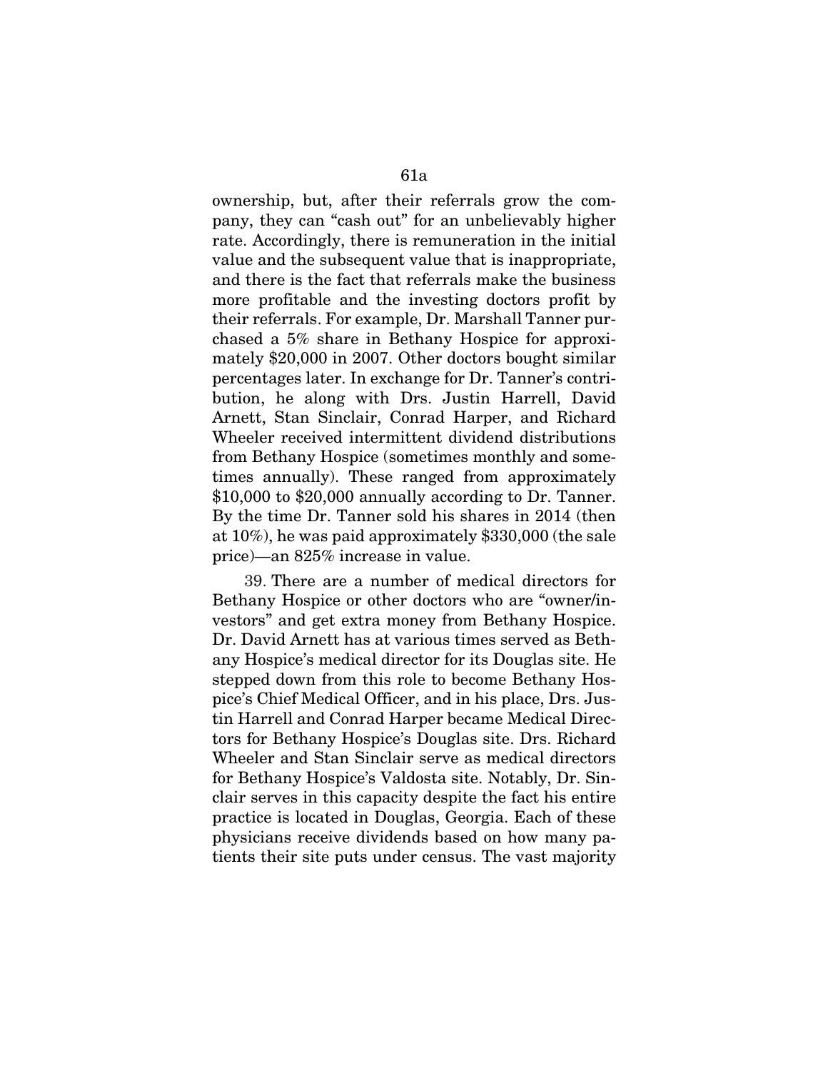ownership, but, after their referrals grow the company, they can "cash out" for an unbelievably higher rate. Accordingly, there is remuneration in the initial value and the subsequent value that is inappropriate, and there is the fact that referrals make the business more profitable and the investing doctors profit by their referrals. For example, Dr. Marshall Tanner purchased a 5% share in Bethany Hospice for approximately $20,000 in 2007. Other doctors bought similar percentages later. In exchange for Dr. Tanner's contribution, he along with Drs. Justin Harrell, David Arnett, Stan Sinclair, Conrad Harper, and Richard Wheeler received intermittent dividend distributions from Bethany Hospice (sometimes monthly and sometimes annually). These ranged from approximately $10,000 to $20,000 annually according to Dr. Tanner. By the time Dr. Tanner sold his shares in 2014 (then at 10%), he was paid approximately $330,000 (the sale price)—an 825% increase in value.

39. There are a number of medical directors for Bethany Hospice or other doctors who are "owner/investors" and get extra money from Bethany Hospice. Dr. David Arnett has at various times served as Bethany Hospice's medical director for its Douglas site. He stepped down from this role to become Bethany Hospice's Chief Medical Officer, and in his place, Drs. Justin Harrell and Conrad Harper became Medical Directors for Bethany Hospice's Douglas site. Drs. Richard Wheeler and Stan Sinclair serve as medical directors for Bethany Hospice's Valdosta site. Notably, Dr. Sinclair serves in this capacity despite the fact his entire practice is located in Douglas, Georgia. Each of these physicians receive dividends based on how many patients their site puts under census. The vast majority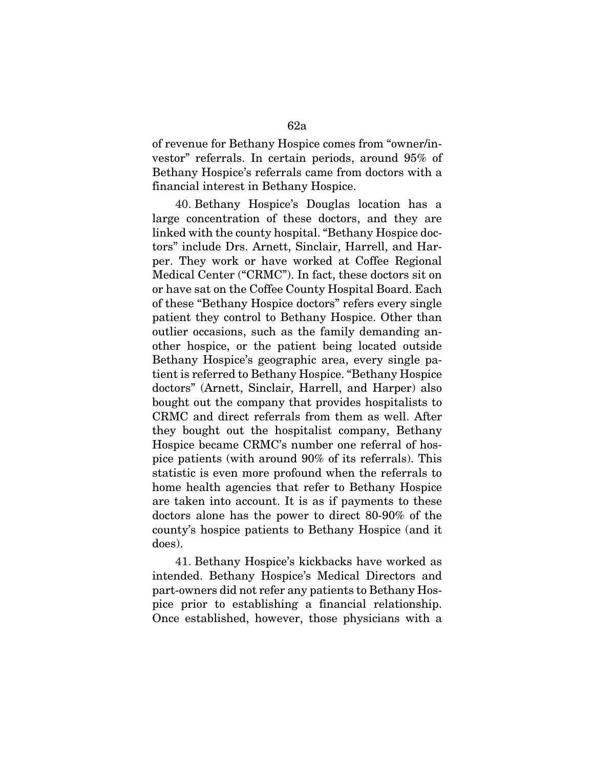of revenue for Bethany Hospice comes from "owner/investor" referrals. In certain periods, around 95% of Bethany Hospice's referrals came from doctors with a financial interest in Bethany Hospice.

40. Bethany Hospice's Douglas location has a large concentration of these doctors, and they are linked with the county hospital. "Bethany Hospice doctors" include Drs. Arnett, Sinclair, Harrell, and Harper. They work or have worked at Coffee Regional Medical Center ("CRMC"). In fact, these doctors sit on or have sat on the Coffee County Hospital Board. Each of these "Bethany Hospice doctors" refers every single patient they control to Bethany Hospice. Other than outlier occasions, such as the family demanding another hospice, or the patient being located outside Bethany Hospice's geographic area, every single patient is referred to Bethany Hospice. "Bethany Hospice doctors" (Arnett, Sinclair, Harrell, and Harper) also bought out the company that provides hospitalists to CRMC and direct referrals from them as well. After they bought out the hospitalist company, Bethany Hospice became CRMC's number one referral of hospice patients (with around 90% of its referrals). This statistic is even more profound when the referrals to home health agencies that refer to Bethany Hospice are taken into account. It is as if payments to these doctors alone has the power to direct 80-90% of the county's hospice patients to Bethany Hospice (and it does).

41. Bethany Hospice's kickbacks have worked as intended. Bethany Hospice's Medical Directors and part-owners did not refer any patients to Bethany Hospice prior to establishing a financial relationship. Once established, however, those physicians with a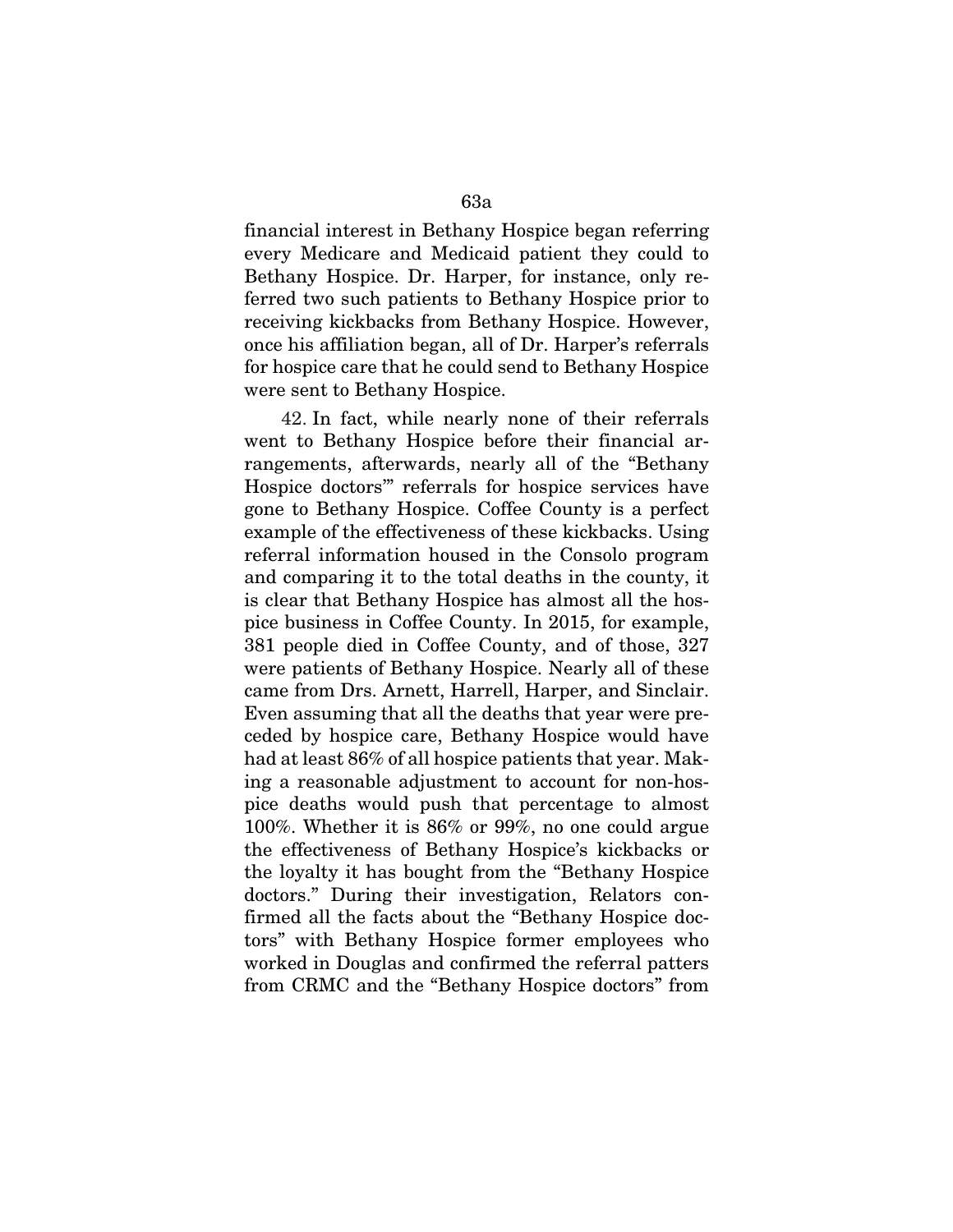financial interest in Bethany Hospice began referring every Medicare and Medicaid patient they could to Bethany Hospice. Dr. Harper, for instance, only referred two such patients to Bethany Hospice prior to receiving kickbacks from Bethany Hospice. However, once his affiliation began, all of Dr. Harper's referrals for hospice care that he could send to Bethany Hospice were sent to Bethany Hospice.

42. In fact, while nearly none of their referrals went to Bethany Hospice before their financial arrangements, afterwards, nearly all of the "Bethany Hospice doctors'" referrals for hospice services have gone to Bethany Hospice. Coffee County is a perfect example of the effectiveness of these kickbacks. Using referral information housed in the Consolo program and comparing it to the total deaths in the county, it is clear that Bethany Hospice has almost all the hospice business in Coffee County. In 2015, for example, 381 people died in Coffee County, and of those, 327 were patients of Bethany Hospice. Nearly all of these came from Drs. Arnett, Harrell, Harper, and Sinclair. Even assuming that all the deaths that year were preceded by hospice care, Bethany Hospice would have had at least 86% of all hospice patients that year. Making a reasonable adjustment to account for non-hospice deaths would push that percentage to almost 100%. Whether it is 86% or 99%, no one could argue the effectiveness of Bethany Hospice's kickbacks or the loyalty it has bought from the "Bethany Hospice doctors." During their investigation, Relators confirmed all the facts about the "Bethany Hospice doctors" with Bethany Hospice former employees who worked in Douglas and confirmed the referral patters from CRMC and the "Bethany Hospice doctors" from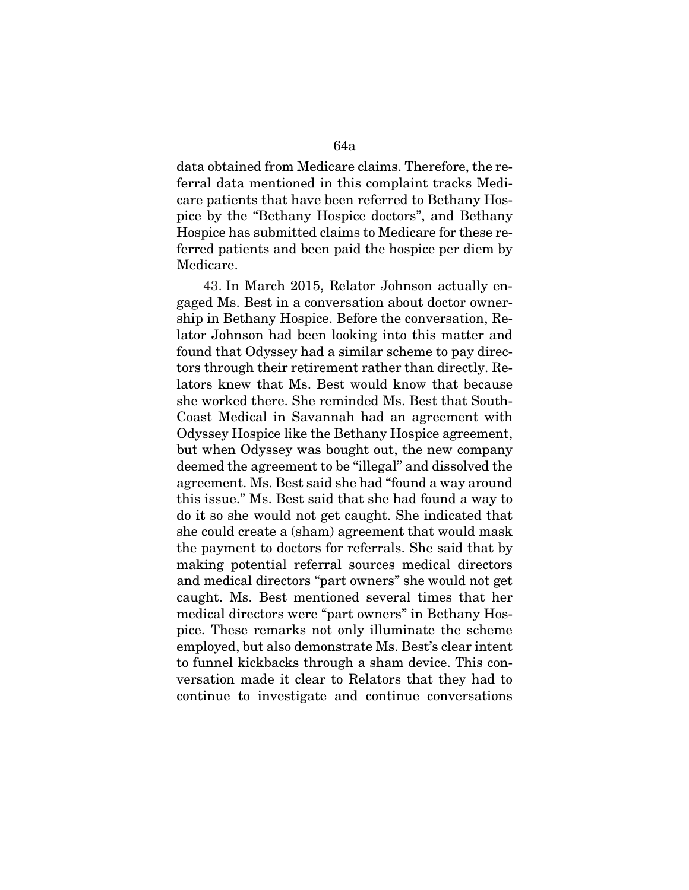data obtained from Medicare claims. Therefore, the referral data mentioned in this complaint tracks Medicare patients that have been referred to Bethany Hospice by the "Bethany Hospice doctors", and Bethany Hospice has submitted claims to Medicare for these referred patients and been paid the hospice per diem by Medicare.

43. In March 2015, Relator Johnson actually engaged Ms. Best in a conversation about doctor ownership in Bethany Hospice. Before the conversation, Relator Johnson had been looking into this matter and found that Odyssey had a similar scheme to pay directors through their retirement rather than directly. Relators knew that Ms. Best would know that because she worked there. She reminded Ms. Best that SouthCoast Medical in Savannah had an agreement with Odyssey Hospice like the Bethany Hospice agreement, but when Odyssey was bought out, the new company deemed the agreement to be "illegal" and dissolved the agreement. Ms. Best said she had "found a way around this issue." Ms. Best said that she had found a way to do it so she would not get caught. She indicated that she could create a (sham) agreement that would mask the payment to doctors for referrals. She said that by making potential referral sources medical directors and medical directors "part owners" she would not get caught. Ms. Best mentioned several times that her medical directors were "part owners" in Bethany Hospice. These remarks not only illuminate the scheme employed, but also demonstrate Ms. Best's clear intent to funnel kickbacks through a sham device. This conversation made it clear to Relators that they had to continue to investigate and continue conversations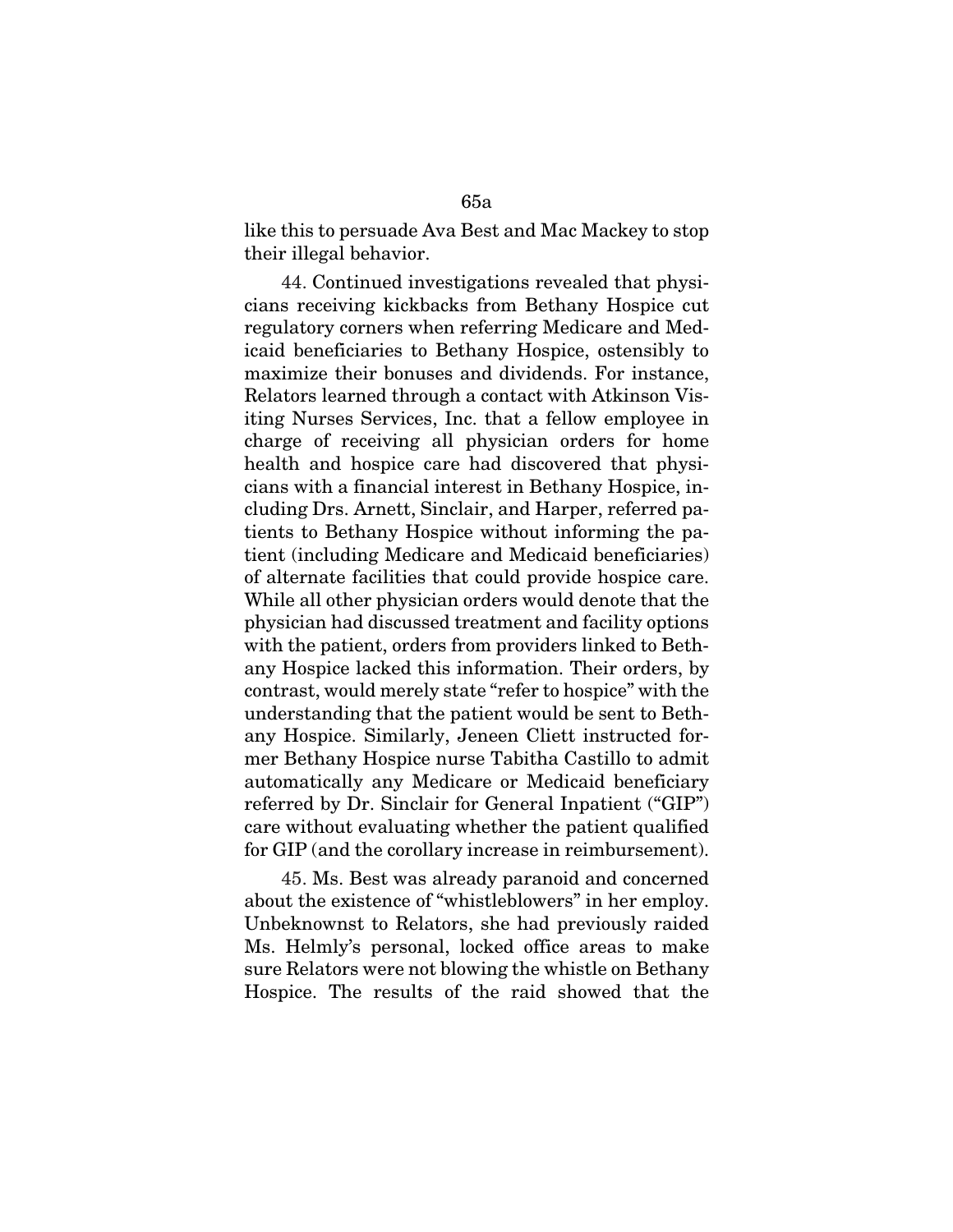like this to persuade Ava Best and Mac Mackey to stop their illegal behavior.

44. Continued investigations revealed that physicians receiving kickbacks from Bethany Hospice cut regulatory corners when referring Medicare and Medicaid beneficiaries to Bethany Hospice, ostensibly to maximize their bonuses and dividends. For instance, Relators learned through a contact with Atkinson Visiting Nurses Services, Inc. that a fellow employee in charge of receiving all physician orders for home health and hospice care had discovered that physicians with a financial interest in Bethany Hospice, including Drs. Arnett, Sinclair, and Harper, referred patients to Bethany Hospice without informing the patient (including Medicare and Medicaid beneficiaries) of alternate facilities that could provide hospice care. While all other physician orders would denote that the physician had discussed treatment and facility options with the patient, orders from providers linked to Bethany Hospice lacked this information. Their orders, by contrast, would merely state "refer to hospice" with the understanding that the patient would be sent to Bethany Hospice. Similarly, Jeneen Cliett instructed former Bethany Hospice nurse Tabitha Castillo to admit automatically any Medicare or Medicaid beneficiary referred by Dr. Sinclair for General Inpatient ("GIP") care without evaluating whether the patient qualified for GIP (and the corollary increase in reimbursement).

45. Ms. Best was already paranoid and concerned about the existence of "whistleblowers" in her employ. Unbeknownst to Relators, she had previously raided Ms. Helmly's personal, locked office areas to make sure Relators were not blowing the whistle on Bethany Hospice. The results of the raid showed that the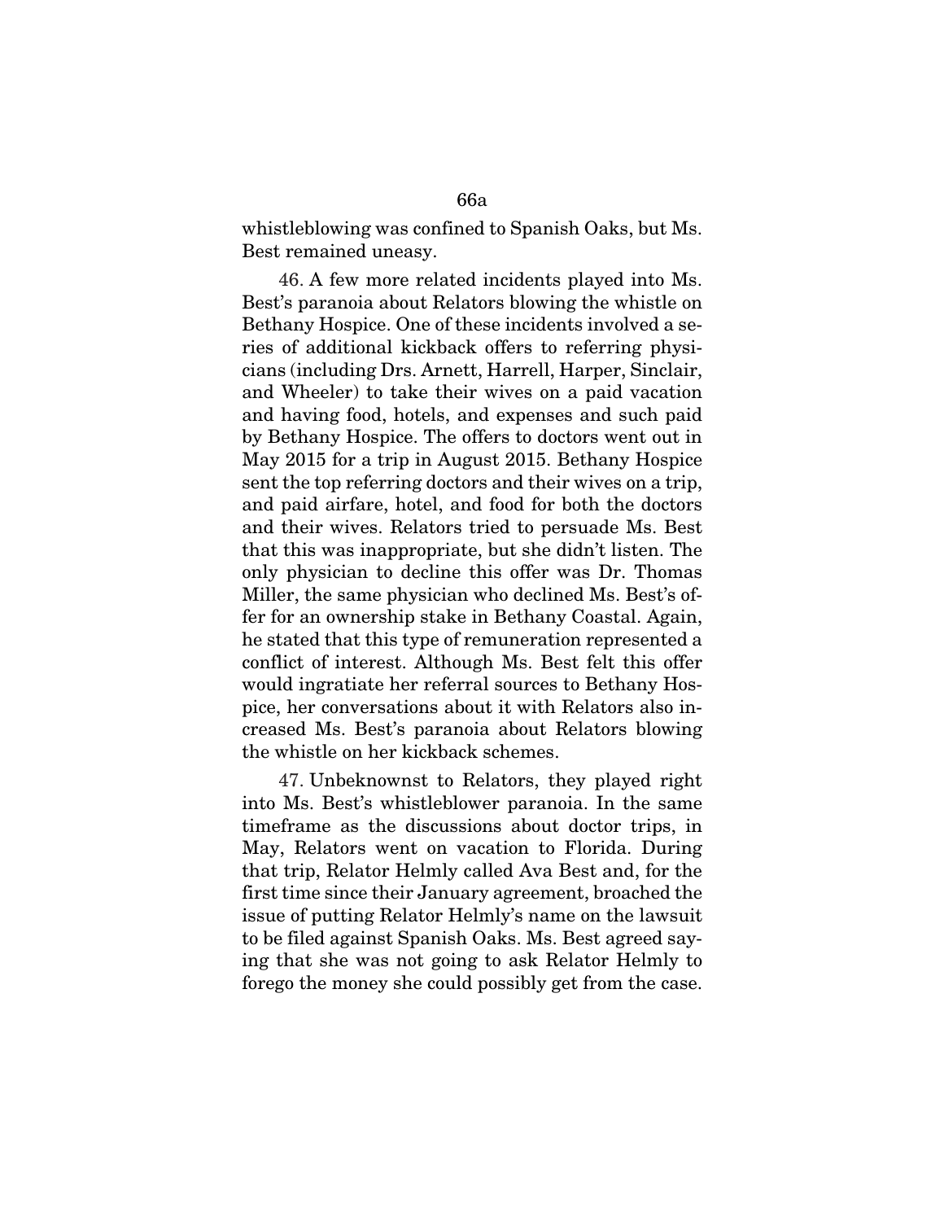whistleblowing was confined to Spanish Oaks, but Ms. Best remained uneasy.

46. A few more related incidents played into Ms. Best's paranoia about Relators blowing the whistle on Bethany Hospice. One of these incidents involved a series of additional kickback offers to referring physicians (including Drs. Arnett, Harrell, Harper, Sinclair, and Wheeler) to take their wives on a paid vacation and having food, hotels, and expenses and such paid by Bethany Hospice. The offers to doctors went out in May 2015 for a trip in August 2015. Bethany Hospice sent the top referring doctors and their wives on a trip, and paid airfare, hotel, and food for both the doctors and their wives. Relators tried to persuade Ms. Best that this was inappropriate, but she didn't listen. The only physician to decline this offer was Dr. Thomas Miller, the same physician who declined Ms. Best's offer for an ownership stake in Bethany Coastal. Again, he stated that this type of remuneration represented a conflict of interest. Although Ms. Best felt this offer would ingratiate her referral sources to Bethany Hospice, her conversations about it with Relators also increased Ms. Best's paranoia about Relators blowing the whistle on her kickback schemes.

47. Unbeknownst to Relators, they played right into Ms. Best's whistleblower paranoia. In the same timeframe as the discussions about doctor trips, in May, Relators went on vacation to Florida. During that trip, Relator Helmly called Ava Best and, for the first time since their January agreement, broached the issue of putting Relator Helmly's name on the lawsuit to be filed against Spanish Oaks. Ms. Best agreed saying that she was not going to ask Relator Helmly to forego the money she could possibly get from the case.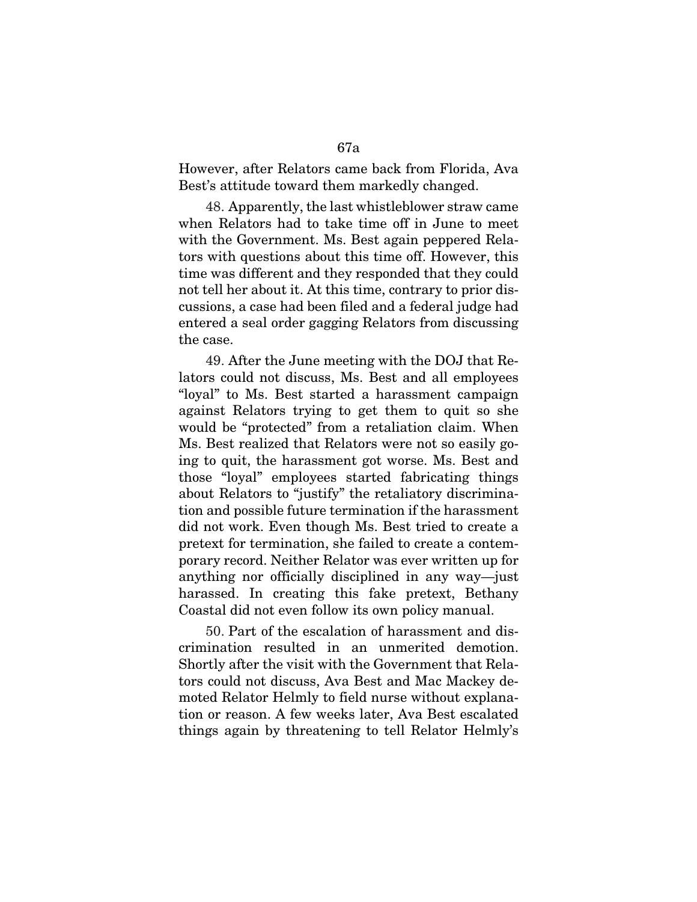However, after Relators came back from Florida, Ava Best's attitude toward them markedly changed.

48. Apparently, the last whistleblower straw came when Relators had to take time off in June to meet with the Government. Ms. Best again peppered Relators with questions about this time off. However, this time was different and they responded that they could not tell her about it. At this time, contrary to prior discussions, a case had been filed and a federal judge had entered a seal order gagging Relators from discussing the case.

49. After the June meeting with the DOJ that Relators could not discuss, Ms. Best and all employees "loyal" to Ms. Best started a harassment campaign against Relators trying to get them to quit so she would be "protected" from a retaliation claim. When Ms. Best realized that Relators were not so easily going to quit, the harassment got worse. Ms. Best and those "loyal" employees started fabricating things about Relators to "justify" the retaliatory discrimination and possible future termination if the harassment did not work. Even though Ms. Best tried to create a pretext for termination, she failed to create a contemporary record. Neither Relator was ever written up for anything nor officially disciplined in any way—just harassed. In creating this fake pretext, Bethany Coastal did not even follow its own policy manual.

50. Part of the escalation of harassment and discrimination resulted in an unmerited demotion. Shortly after the visit with the Government that Relators could not discuss, Ava Best and Mac Mackey demoted Relator Helmly to field nurse without explanation or reason. A few weeks later, Ava Best escalated things again by threatening to tell Relator Helmly's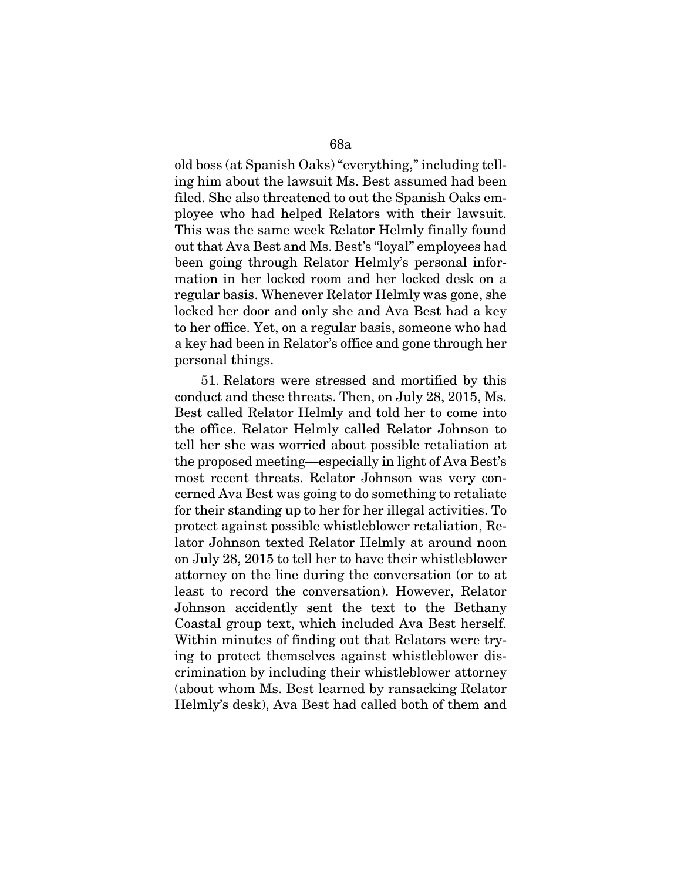old boss (at Spanish Oaks) "everything," including telling him about the lawsuit Ms. Best assumed had been filed. She also threatened to out the Spanish Oaks employee who had helped Relators with their lawsuit. This was the same week Relator Helmly finally found out that Ava Best and Ms. Best's "loyal" employees had been going through Relator Helmly's personal information in her locked room and her locked desk on a regular basis. Whenever Relator Helmly was gone, she locked her door and only she and Ava Best had a key to her office. Yet, on a regular basis, someone who had a key had been in Relator's office and gone through her personal things.

51. Relators were stressed and mortified by this conduct and these threats. Then, on July 28, 2015, Ms. Best called Relator Helmly and told her to come into the office. Relator Helmly called Relator Johnson to tell her she was worried about possible retaliation at the proposed meeting—especially in light of Ava Best's most recent threats. Relator Johnson was very concerned Ava Best was going to do something to retaliate for their standing up to her for her illegal activities. To protect against possible whistleblower retaliation, Relator Johnson texted Relator Helmly at around noon on July 28, 2015 to tell her to have their whistleblower attorney on the line during the conversation (or to at least to record the conversation). However, Relator Johnson accidently sent the text to the Bethany Coastal group text, which included Ava Best herself. Within minutes of finding out that Relators were trying to protect themselves against whistleblower discrimination by including their whistleblower attorney (about whom Ms. Best learned by ransacking Relator Helmly's desk), Ava Best had called both of them and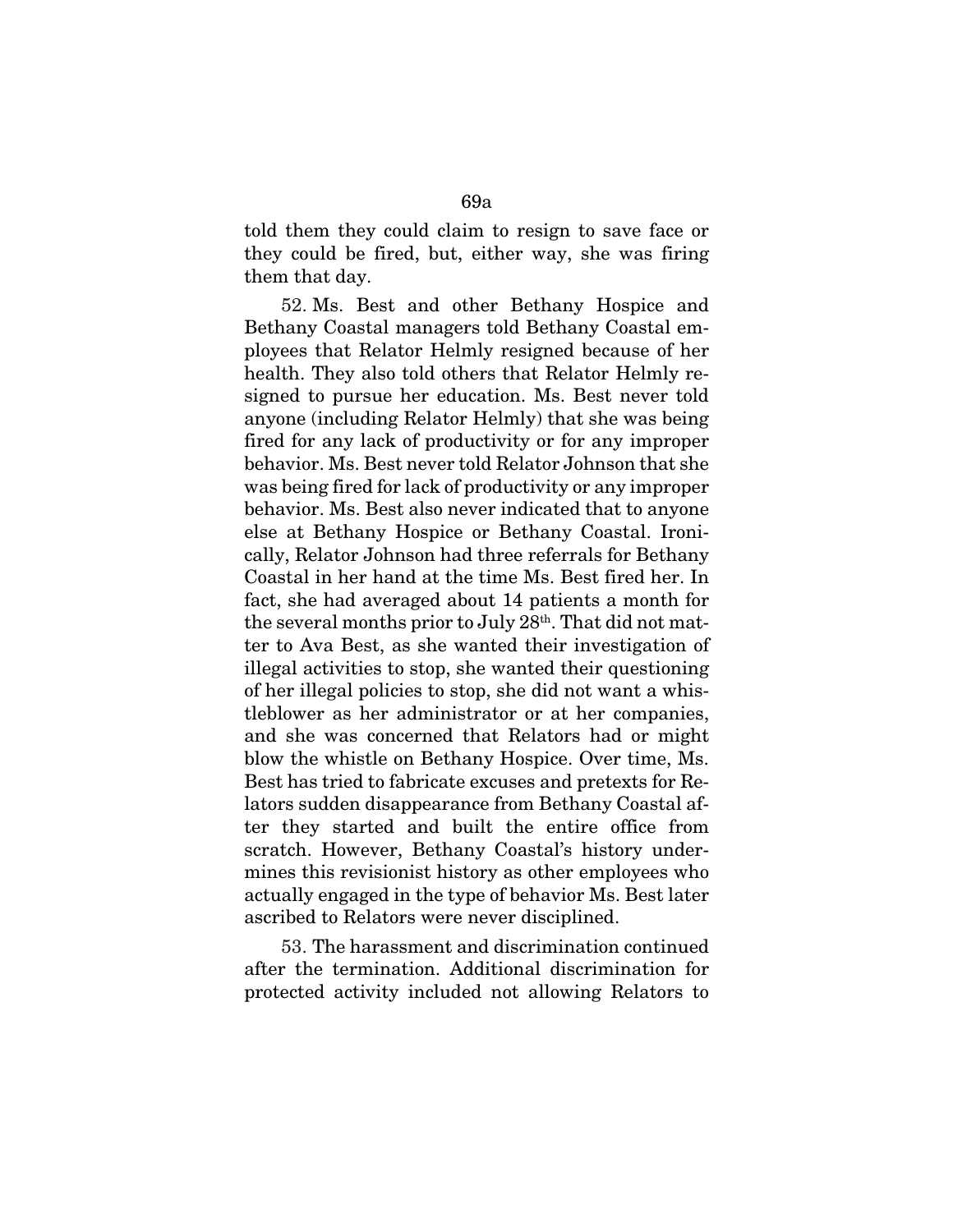told them they could claim to resign to save face or they could be fired, but, either way, she was firing them that day.

52. Ms. Best and other Bethany Hospice and Bethany Coastal managers told Bethany Coastal employees that Relator Helmly resigned because of her health. They also told others that Relator Helmly resigned to pursue her education. Ms. Best never told anyone (including Relator Helmly) that she was being fired for any lack of productivity or for any improper behavior. Ms. Best never told Relator Johnson that she was being fired for lack of productivity or any improper behavior. Ms. Best also never indicated that to anyone else at Bethany Hospice or Bethany Coastal. Ironically, Relator Johnson had three referrals for Bethany Coastal in her hand at the time Ms. Best fired her. In fact, she had averaged about 14 patients a month for the several months prior to July 28th. That did not matter to Ava Best, as she wanted their investigation of illegal activities to stop, she wanted their questioning of her illegal policies to stop, she did not want a whistleblower as her administrator or at her companies, and she was concerned that Relators had or might blow the whistle on Bethany Hospice. Over time, Ms. Best has tried to fabricate excuses and pretexts for Relators sudden disappearance from Bethany Coastal after they started and built the entire office from scratch. However, Bethany Coastal's history undermines this revisionist history as other employees who actually engaged in the type of behavior Ms. Best later ascribed to Relators were never disciplined.

53. The harassment and discrimination continued after the termination. Additional discrimination for protected activity included not allowing Relators to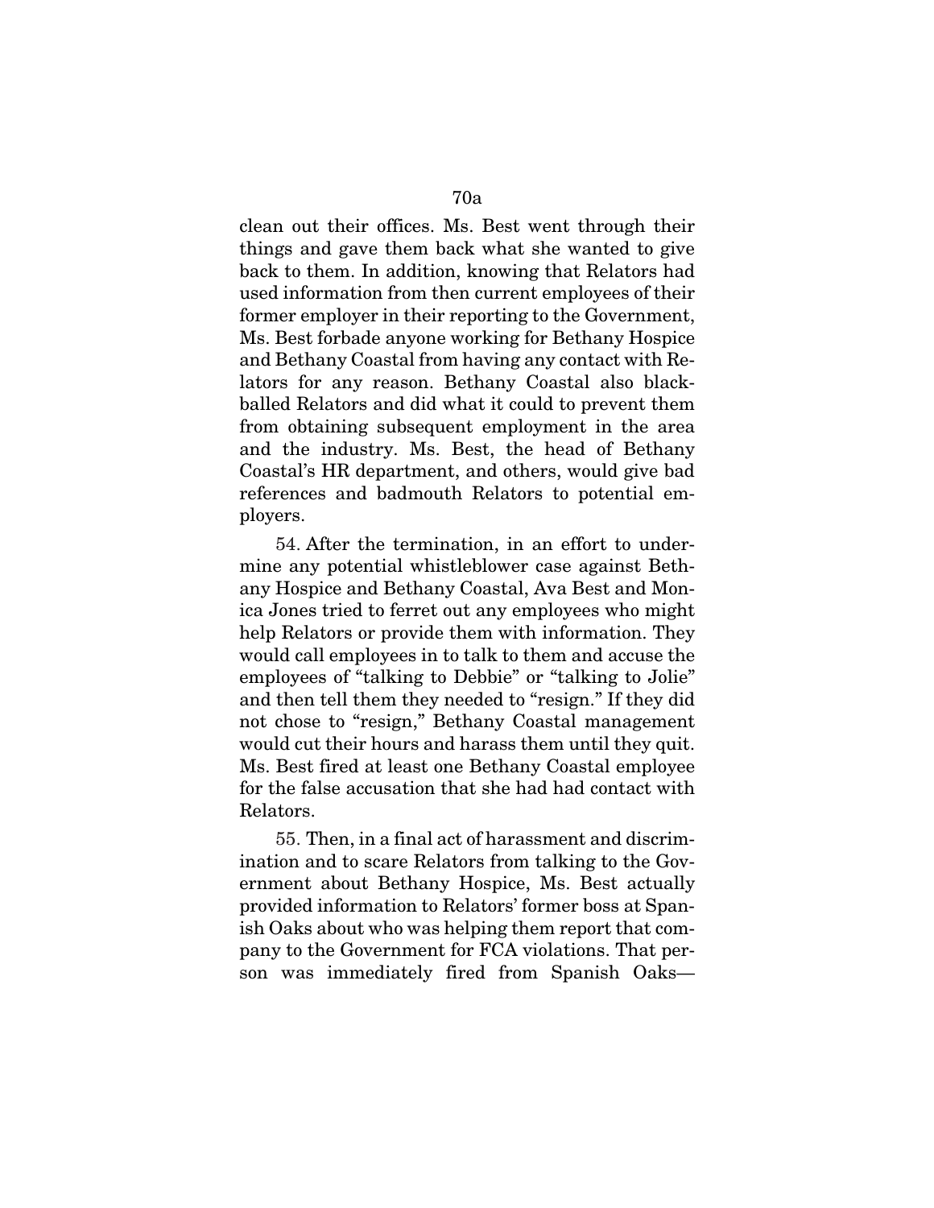clean out their offices. Ms. Best went through their things and gave them back what she wanted to give back to them. In addition, knowing that Relators had used information from then current employees of their former employer in their reporting to the Government, Ms. Best forbade anyone working for Bethany Hospice and Bethany Coastal from having any contact with Relators for any reason. Bethany Coastal also blackballed Relators and did what it could to prevent them from obtaining subsequent employment in the area and the industry. Ms. Best, the head of Bethany Coastal's HR department, and others, would give bad references and badmouth Relators to potential employers.

54. After the termination, in an effort to undermine any potential whistleblower case against Bethany Hospice and Bethany Coastal, Ava Best and Monica Jones tried to ferret out any employees who might help Relators or provide them with information. They would call employees in to talk to them and accuse the employees of "talking to Debbie" or "talking to Jolie" and then tell them they needed to "resign." If they did not chose to "resign," Bethany Coastal management would cut their hours and harass them until they quit. Ms. Best fired at least one Bethany Coastal employee for the false accusation that she had had contact with Relators.

55. Then, in a final act of harassment and discrimination and to scare Relators from talking to the Government about Bethany Hospice, Ms. Best actually provided information to Relators' former boss at Spanish Oaks about who was helping them report that company to the Government for FCA violations. That person was immediately fired from Spanish Oaks—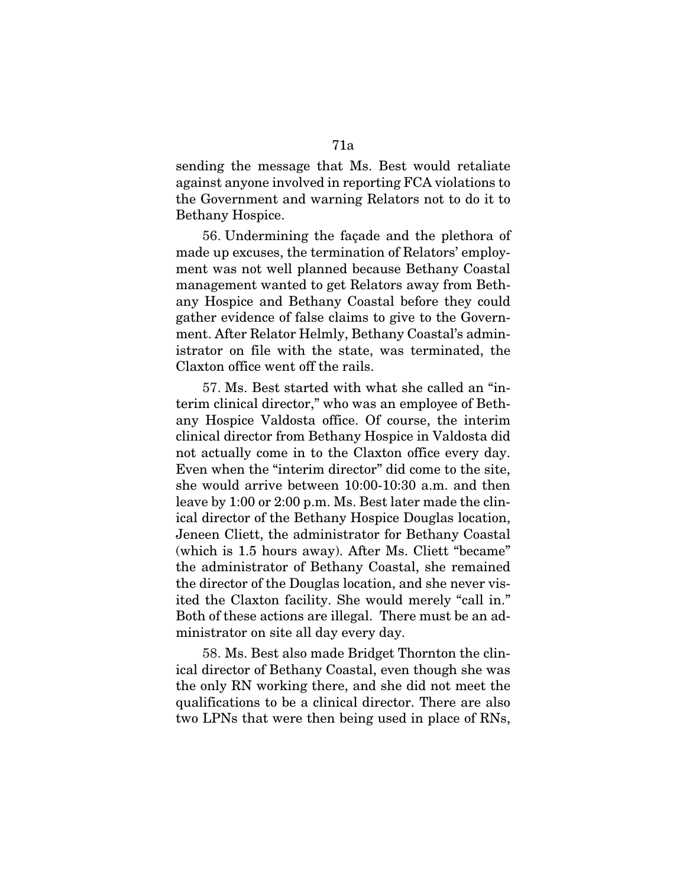sending the message that Ms. Best would retaliate against anyone involved in reporting FCA violations to the Government and warning Relators not to do it to Bethany Hospice.

56. Undermining the façade and the plethora of made up excuses, the termination of Relators' employment was not well planned because Bethany Coastal management wanted to get Relators away from Bethany Hospice and Bethany Coastal before they could gather evidence of false claims to give to the Government. After Relator Helmly, Bethany Coastal's administrator on file with the state, was terminated, the Claxton office went off the rails.

57. Ms. Best started with what she called an "interim clinical director," who was an employee of Bethany Hospice Valdosta office. Of course, the interim clinical director from Bethany Hospice in Valdosta did not actually come in to the Claxton office every day. Even when the "interim director" did come to the site, she would arrive between 10:00-10:30 a.m. and then leave by 1:00 or 2:00 p.m. Ms. Best later made the clinical director of the Bethany Hospice Douglas location, Jeneen Cliett, the administrator for Bethany Coastal (which is 1.5 hours away). After Ms. Cliett "became" the administrator of Bethany Coastal, she remained the director of the Douglas location, and she never visited the Claxton facility. She would merely "call in." Both of these actions are illegal. There must be an administrator on site all day every day.

58. Ms. Best also made Bridget Thornton the clinical director of Bethany Coastal, even though she was the only RN working there, and she did not meet the qualifications to be a clinical director. There are also two LPNs that were then being used in place of RNs,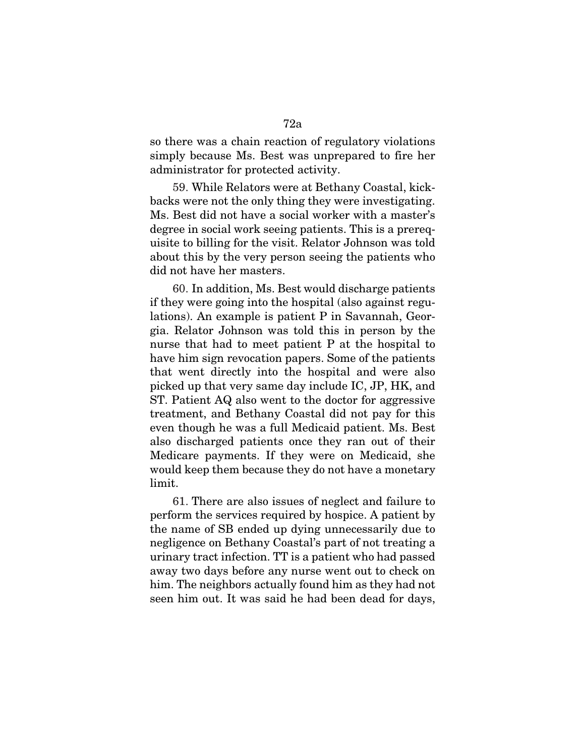so there was a chain reaction of regulatory violations simply because Ms. Best was unprepared to fire her administrator for protected activity.

59. While Relators were at Bethany Coastal, kickbacks were not the only thing they were investigating. Ms. Best did not have a social worker with a master's degree in social work seeing patients. This is a prerequisite to billing for the visit. Relator Johnson was told about this by the very person seeing the patients who did not have her masters.

60. In addition, Ms. Best would discharge patients if they were going into the hospital (also against regulations). An example is patient P in Savannah, Georgia. Relator Johnson was told this in person by the nurse that had to meet patient P at the hospital to have him sign revocation papers. Some of the patients that went directly into the hospital and were also picked up that very same day include IC, JP, HK, and ST. Patient AQ also went to the doctor for aggressive treatment, and Bethany Coastal did not pay for this even though he was a full Medicaid patient. Ms. Best also discharged patients once they ran out of their Medicare payments. If they were on Medicaid, she would keep them because they do not have a monetary limit.

61. There are also issues of neglect and failure to perform the services required by hospice. A patient by the name of SB ended up dying unnecessarily due to negligence on Bethany Coastal's part of not treating a urinary tract infection. TT is a patient who had passed away two days before any nurse went out to check on him. The neighbors actually found him as they had not seen him out. It was said he had been dead for days,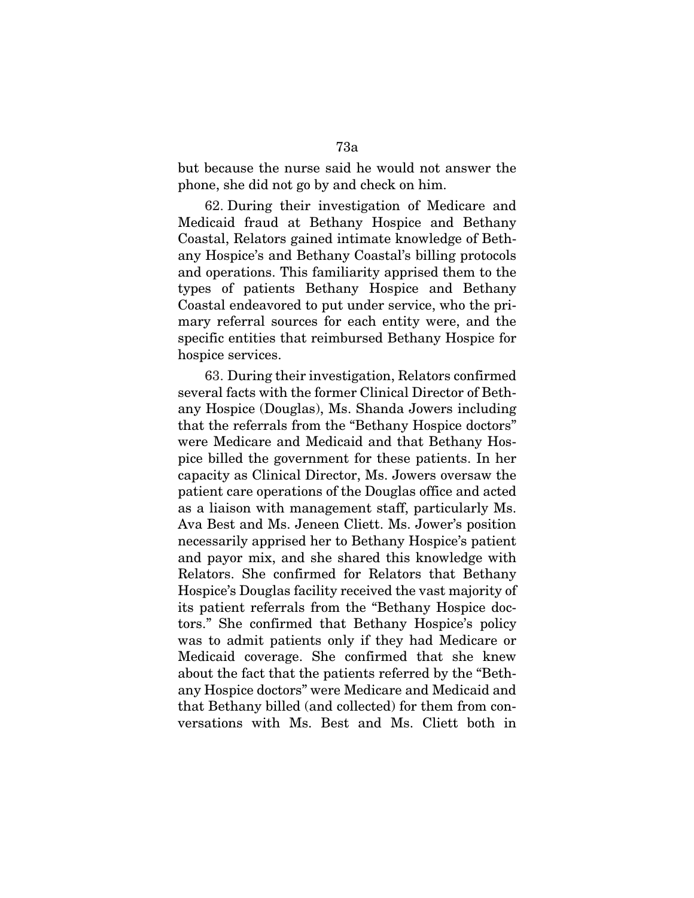but because the nurse said he would not answer the phone, she did not go by and check on him.

62. During their investigation of Medicare and Medicaid fraud at Bethany Hospice and Bethany Coastal, Relators gained intimate knowledge of Bethany Hospice's and Bethany Coastal's billing protocols and operations. This familiarity apprised them to the types of patients Bethany Hospice and Bethany Coastal endeavored to put under service, who the primary referral sources for each entity were, and the specific entities that reimbursed Bethany Hospice for hospice services.

63. During their investigation, Relators confirmed several facts with the former Clinical Director of Bethany Hospice (Douglas), Ms. Shanda Jowers including that the referrals from the "Bethany Hospice doctors" were Medicare and Medicaid and that Bethany Hospice billed the government for these patients. In her capacity as Clinical Director, Ms. Jowers oversaw the patient care operations of the Douglas office and acted as a liaison with management staff, particularly Ms. Ava Best and Ms. Jeneen Cliett. Ms. Jower's position necessarily apprised her to Bethany Hospice's patient and payor mix, and she shared this knowledge with Relators. She confirmed for Relators that Bethany Hospice's Douglas facility received the vast majority of its patient referrals from the "Bethany Hospice doctors." She confirmed that Bethany Hospice's policy was to admit patients only if they had Medicare or Medicaid coverage. She confirmed that she knew about the fact that the patients referred by the "Bethany Hospice doctors" were Medicare and Medicaid and that Bethany billed (and collected) for them from conversations with Ms. Best and Ms. Cliett both in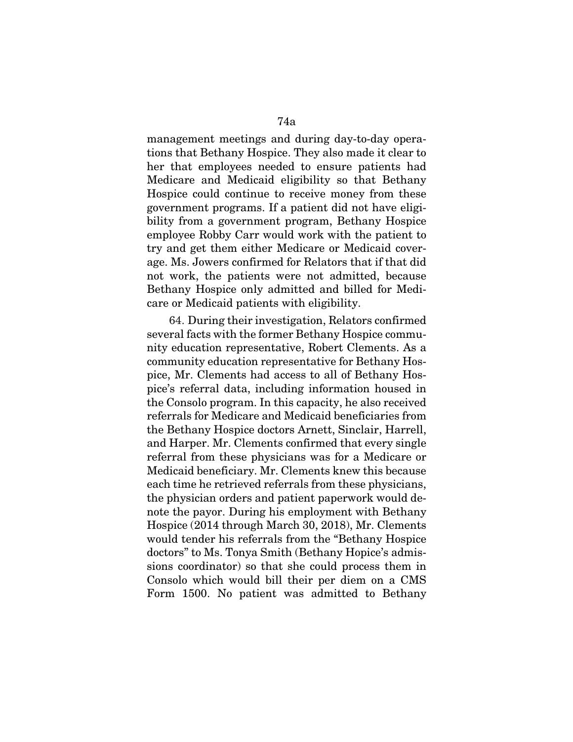management meetings and during day-to-day operations that Bethany Hospice. They also made it clear to her that employees needed to ensure patients had Medicare and Medicaid eligibility so that Bethany Hospice could continue to receive money from these government programs. If a patient did not have eligibility from a government program, Bethany Hospice employee Robby Carr would work with the patient to try and get them either Medicare or Medicaid coverage. Ms. Jowers confirmed for Relators that if that did not work, the patients were not admitted, because Bethany Hospice only admitted and billed for Medicare or Medicaid patients with eligibility.

64. During their investigation, Relators confirmed several facts with the former Bethany Hospice community education representative, Robert Clements. As a community education representative for Bethany Hospice, Mr. Clements had access to all of Bethany Hospice's referral data, including information housed in the Consolo program. In this capacity, he also received referrals for Medicare and Medicaid beneficiaries from the Bethany Hospice doctors Arnett, Sinclair, Harrell, and Harper. Mr. Clements confirmed that every single referral from these physicians was for a Medicare or Medicaid beneficiary. Mr. Clements knew this because each time he retrieved referrals from these physicians, the physician orders and patient paperwork would denote the payor. During his employment with Bethany Hospice (2014 through March 30, 2018), Mr. Clements would tender his referrals from the "Bethany Hospice doctors" to Ms. Tonya Smith (Bethany Hopice's admissions coordinator) so that she could process them in Consolo which would bill their per diem on a CMS Form 1500. No patient was admitted to Bethany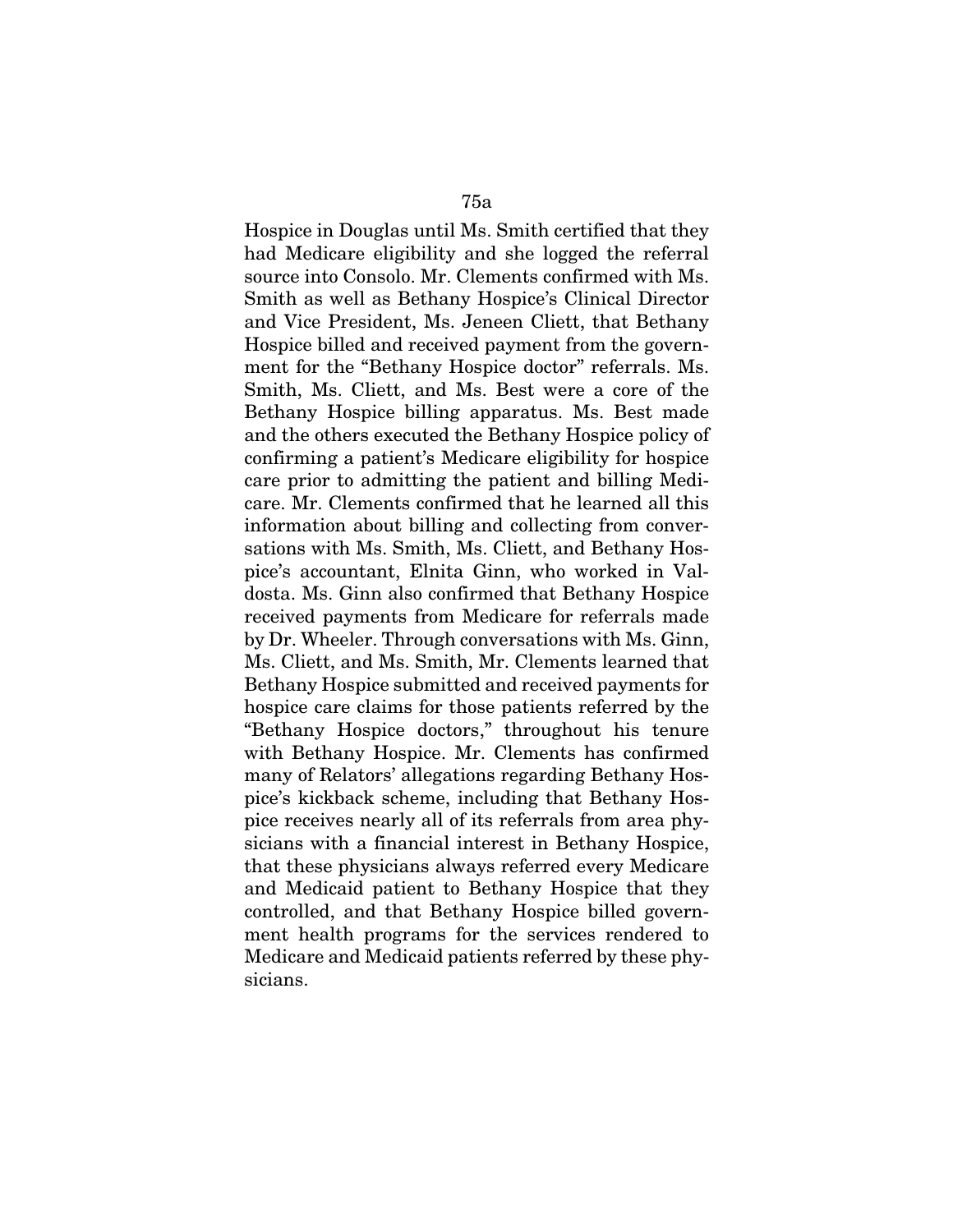Hospice in Douglas until Ms. Smith certified that they had Medicare eligibility and she logged the referral source into Consolo. Mr. Clements confirmed with Ms. Smith as well as Bethany Hospice's Clinical Director and Vice President, Ms. Jeneen Cliett, that Bethany Hospice billed and received payment from the government for the "Bethany Hospice doctor" referrals. Ms. Smith, Ms. Cliett, and Ms. Best were a core of the Bethany Hospice billing apparatus. Ms. Best made and the others executed the Bethany Hospice policy of confirming a patient's Medicare eligibility for hospice care prior to admitting the patient and billing Medicare. Mr. Clements confirmed that he learned all this information about billing and collecting from conversations with Ms. Smith, Ms. Cliett, and Bethany Hospice's accountant, Elnita Ginn, who worked in Valdosta. Ms. Ginn also confirmed that Bethany Hospice received payments from Medicare for referrals made by Dr. Wheeler. Through conversations with Ms. Ginn, Ms. Cliett, and Ms. Smith, Mr. Clements learned that Bethany Hospice submitted and received payments for hospice care claims for those patients referred by the "Bethany Hospice doctors," throughout his tenure with Bethany Hospice. Mr. Clements has confirmed many of Relators' allegations regarding Bethany Hospice's kickback scheme, including that Bethany Hospice receives nearly all of its referrals from area physicians with a financial interest in Bethany Hospice, that these physicians always referred every Medicare and Medicaid patient to Bethany Hospice that they controlled, and that Bethany Hospice billed government health programs for the services rendered to Medicare and Medicaid patients referred by these physicians.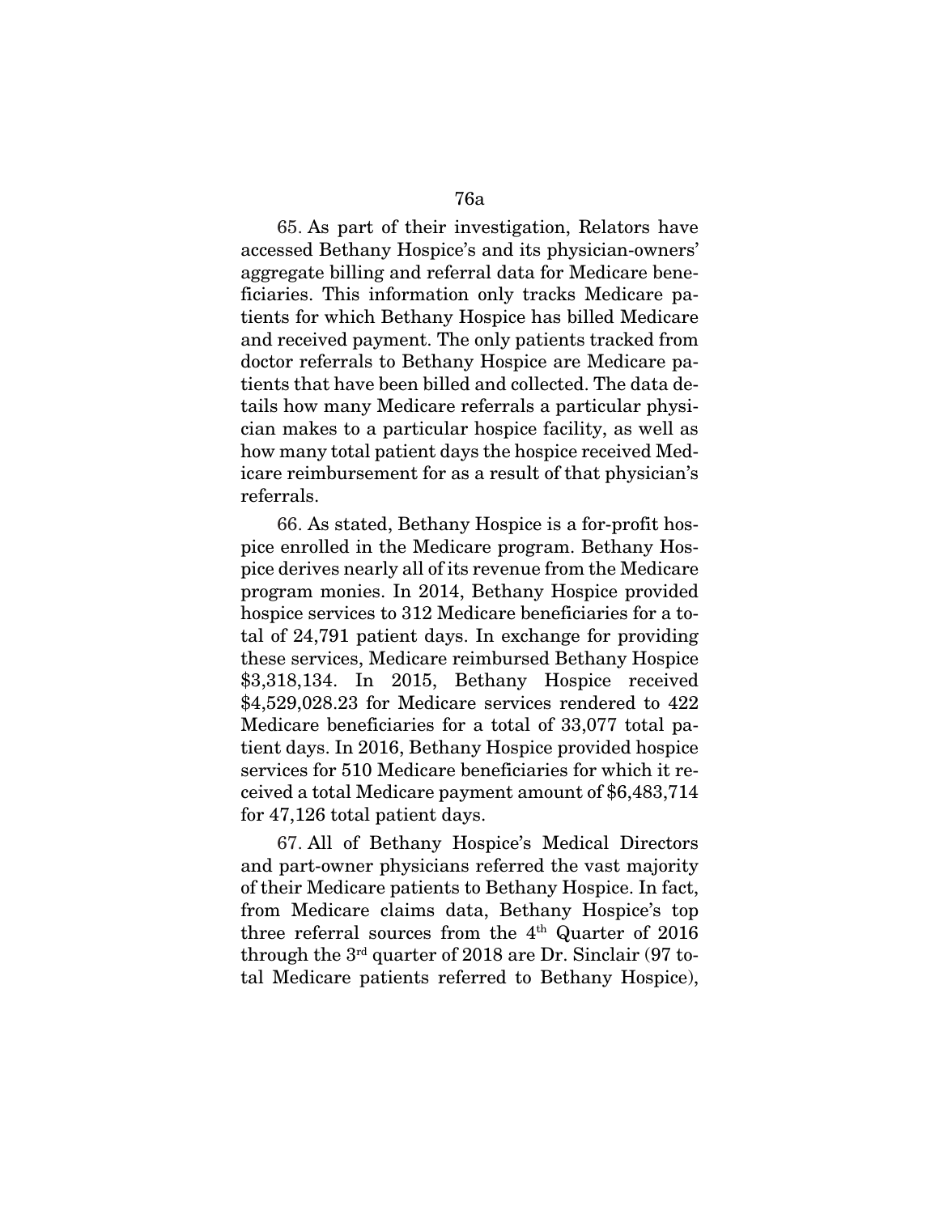65. As part of their investigation, Relators have accessed Bethany Hospice's and its physician-owners' aggregate billing and referral data for Medicare beneficiaries. This information only tracks Medicare patients for which Bethany Hospice has billed Medicare and received payment. The only patients tracked from doctor referrals to Bethany Hospice are Medicare patients that have been billed and collected. The data details how many Medicare referrals a particular physician makes to a particular hospice facility, as well as how many total patient days the hospice received Medicare reimbursement for as a result of that physician's referrals.

66. As stated, Bethany Hospice is a for-profit hospice enrolled in the Medicare program. Bethany Hospice derives nearly all of its revenue from the Medicare program monies. In 2014, Bethany Hospice provided hospice services to 312 Medicare beneficiaries for a total of 24,791 patient days. In exchange for providing these services, Medicare reimbursed Bethany Hospice $3,318,134. In 2015, Bethany Hospice received $4,529,028.23 for Medicare services rendered to 422 Medicare beneficiaries for a total of 33,077 total patient days. In 2016, Bethany Hospice provided hospice services for 510 Medicare beneficiaries for which it received a total Medicare payment amount of $6,483,714 for 47,126 total patient days.

67. All of Bethany Hospice's Medical Directors and part-owner physicians referred the vast majority of their Medicare patients to Bethany Hospice. In fact, from Medicare claims data, Bethany Hospice's top three referral sources from the 4th Quarter of 2016 through the 3rd quarter of 2018 are Dr. Sinclair (97 total Medicare patients referred to Bethany Hospice),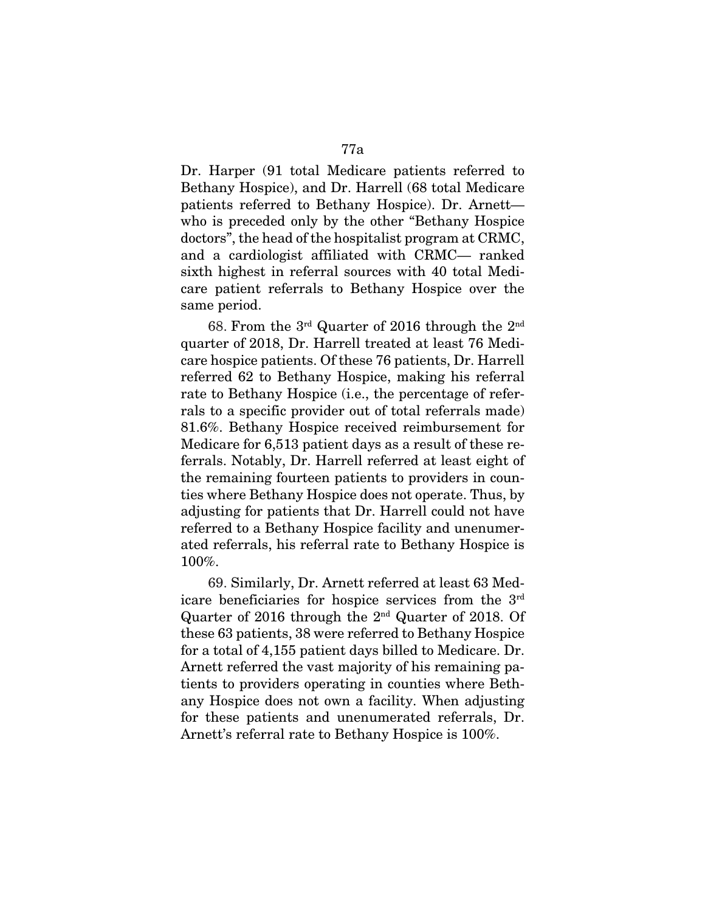Dr. Harper (91 total Medicare patients referred to Bethany Hospice), and Dr. Harrell (68 total Medicare patients referred to Bethany Hospice). Dr. Arnett—who is preceded only by the other "Bethany Hospice doctors", the head of the hospitalist program at CRMC, and a cardiologist affiliated with CRMC— ranked sixth highest in referral sources with 40 total Medicare patient referrals to Bethany Hospice over the same period.

68. From the 3rd Quarter of 2016 through the 2nd quarter of 2018, Dr. Harrell treated at least 76 Medicare hospice patients. Of these 76 patients, Dr. Harrell referred 62 to Bethany Hospice, making his referral rate to Bethany Hospice (i.e., the percentage of referrals to a specific provider out of total referrals made) 81.6%. Bethany Hospice received reimbursement for Medicare for 6,513 patient days as a result of these referrals. Notably, Dr. Harrell referred at least eight of the remaining fourteen patients to providers in counties where Bethany Hospice does not operate. Thus, by adjusting for patients that Dr. Harrell could not have referred to a Bethany Hospice facility and unenumerated referrals, his referral rate to Bethany Hospice is 100%.

69. Similarly, Dr. Arnett referred at least 63 Medicare beneficiaries for hospice services from the 3rd Quarter of 2016 through the 2nd Quarter of 2018. Of these 63 patients, 38 were referred to Bethany Hospice for a total of 4,155 patient days billed to Medicare. Dr. Arnett referred the vast majority of his remaining patients to providers operating in counties where Bethany Hospice does not own a facility. When adjusting for these patients and unenumerated referrals, Dr. Arnett's referral rate to Bethany Hospice is 100%.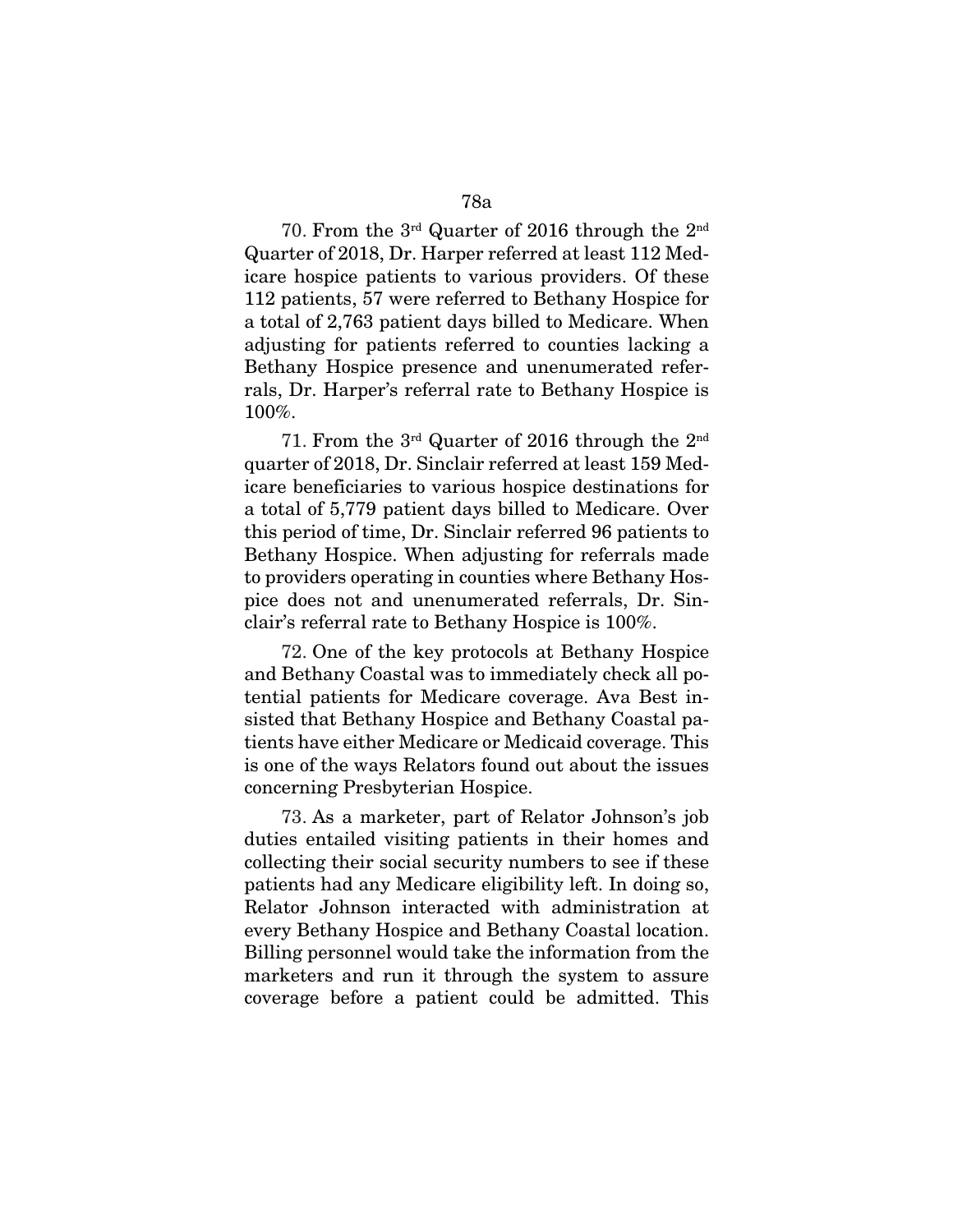70. From the 3rd Quarter of 2016 through the 2nd Quarter of 2018, Dr. Harper referred at least 112 Medicare hospice patients to various providers. Of these 112 patients, 57 were referred to Bethany Hospice for a total of 2,763 patient days billed to Medicare. When adjusting for patients referred to counties lacking a Bethany Hospice presence and unenumerated referrals, Dr. Harper's referral rate to Bethany Hospice is 100%.

71. From the 3rd Quarter of 2016 through the 2nd quarter of 2018, Dr. Sinclair referred at least 159 Medicare beneficiaries to various hospice destinations for a total of 5,779 patient days billed to Medicare. Over this period of time, Dr. Sinclair referred 96 patients to Bethany Hospice. When adjusting for referrals made to providers operating in counties where Bethany Hospice does not and unenumerated referrals, Dr. Sinclair's referral rate to Bethany Hospice is 100%.

72. One of the key protocols at Bethany Hospice and Bethany Coastal was to immediately check all potential patients for Medicare coverage. Ava Best insisted that Bethany Hospice and Bethany Coastal patients have either Medicare or Medicaid coverage. This is one of the ways Relators found out about the issues concerning Presbyterian Hospice.

73. As a marketer, part of Relator Johnson's job duties entailed visiting patients in their homes and collecting their social security numbers to see if these patients had any Medicare eligibility left. In doing so, Relator Johnson interacted with administration at every Bethany Hospice and Bethany Coastal location. Billing personnel would take the information from the marketers and run it through the system to assure coverage before a patient could be admitted. This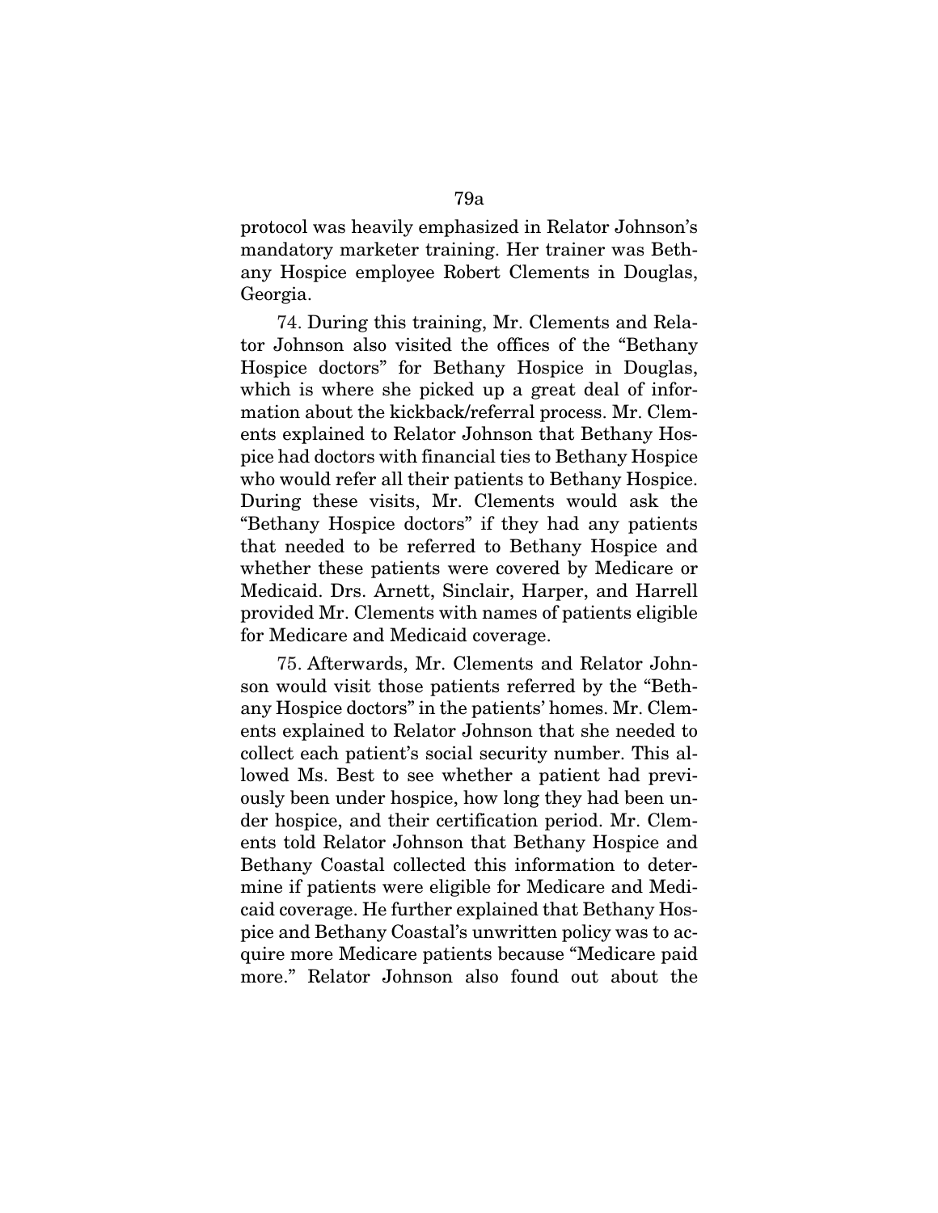protocol was heavily emphasized in Relator Johnson's mandatory marketer training. Her trainer was Bethany Hospice employee Robert Clements in Douglas, Georgia.

74. During this training, Mr. Clements and Relator Johnson also visited the offices of the "Bethany Hospice doctors" for Bethany Hospice in Douglas, which is where she picked up a great deal of information about the kickback/referral process. Mr. Clements explained to Relator Johnson that Bethany Hospice had doctors with financial ties to Bethany Hospice who would refer all their patients to Bethany Hospice. During these visits, Mr. Clements would ask the "Bethany Hospice doctors" if they had any patients that needed to be referred to Bethany Hospice and whether these patients were covered by Medicare or Medicaid. Drs. Arnett, Sinclair, Harper, and Harrell provided Mr. Clements with names of patients eligible for Medicare and Medicaid coverage.

75. Afterwards, Mr. Clements and Relator Johnson would visit those patients referred by the "Bethany Hospice doctors" in the patients' homes. Mr. Clements explained to Relator Johnson that she needed to collect each patient's social security number. This allowed Ms. Best to see whether a patient had previously been under hospice, how long they had been under hospice, and their certification period. Mr. Clements told Relator Johnson that Bethany Hospice and Bethany Coastal collected this information to determine if patients were eligible for Medicare and Medicaid coverage. He further explained that Bethany Hospice and Bethany Coastal's unwritten policy was to acquire more Medicare patients because "Medicare paid more." Relator Johnson also found out about the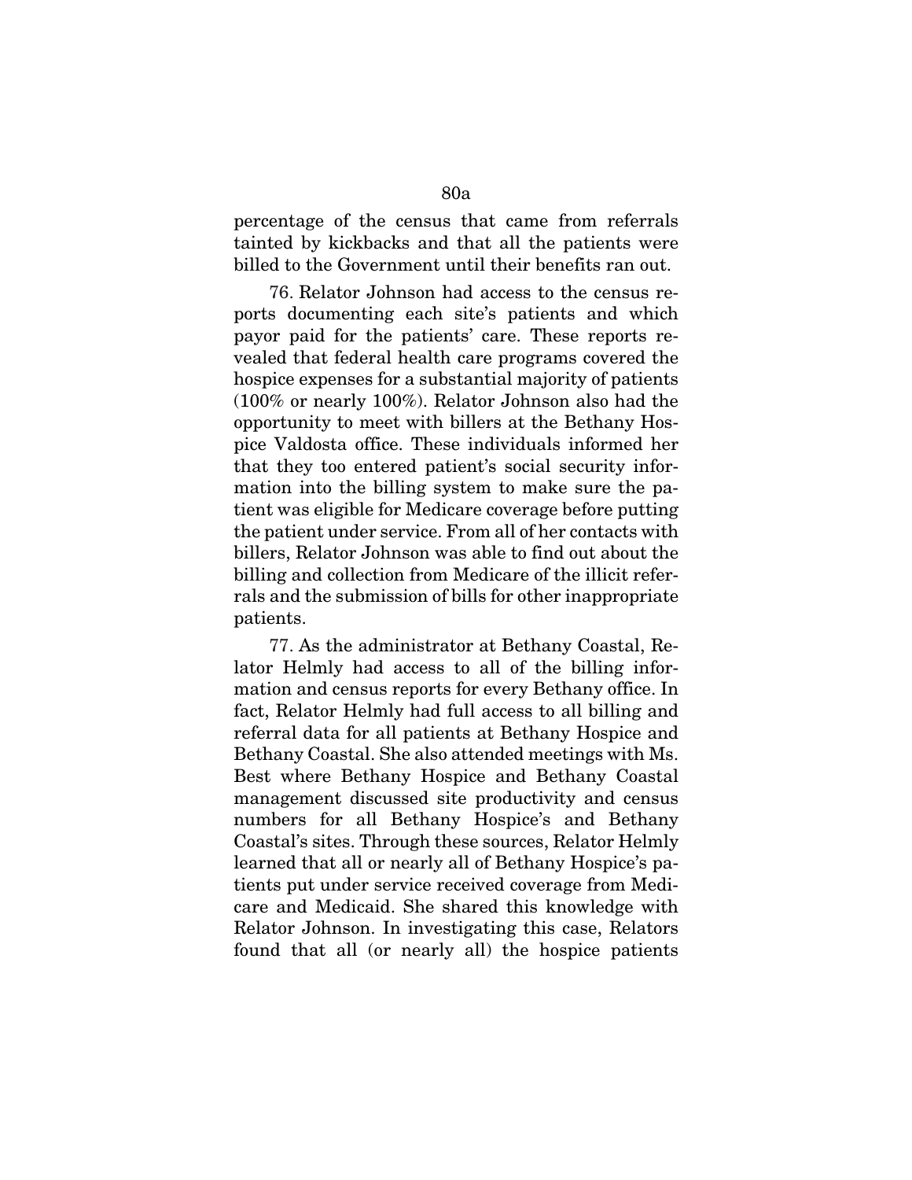percentage of the census that came from referrals tainted by kickbacks and that all the patients were billed to the Government until their benefits ran out.

76. Relator Johnson had access to the census reports documenting each site's patients and which payor paid for the patients' care. These reports revealed that federal health care programs covered the hospice expenses for a substantial majority of patients (100% or nearly 100%). Relator Johnson also had the opportunity to meet with billers at the Bethany Hospice Valdosta office. These individuals informed her that they too entered patient's social security information into the billing system to make sure the patient was eligible for Medicare coverage before putting the patient under service. From all of her contacts with billers, Relator Johnson was able to find out about the billing and collection from Medicare of the illicit referrals and the submission of bills for other inappropriate patients.

77. As the administrator at Bethany Coastal, Relator Helmly had access to all of the billing information and census reports for every Bethany office. In fact, Relator Helmly had full access to all billing and referral data for all patients at Bethany Hospice and Bethany Coastal. She also attended meetings with Ms. Best where Bethany Hospice and Bethany Coastal management discussed site productivity and census numbers for all Bethany Hospice's and Bethany Coastal's sites. Through these sources, Relator Helmly learned that all or nearly all of Bethany Hospice's patients put under service received coverage from Medicare and Medicaid. She shared this knowledge with Relator Johnson. In investigating this case, Relators found that all (or nearly all) the hospice patients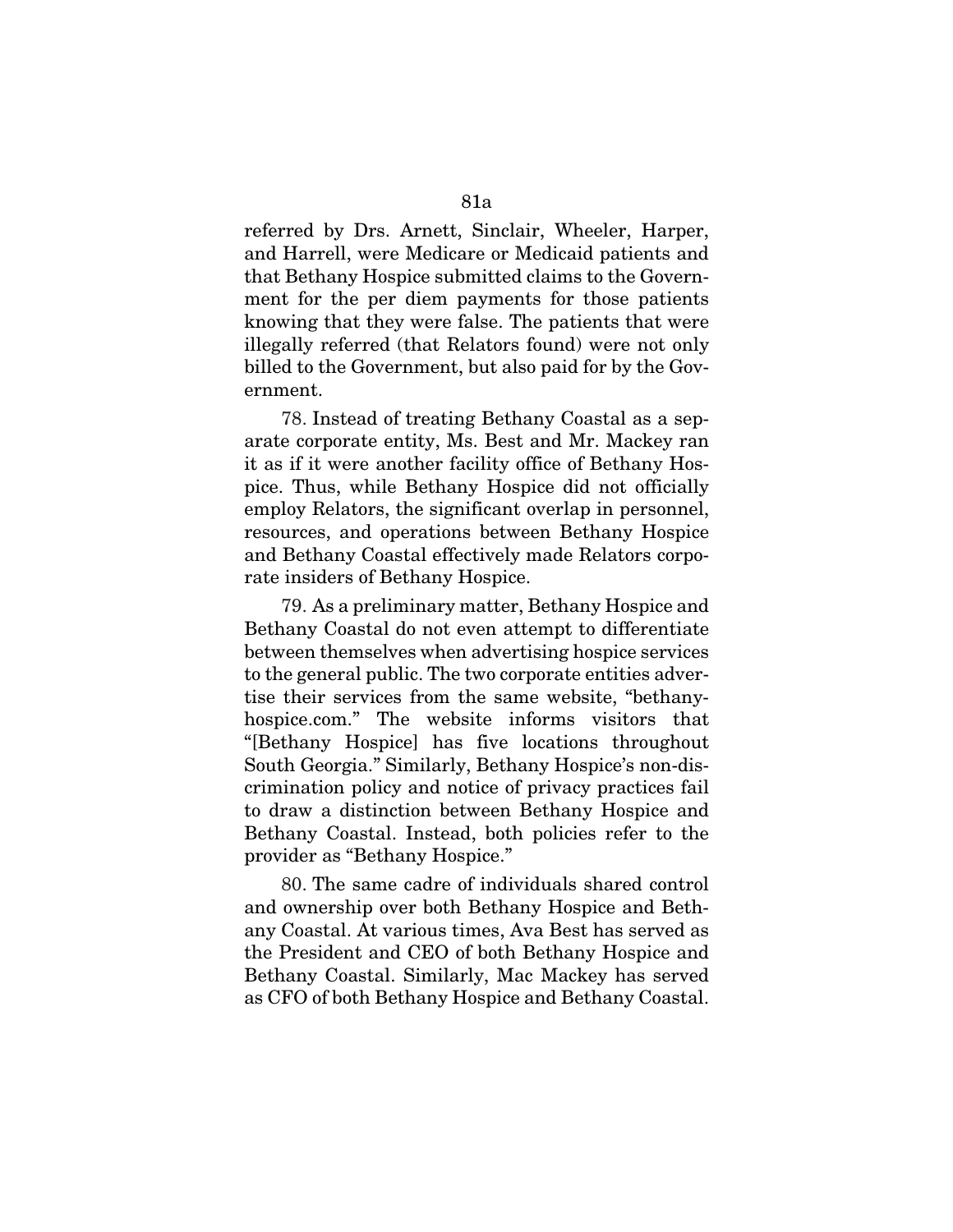referred by Drs. Arnett, Sinclair, Wheeler, Harper, and Harrell, were Medicare or Medicaid patients and that Bethany Hospice submitted claims to the Government for the per diem payments for those patients knowing that they were false. The patients that were illegally referred (that Relators found) were not only billed to the Government, but also paid for by the Government.

78. Instead of treating Bethany Coastal as a separate corporate entity, Ms. Best and Mr. Mackey ran it as if it were another facility office of Bethany Hospice. Thus, while Bethany Hospice did not officially employ Relators, the significant overlap in personnel, resources, and operations between Bethany Hospice and Bethany Coastal effectively made Relators corporate insiders of Bethany Hospice.

79. As a preliminary matter, Bethany Hospice and Bethany Coastal do not even attempt to differentiate between themselves when advertising hospice services to the general public. The two corporate entities advertise their services from the same website, "bethanyhospice.com." The website informs visitors that "[Bethany Hospice] has five locations throughout South Georgia." Similarly, Bethany Hospice's non-discrimination policy and notice of privacy practices fail to draw a distinction between Bethany Hospice and Bethany Coastal. Instead, both policies refer to the provider as "Bethany Hospice."

80. The same cadre of individuals shared control and ownership over both Bethany Hospice and Bethany Coastal. At various times, Ava Best has served as the President and CEO of both Bethany Hospice and Bethany Coastal. Similarly, Mac Mackey has served as CFO of both Bethany Hospice and Bethany Coastal.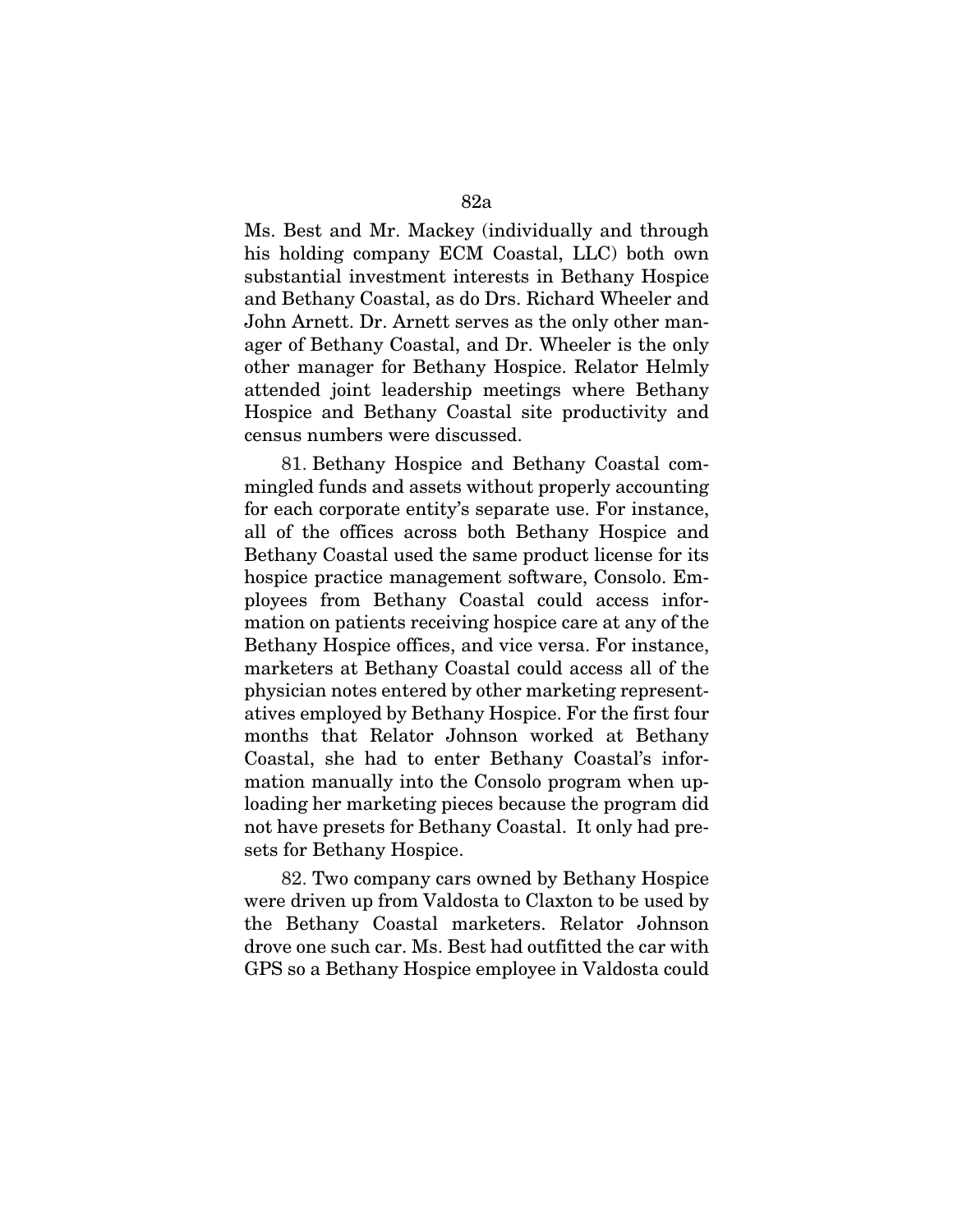Ms. Best and Mr. Mackey (individually and through his holding company ECM Coastal, LLC) both own substantial investment interests in Bethany Hospice and Bethany Coastal, as do Drs. Richard Wheeler and John Arnett. Dr. Arnett serves as the only other manager of Bethany Coastal, and Dr. Wheeler is the only other manager for Bethany Hospice. Relator Helmly attended joint leadership meetings where Bethany Hospice and Bethany Coastal site productivity and census numbers were discussed.

81. Bethany Hospice and Bethany Coastal commingled funds and assets without properly accounting for each corporate entity's separate use. For instance, all of the offices across both Bethany Hospice and Bethany Coastal used the same product license for its hospice practice management software, Consolo. Employees from Bethany Coastal could access information on patients receiving hospice care at any of the Bethany Hospice offices, and vice versa. For instance, marketers at Bethany Coastal could access all of the physician notes entered by other marketing representatives employed by Bethany Hospice. For the first four months that Relator Johnson worked at Bethany Coastal, she had to enter Bethany Coastal's information manually into the Consolo program when uploading her marketing pieces because the program did not have presets for Bethany Coastal. It only had presets for Bethany Hospice.

82. Two company cars owned by Bethany Hospice were driven up from Valdosta to Claxton to be used by the Bethany Coastal marketers. Relator Johnson drove one such car. Ms. Best had outfitted the car with GPS so a Bethany Hospice employee in Valdosta could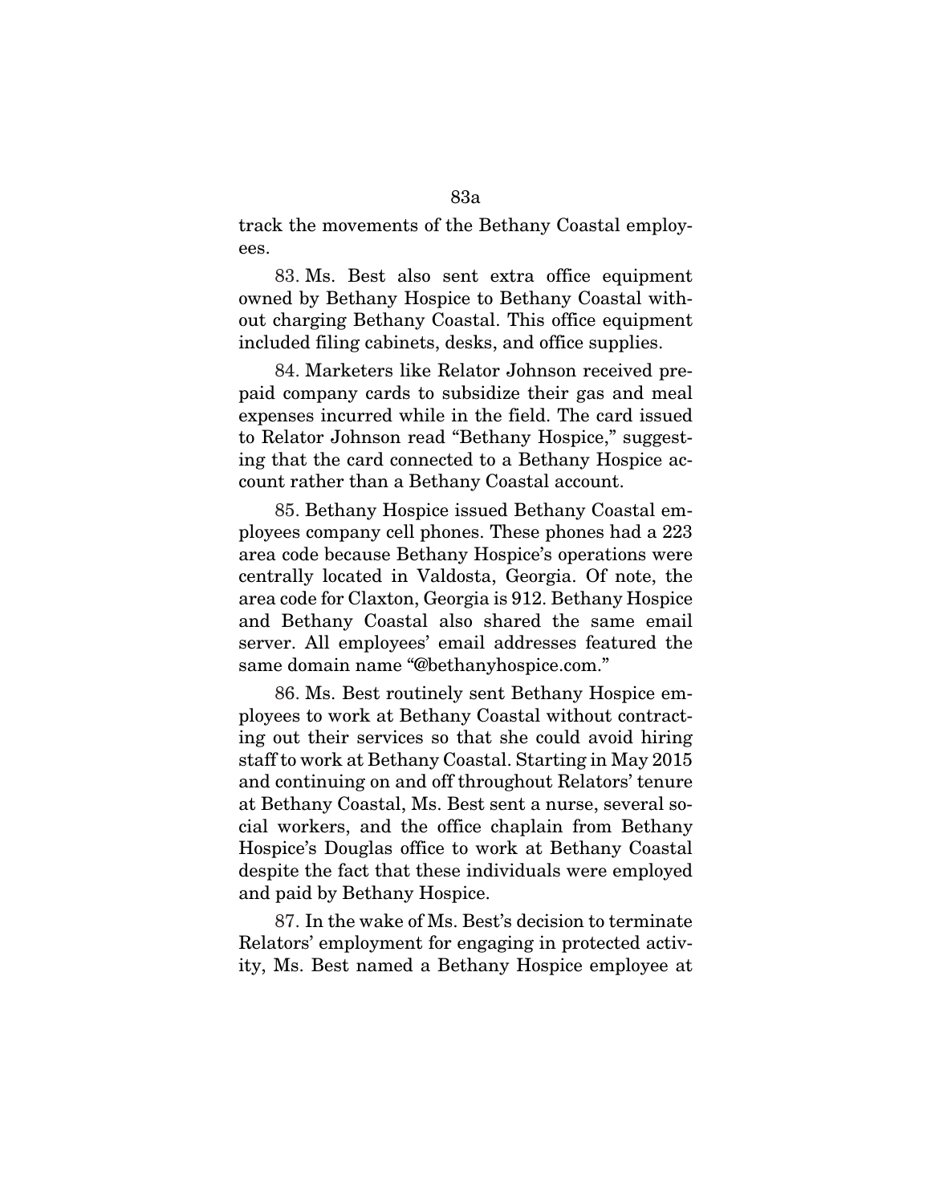track the movements of the Bethany Coastal employees.

83. Ms. Best also sent extra office equipment owned by Bethany Hospice to Bethany Coastal without charging Bethany Coastal. This office equipment included filing cabinets, desks, and office supplies.

84. Marketers like Relator Johnson received prepaid company cards to subsidize their gas and meal expenses incurred while in the field. The card issued to Relator Johnson read "Bethany Hospice," suggesting that the card connected to a Bethany Hospice account rather than a Bethany Coastal account.

85. Bethany Hospice issued Bethany Coastal employees company cell phones. These phones had a 223 area code because Bethany Hospice's operations were centrally located in Valdosta, Georgia. Of note, the area code for Claxton, Georgia is 912. Bethany Hospice and Bethany Coastal also shared the same email server. All employees' email addresses featured the same domain name "@bethanyhospice.com."

86. Ms. Best routinely sent Bethany Hospice employees to work at Bethany Coastal without contracting out their services so that she could avoid hiring staff to work at Bethany Coastal. Starting in May 2015 and continuing on and off throughout Relators' tenure at Bethany Coastal, Ms. Best sent a nurse, several social workers, and the office chaplain from Bethany Hospice's Douglas office to work at Bethany Coastal despite the fact that these individuals were employed and paid by Bethany Hospice.

87. In the wake of Ms. Best's decision to terminate Relators' employment for engaging in protected activity, Ms. Best named a Bethany Hospice employee at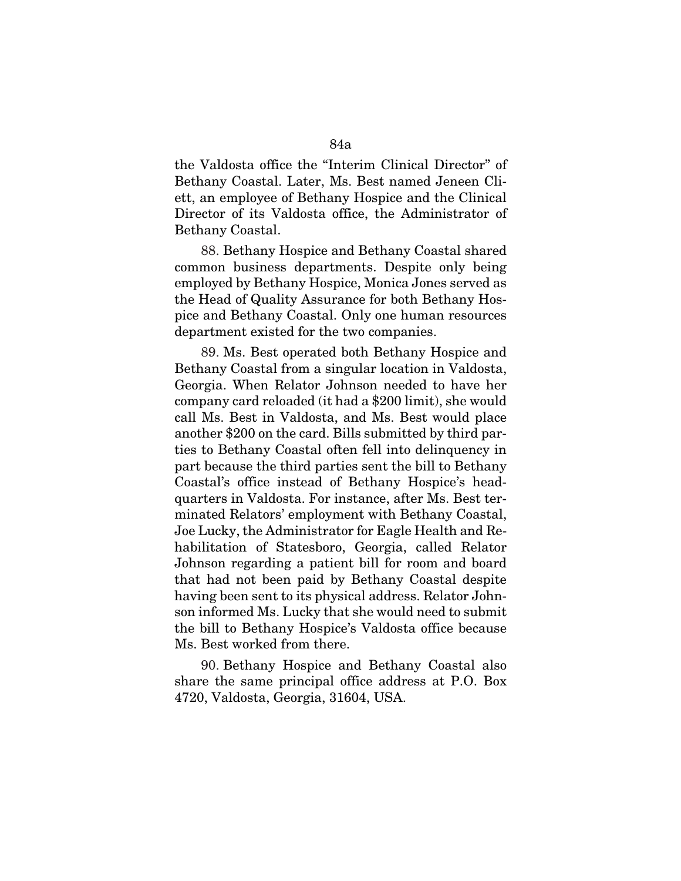the Valdosta office the "Interim Clinical Director" of Bethany Coastal. Later, Ms. Best named Jeneen Cliett, an employee of Bethany Hospice and the Clinical Director of its Valdosta office, the Administrator of Bethany Coastal.

88. Bethany Hospice and Bethany Coastal shared common business departments. Despite only being employed by Bethany Hospice, Monica Jones served as the Head of Quality Assurance for both Bethany Hospice and Bethany Coastal. Only one human resources department existed for the two companies.

89. Ms. Best operated both Bethany Hospice and Bethany Coastal from a singular location in Valdosta, Georgia. When Relator Johnson needed to have her company card reloaded (it had a $200 limit), she would call Ms. Best in Valdosta, and Ms. Best would place another $200 on the card. Bills submitted by third parties to Bethany Coastal often fell into delinquency in part because the third parties sent the bill to Bethany Coastal's office instead of Bethany Hospice's headquarters in Valdosta. For instance, after Ms. Best terminated Relators' employment with Bethany Coastal, Joe Lucky, the Administrator for Eagle Health and Rehabilitation of Statesboro, Georgia, called Relator Johnson regarding a patient bill for room and board that had not been paid by Bethany Coastal despite having been sent to its physical address. Relator Johnson informed Ms. Lucky that she would need to submit the bill to Bethany Hospice's Valdosta office because Ms. Best worked from there.

90. Bethany Hospice and Bethany Coastal also share the same principal office address at P.O. Box 4720, Valdosta, Georgia, 31604, USA.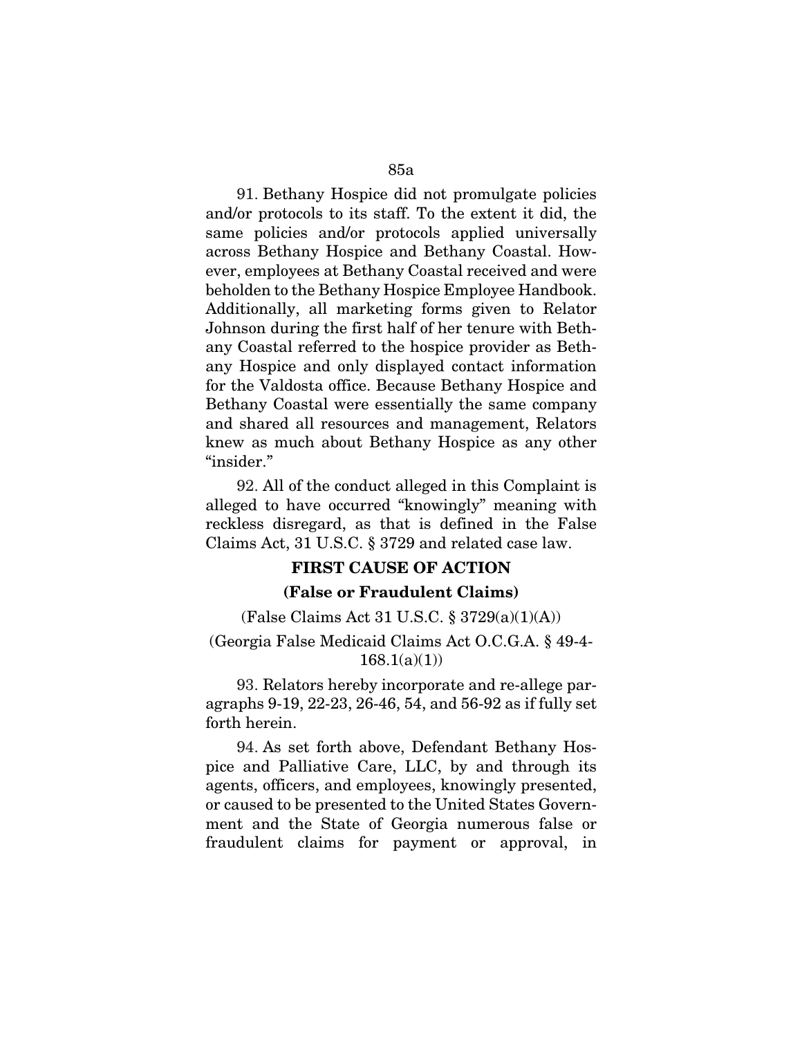91. Bethany Hospice did not promulgate policies and/or protocols to its staff. To the extent it did, the same policies and/or protocols applied universally across Bethany Hospice and Bethany Coastal. However, employees at Bethany Coastal received and were beholden to the Bethany Hospice Employee Handbook. Additionally, all marketing forms given to Relator Johnson during the first half of her tenure with Bethany Coastal referred to the hospice provider as Bethany Hospice and only displayed contact information for the Valdosta office. Because Bethany Hospice and Bethany Coastal were essentially the same company and shared all resources and management, Relators knew as much about Bethany Hospice as any other "insider."

92. All of the conduct alleged in this Complaint is alleged to have occurred "knowingly" meaning with reckless disregard, as that is defined in the False Claims Act, 31 U.S.C. § 3729 and related case law.

**FIRST CAUSE OF ACTION**

**(False or Fraudulent Claims)**

(False Claims Act 31 U.S.C. § 3729(a)(1)(A))

(Georgia False Medicaid Claims Act O.C.G.A. § 49-4-168.1(a)(1))

93. Relators hereby incorporate and re-allege paragraphs 9-19, 22-23, 26-46, 54, and 56-92 as if fully set forth herein.

94. As set forth above, Defendant Bethany Hospice and Palliative Care, LLC, by and through its agents, officers, and employees, knowingly presented, or caused to be presented to the United States Government and the State of Georgia numerous false or fraudulent claims for payment or approval, in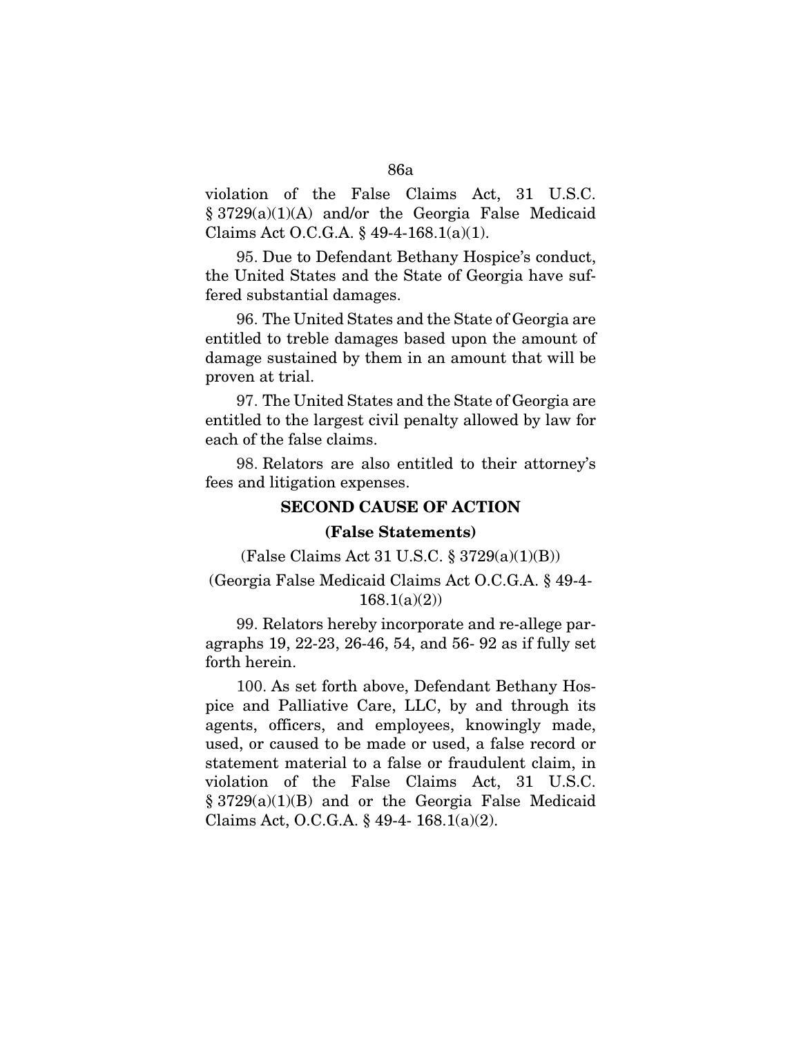violation of the False Claims Act, 31 U.S.C. § 3729(a)(1)(A) and/or the Georgia False Medicaid Claims Act O.C.G.A. § 49-4-168.1(a)(1).

95. Due to Defendant Bethany Hospice's conduct, the United States and the State of Georgia have suffered substantial damages.

96. The United States and the State of Georgia are entitled to treble damages based upon the amount of damage sustained by them in an amount that will be proven at trial.

97. The United States and the State of Georgia are entitled to the largest civil penalty allowed by law for each of the false claims.

98. Relators are also entitled to their attorney's fees and litigation expenses.

**SECOND CAUSE OF ACTION**

**(False Statements)**

(False Claims Act 31 U.S.C. § 3729(a)(1)(B))

(Georgia False Medicaid Claims Act O.C.G.A. § 49-4-168.1(a)(2))

99. Relators hereby incorporate and re-allege paragraphs 19, 22-23, 26-46, 54, and 56- 92 as if fully set forth herein.

100. As set forth above, Defendant Bethany Hospice and Palliative Care, LLC, by and through its agents, officers, and employees, knowingly made, used, or caused to be made or used, a false record or statement material to a false or fraudulent claim, in violation of the False Claims Act, 31 U.S.C. § 3729(a)(1)(B) and or the Georgia False Medicaid Claims Act, O.C.G.A. § 49-4- 168.1(a)(2).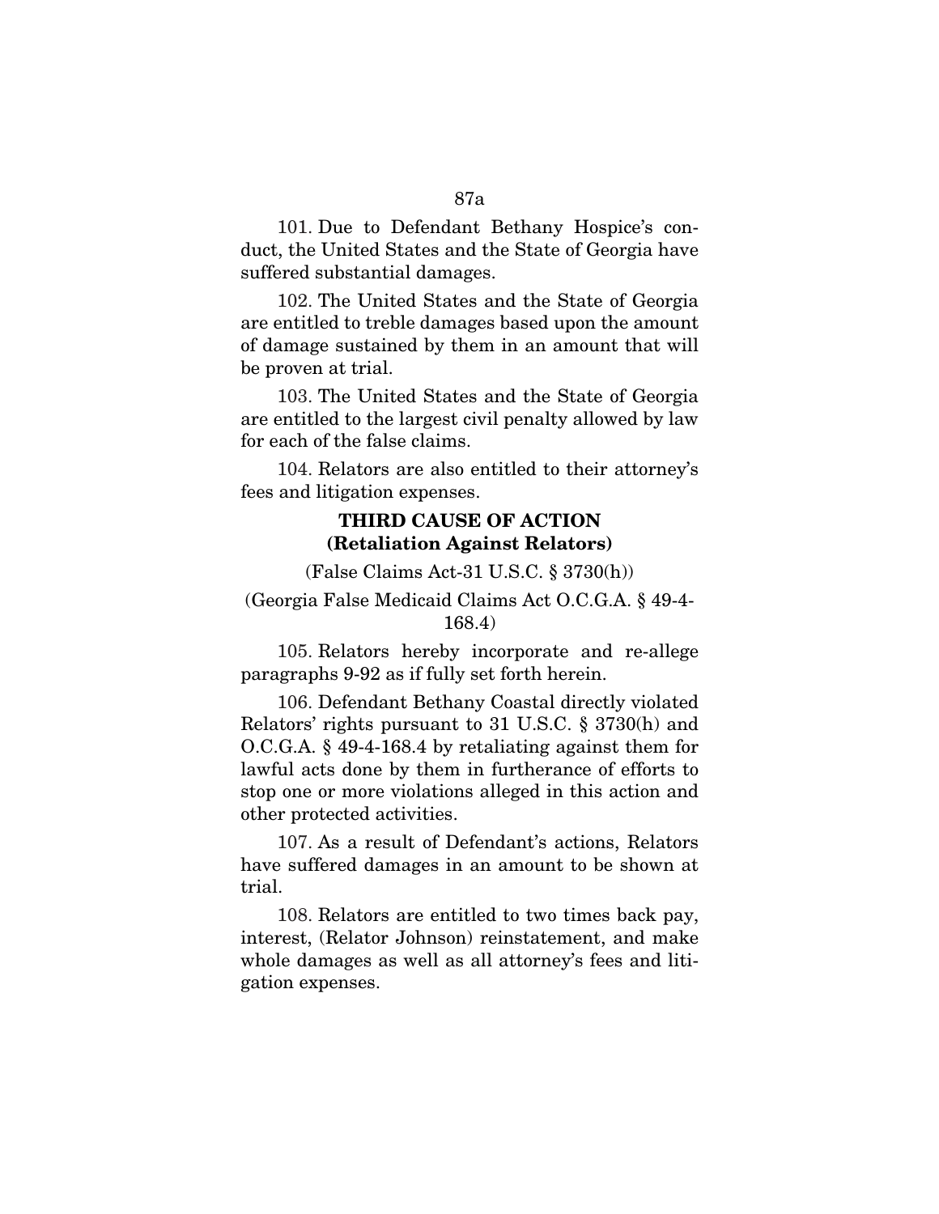101. Due to Defendant Bethany Hospice's conduct, the United States and the State of Georgia have suffered substantial damages.

102. The United States and the State of Georgia are entitled to treble damages based upon the amount of damage sustained by them in an amount that will be proven at trial.

103. The United States and the State of Georgia are entitled to the largest civil penalty allowed by law for each of the false claims.

104. Relators are also entitled to their attorney's fees and litigation expenses.

**THIRD CAUSE OF ACTION**
**(Retaliation Against Relators)**

(False Claims Act-31 U.S.C. § 3730(h))

(Georgia False Medicaid Claims Act O.C.G.A. § 49-4-168.4)

105. Relators hereby incorporate and re-allege paragraphs 9-92 as if fully set forth herein.

106. Defendant Bethany Coastal directly violated Relators' rights pursuant to 31 U.S.C. § 3730(h) and O.C.G.A. § 49-4-168.4 by retaliating against them for lawful acts done by them in furtherance of efforts to stop one or more violations alleged in this action and other protected activities.

107. As a result of Defendant's actions, Relators have suffered damages in an amount to be shown at trial.

108. Relators are entitled to two times back pay, interest, (Relator Johnson) reinstatement, and make whole damages as well as all attorney's fees and litigation expenses.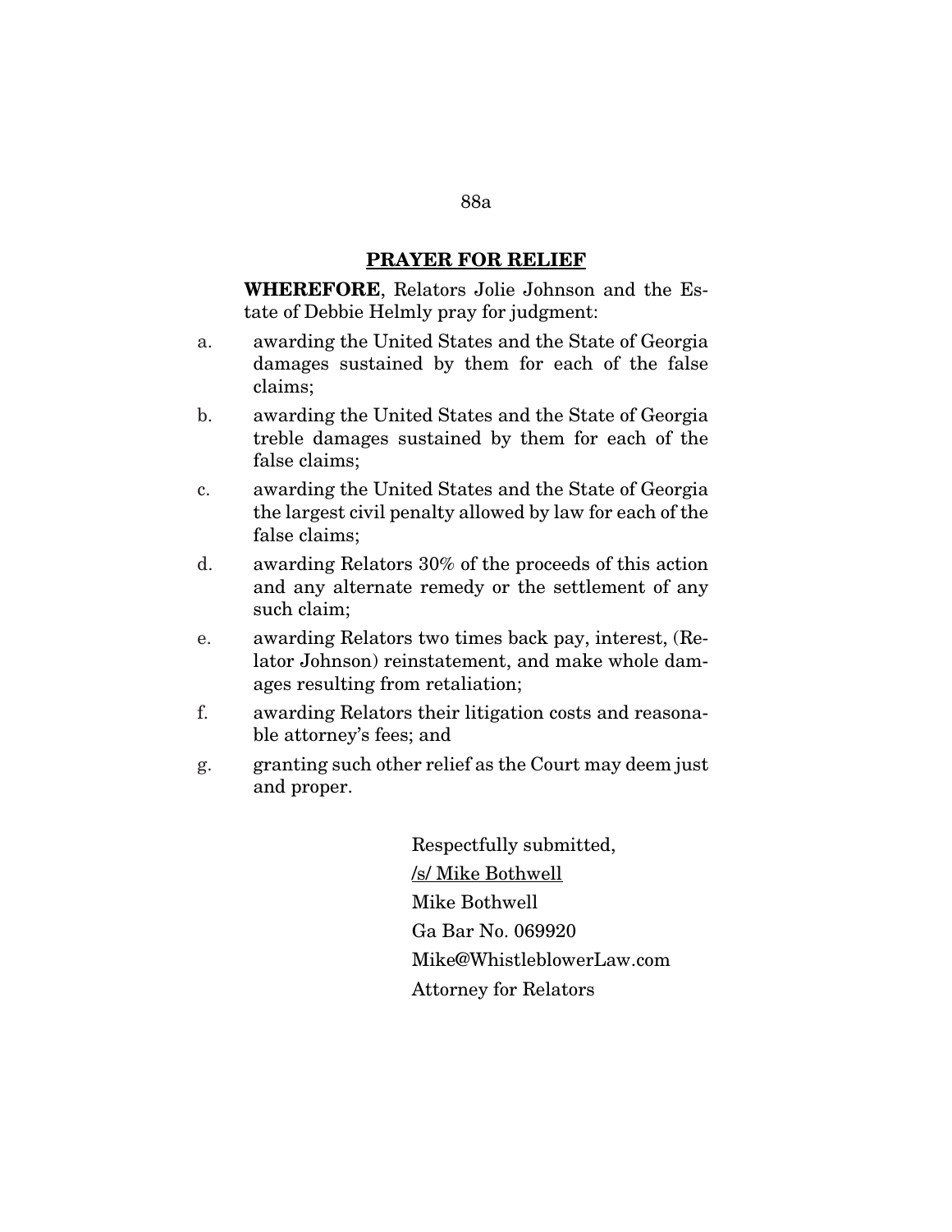## PRAYER FOR RELIEF

**WHEREFORE**, Relators Jolie Johnson and the Estate of Debbie Helmly pray for judgment:

a. awarding the United States and the State of Georgia damages sustained by them for each of the false claims;

b. awarding the United States and the State of Georgia treble damages sustained by them for each of the false claims;

c. awarding the United States and the State of Georgia the largest civil penalty allowed by law for each of the false claims;

d. awarding Relators 30% of the proceeds of this action and any alternate remedy or the settlement of any such claim;

e. awarding Relators two times back pay, interest, (Relator Johnson) reinstatement, and make whole damages resulting from retaliation;

f. awarding Relators their litigation costs and reasonable attorney's fees; and

g. granting such other relief as the Court may deem just and proper.

Respectfully submitted,

/s/ Mike Bothwell

Mike Bothwell

Ga Bar No. 069920

Mike@WhistleblowerLaw.com

Attorney for Relators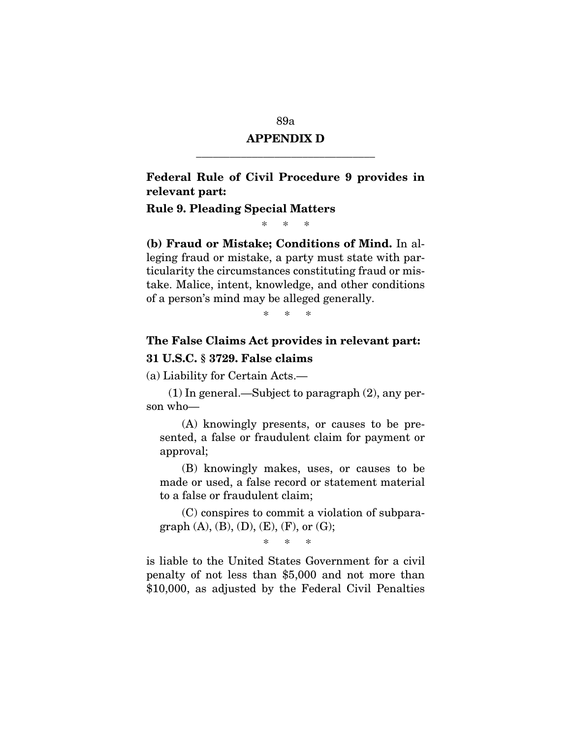# APPENDIX D

---

**Federal Rule of Civil Procedure 9 provides in relevant part:**

**Rule 9. Pleading Special Matters**

\* \* \*

**(b) Fraud or Mistake; Conditions of Mind.** In alleging fraud or mistake, a party must state with particularity the circumstances constituting fraud or mistake. Malice, intent, knowledge, and other conditions of a person's mind may be alleged generally.

\* \* \*

**The False Claims Act provides in relevant part:**

**31 U.S.C. § 3729. False claims**

(a) Liability for Certain Acts.—

(1) In general.—Subject to paragraph (2), any person who—

(A) knowingly presents, or causes to be presented, a false or fraudulent claim for payment or approval;

(B) knowingly makes, uses, or causes to be made or used, a false record or statement material to a false or fraudulent claim;

(C) conspires to commit a violation of subparagraph (A), (B), (D), (E), (F), or (G);

\* \* \*

is liable to the United States Government for a civil penalty of not less than $5,000 and not more than $10,000, as adjusted by the Federal Civil Penalties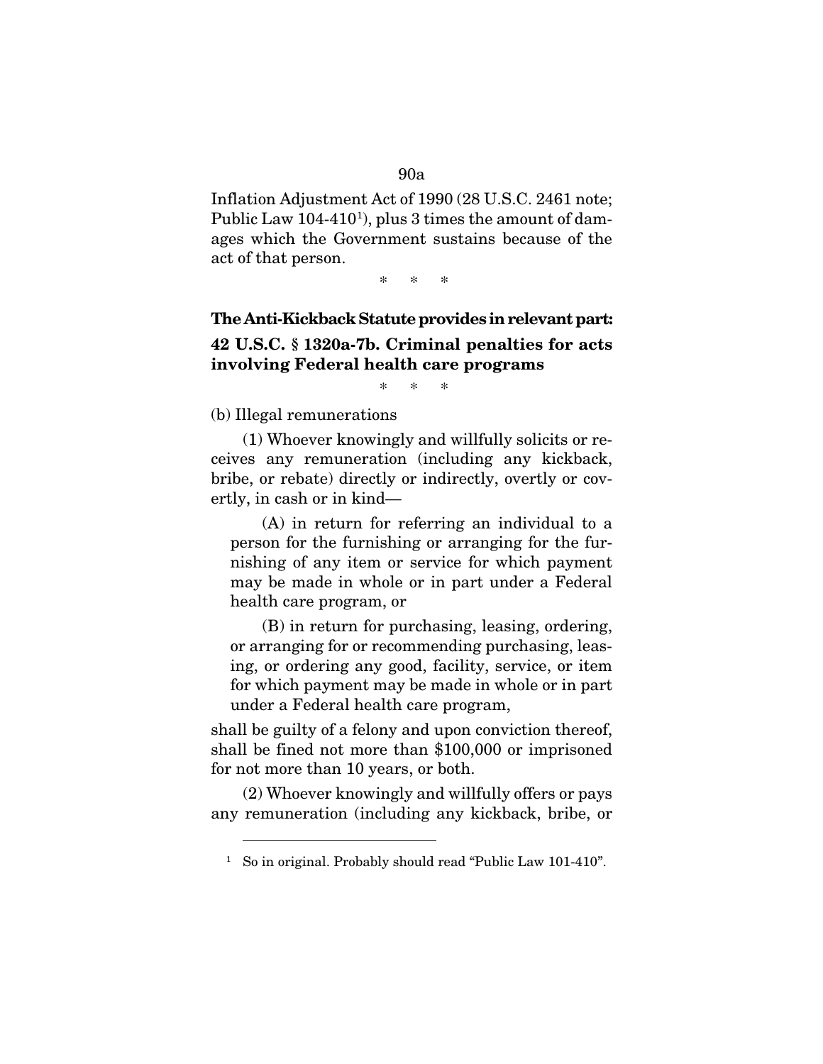Inflation Adjustment Act of 1990 (28 U.S.C. 2461 note; Public Law 104-410[1]), plus 3 times the amount of damages which the Government sustains because of the act of that person.

\* \* \*

**The Anti-Kickback Statute provides in relevant part:**

**42 U.S.C. § 1320a-7b. Criminal penalties for acts involving Federal health care programs**

\* \* \*

(b) Illegal remunerations

(1) Whoever knowingly and willfully solicits or receives any remuneration (including any kickback, bribe, or rebate) directly or indirectly, overtly or covertly, in cash or in kind—

(A) in return for referring an individual to a person for the furnishing or arranging for the furnishing of any item or service for which payment may be made in whole or in part under a Federal health care program, or

(B) in return for purchasing, leasing, ordering, or arranging for or recommending purchasing, leasing, or ordering any good, facility, service, or item for which payment may be made in whole or in part under a Federal health care program,

shall be guilty of a felony and upon conviction thereof, shall be fined not more than $100,000 or imprisoned for not more than 10 years, or both.

(2) Whoever knowingly and willfully offers or pays any remuneration (including any kickback, bribe, or

---

[1] So in original. Probably should read "Public Law 101-410".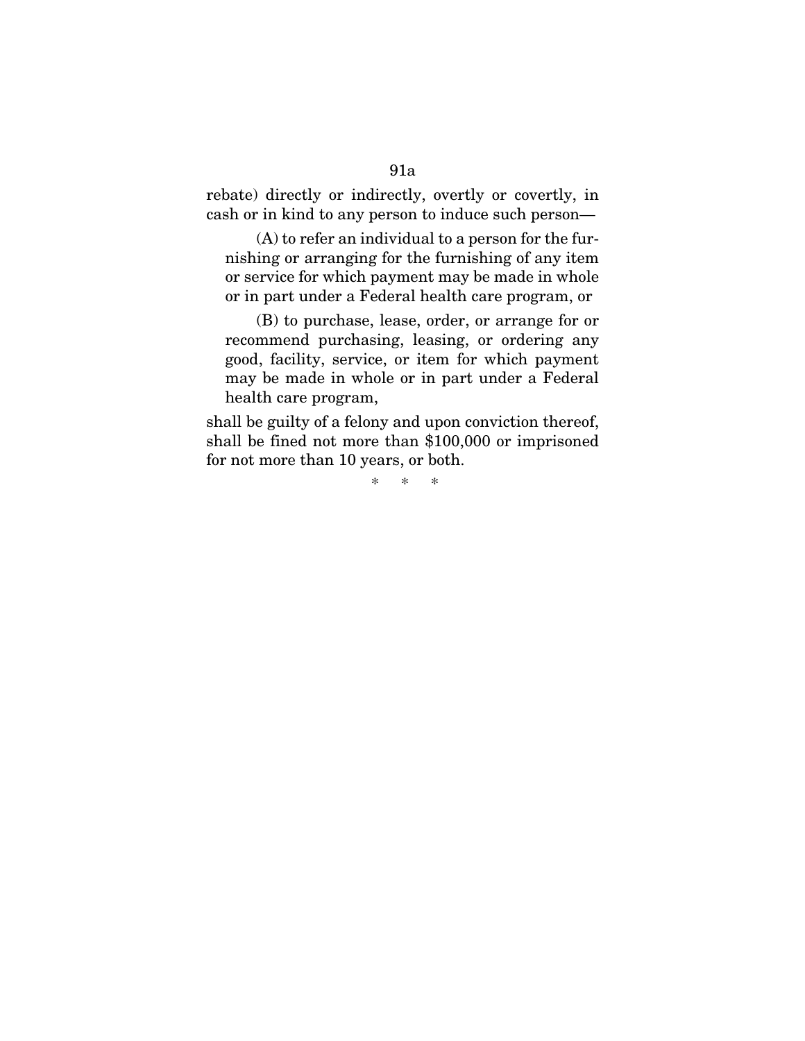rebate) directly or indirectly, overtly or covertly, in cash or in kind to any person to induce such person—

(A) to refer an individual to a person for the furnishing or arranging for the furnishing of any item or service for which payment may be made in whole or in part under a Federal health care program, or

(B) to purchase, lease, order, or arrange for or recommend purchasing, leasing, or ordering any good, facility, service, or item for which payment may be made in whole or in part under a Federal health care program,

shall be guilty of a felony and upon conviction thereof, shall be fined not more than $100,000 or imprisoned for not more than 10 years, or both.

\* \* \*